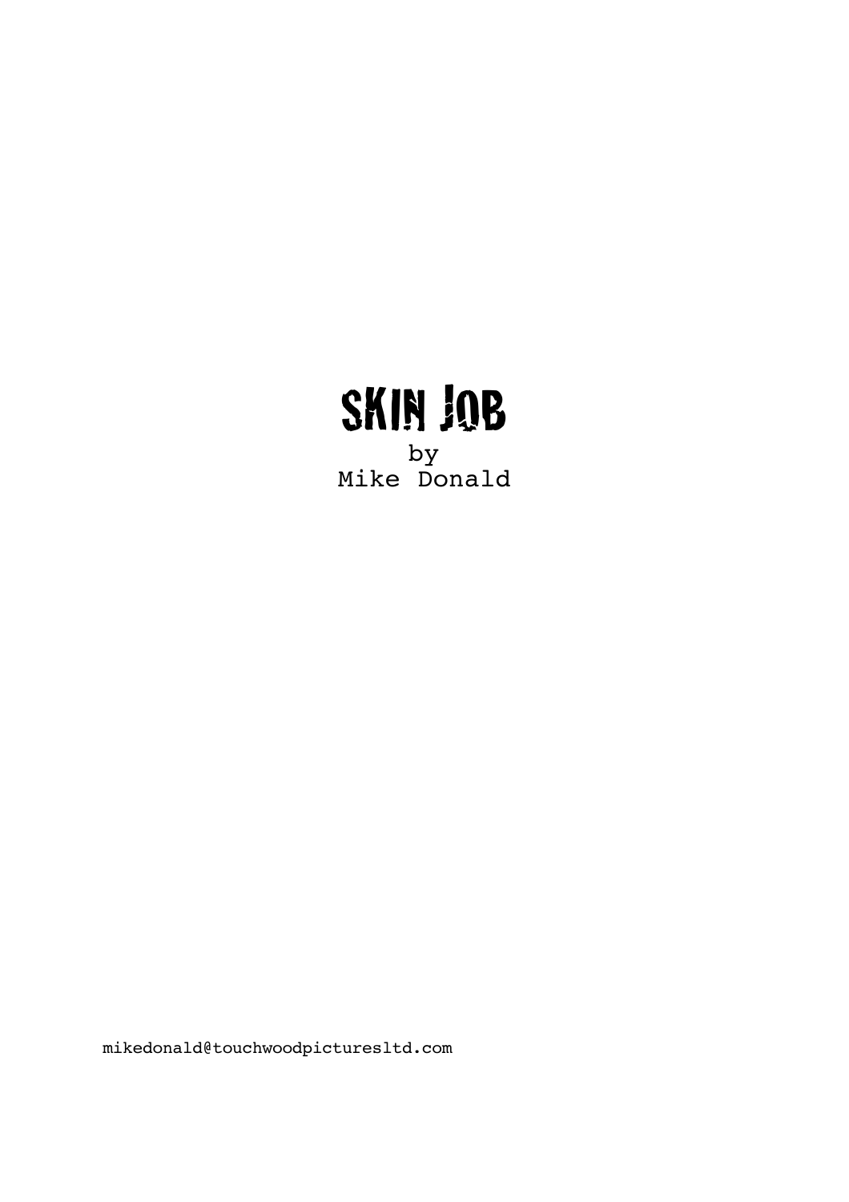# SKIN JOB

by
Mike Donald

mikedonald@touchwoodpicturesltd.com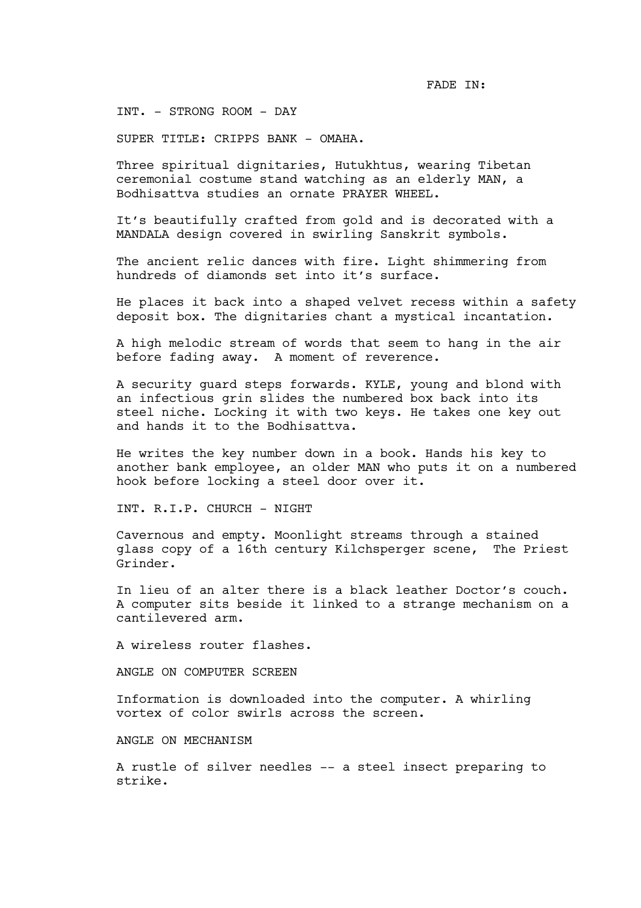FADE IN:

INT. - STRONG ROOM - DAY

SUPER TITLE: CRIPPS BANK - OMAHA.

Three spiritual dignitaries, Hutukhtus, wearing Tibetan ceremonial costume stand watching as an elderly MAN, a Bodhisattva studies an ornate PRAYER WHEEL.

It's beautifully crafted from gold and is decorated with a MANDALA design covered in swirling Sanskrit symbols.

The ancient relic dances with fire. Light shimmering from hundreds of diamonds set into it's surface.

He places it back into a shaped velvet recess within a safety deposit box. The dignitaries chant a mystical incantation.

A high melodic stream of words that seem to hang in the air before fading away. A moment of reverence.

A security guard steps forwards. KYLE, young and blond with an infectious grin slides the numbered box back into its steel niche. Locking it with two keys. He takes one key out and hands it to the Bodhisattva.

He writes the key number down in a book. Hands his key to another bank employee, an older MAN who puts it on a numbered hook before locking a steel door over it.

INT. R.I.P. CHURCH - NIGHT

Cavernous and empty. Moonlight streams through a stained glass copy of a 16th century Kilchsperger scene, The Priest Grinder.

In lieu of an alter there is a black leather Doctor's couch. A computer sits beside it linked to a strange mechanism on a cantilevered arm.

A wireless router flashes.

ANGLE ON COMPUTER SCREEN

Information is downloaded into the computer. A whirling vortex of color swirls across the screen.

ANGLE ON MECHANISM

A rustle of silver needles -- a steel insect preparing to strike.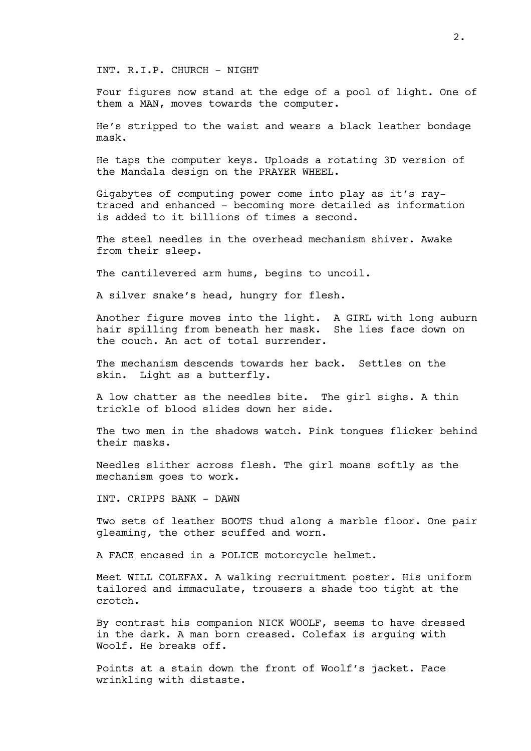INT. R.I.P. CHURCH - NIGHT

Four figures now stand at the edge of a pool of light. One of them a MAN, moves towards the computer.

He's stripped to the waist and wears a black leather bondage mask.

He taps the computer keys. Uploads a rotating 3D version of the Mandala design on the PRAYER WHEEL.

Gigabytes of computing power come into play as it's ray-traced and enhanced - becoming more detailed as information is added to it billions of times a second.

The steel needles in the overhead mechanism shiver. Awake from their sleep.

The cantilevered arm hums, begins to uncoil.

A silver snake's head, hungry for flesh.

Another figure moves into the light. A GIRL with long auburn hair spilling from beneath her mask. She lies face down on the couch. An act of total surrender.

The mechanism descends towards her back. Settles on the skin. Light as a butterfly.

A low chatter as the needles bite. The girl sighs. A thin trickle of blood slides down her side.

The two men in the shadows watch. Pink tongues flicker behind their masks.

Needles slither across flesh. The girl moans softly as the mechanism goes to work.

INT. CRIPPS BANK - DAWN

Two sets of leather BOOTS thud along a marble floor. One pair gleaming, the other scuffed and worn.

A FACE encased in a POLICE motorcycle helmet.

Meet WILL COLEFAX. A walking recruitment poster. His uniform tailored and immaculate, trousers a shade too tight at the crotch.

By contrast his companion NICK WOOLF, seems to have dressed in the dark. A man born creased. Colefax is arguing with Woolf. He breaks off.

Points at a stain down the front of Woolf's jacket. Face wrinkling with distaste.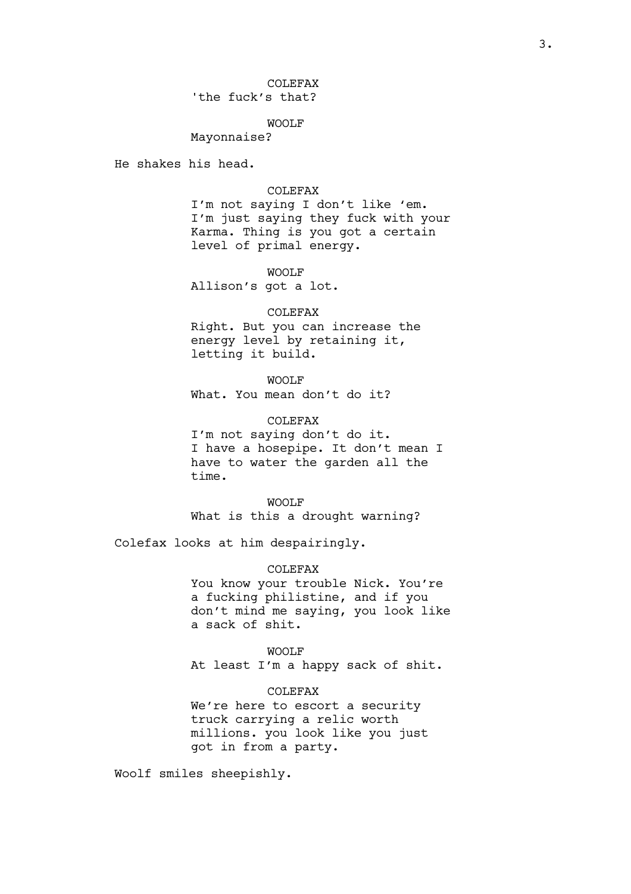COLEFAX
'the fuck's that?

WOOLF
Mayonnaise?

He shakes his head.

COLEFAX
I'm not saying I don't like 'em. I'm just saying they fuck with your Karma. Thing is you got a certain level of primal energy.

WOOLF
Allison's got a lot.

COLEFAX
Right. But you can increase the energy level by retaining it, letting it build.

WOOLF
What. You mean don't do it?

COLEFAX
I'm not saying don't do it. I have a hosepipe. It don't mean I have to water the garden all the time.

WOOLF
What is this a drought warning?

Colefax looks at him despairingly.

COLEFAX
You know your trouble Nick. You're a fucking philistine, and if you don't mind me saying, you look like a sack of shit.

WOOLF
At least I'm a happy sack of shit.

COLEFAX
We're here to escort a security truck carrying a relic worth millions. you look like you just got in from a party.

Woolf smiles sheepishly.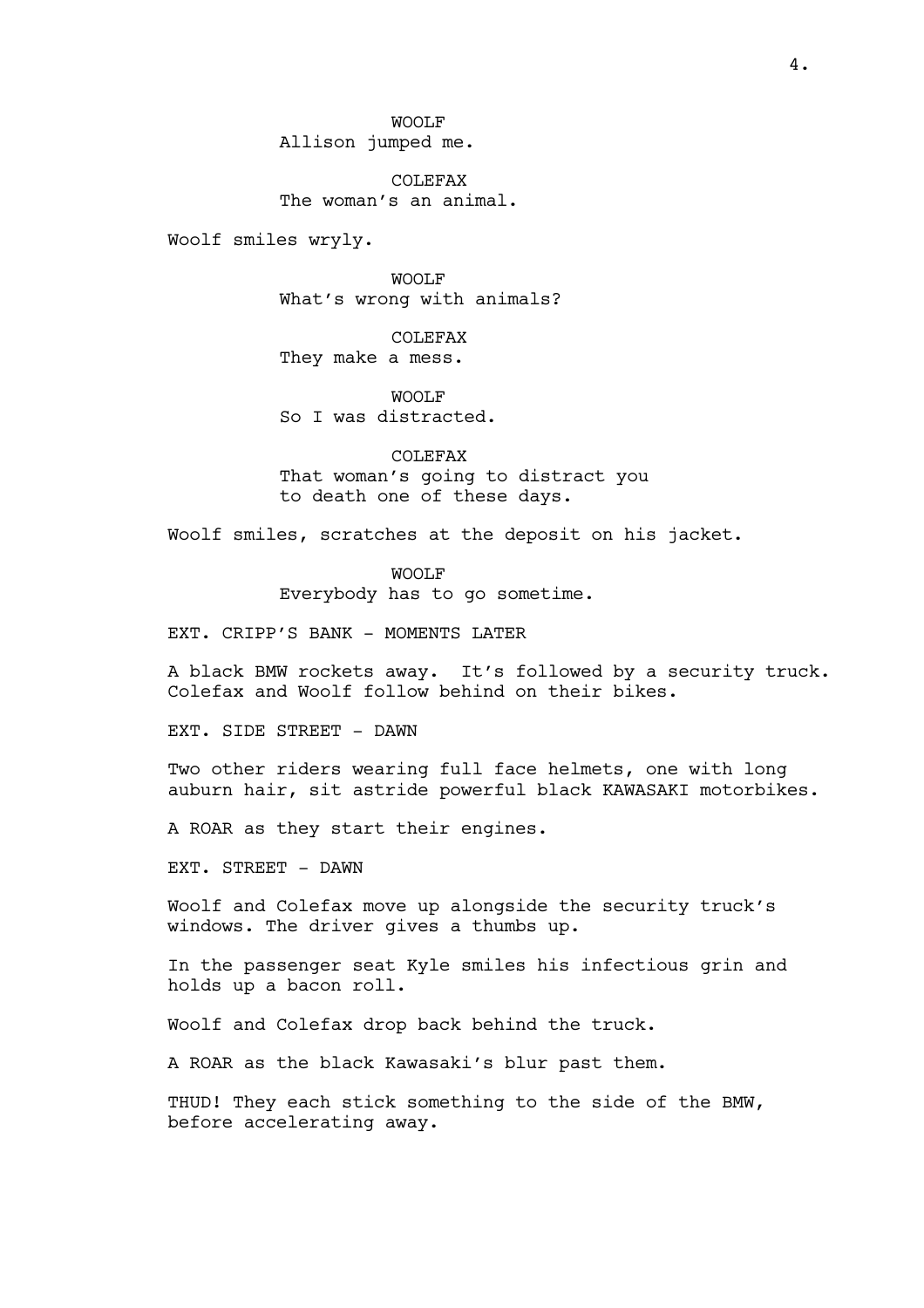WOOLF
Allison jumped me.

COLEFAX
The woman's an animal.

Woolf smiles wryly.

WOOLF
What's wrong with animals?

COLEFAX
They make a mess.

WOOLF
So I was distracted.

COLEFAX
That woman's going to distract you
to death one of these days.

Woolf smiles, scratches at the deposit on his jacket.

WOOLF
Everybody has to go sometime.

EXT. CRIPP'S BANK - MOMENTS LATER

A black BMW rockets away. It's followed by a security truck. Colefax and Woolf follow behind on their bikes.

EXT. SIDE STREET - DAWN

Two other riders wearing full face helmets, one with long auburn hair, sit astride powerful black KAWASAKI motorbikes.

A ROAR as they start their engines.

EXT. STREET - DAWN

Woolf and Colefax move up alongside the security truck's windows. The driver gives a thumbs up.

In the passenger seat Kyle smiles his infectious grin and holds up a bacon roll.

Woolf and Colefax drop back behind the truck.

A ROAR as the black Kawasaki's blur past them.

THUD! They each stick something to the side of the BMW, before accelerating away.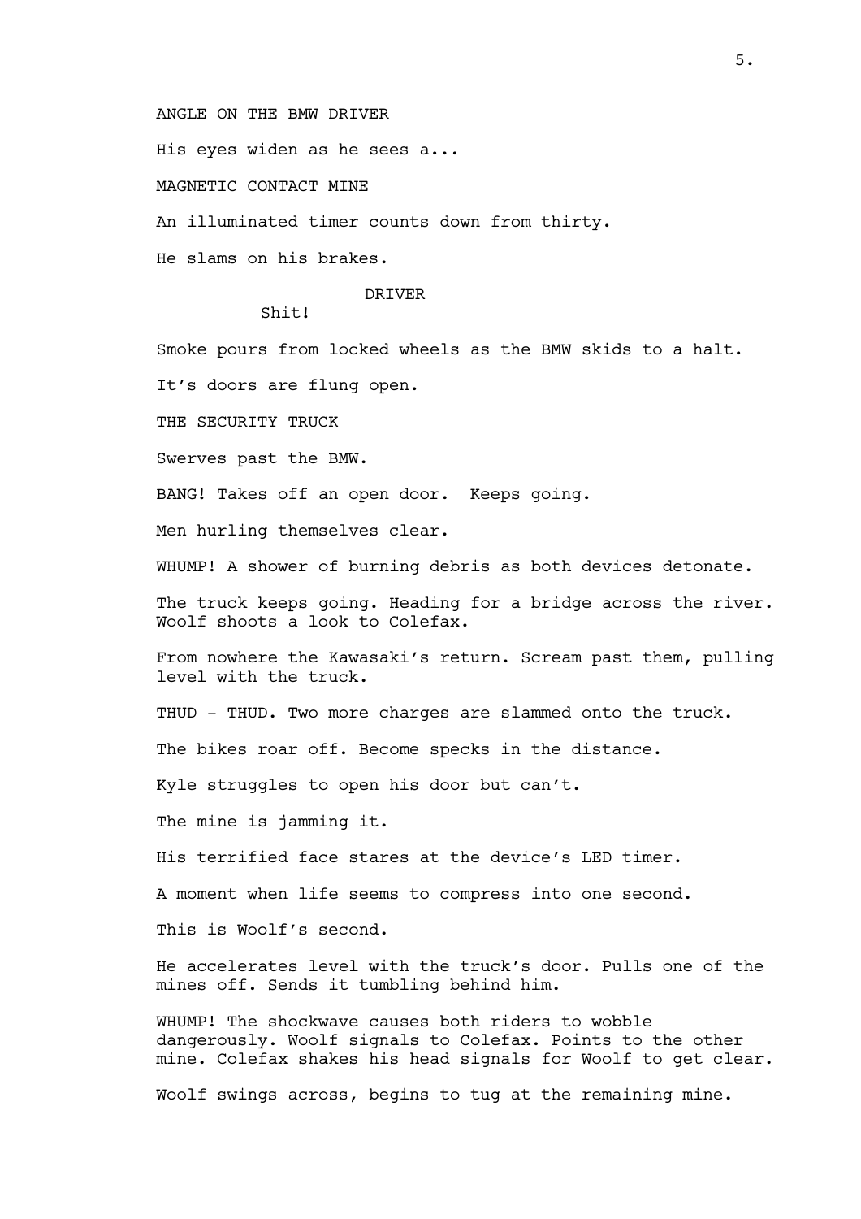ANGLE ON THE BMW DRIVER

His eyes widen as he sees a...

MAGNETIC CONTACT MINE

An illuminated timer counts down from thirty.

He slams on his brakes.

DRIVER

Shit!

Smoke pours from locked wheels as the BMW skids to a halt.

It's doors are flung open.

THE SECURITY TRUCK

Swerves past the BMW.

BANG! Takes off an open door. Keeps going.

Men hurling themselves clear.

WHUMP! A shower of burning debris as both devices detonate.

The truck keeps going. Heading for a bridge across the river. Woolf shoots a look to Colefax.

From nowhere the Kawasaki's return. Scream past them, pulling level with the truck.

THUD - THUD. Two more charges are slammed onto the truck.

The bikes roar off. Become specks in the distance.

Kyle struggles to open his door but can't.

The mine is jamming it.

His terrified face stares at the device's LED timer.

A moment when life seems to compress into one second.

This is Woolf's second.

He accelerates level with the truck's door. Pulls one of the mines off. Sends it tumbling behind him.

WHUMP! The shockwave causes both riders to wobble dangerously. Woolf signals to Colefax. Points to the other mine. Colefax shakes his head signals for Woolf to get clear.

Woolf swings across, begins to tug at the remaining mine.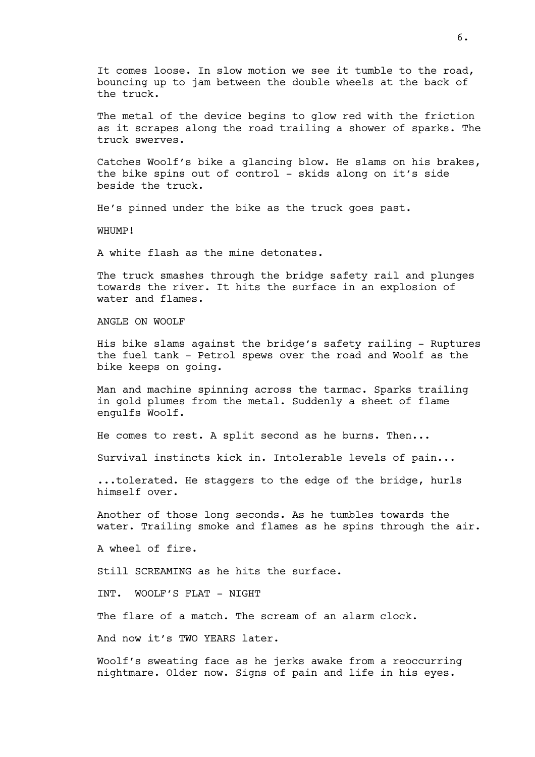It comes loose. In slow motion we see it tumble to the road, bouncing up to jam between the double wheels at the back of the truck.

The metal of the device begins to glow red with the friction as it scrapes along the road trailing a shower of sparks. The truck swerves.

Catches Woolf's bike a glancing blow. He slams on his brakes, the bike spins out of control - skids along on it's side beside the truck.

He's pinned under the bike as the truck goes past.

WHUMP!

A white flash as the mine detonates.

The truck smashes through the bridge safety rail and plunges towards the river. It hits the surface in an explosion of water and flames.

ANGLE ON WOOLF

His bike slams against the bridge's safety railing - Ruptures the fuel tank - Petrol spews over the road and Woolf as the bike keeps on going.

Man and machine spinning across the tarmac. Sparks trailing in gold plumes from the metal. Suddenly a sheet of flame engulfs Woolf.

He comes to rest. A split second as he burns. Then...

Survival instincts kick in. Intolerable levels of pain...

...tolerated. He staggers to the edge of the bridge, hurls himself over.

Another of those long seconds. As he tumbles towards the water. Trailing smoke and flames as he spins through the air.

A wheel of fire.

Still SCREAMING as he hits the surface.

INT. WOOLF'S FLAT - NIGHT

The flare of a match. The scream of an alarm clock.

And now it's TWO YEARS later.

Woolf's sweating face as he jerks awake from a reoccurring nightmare. Older now. Signs of pain and life in his eyes.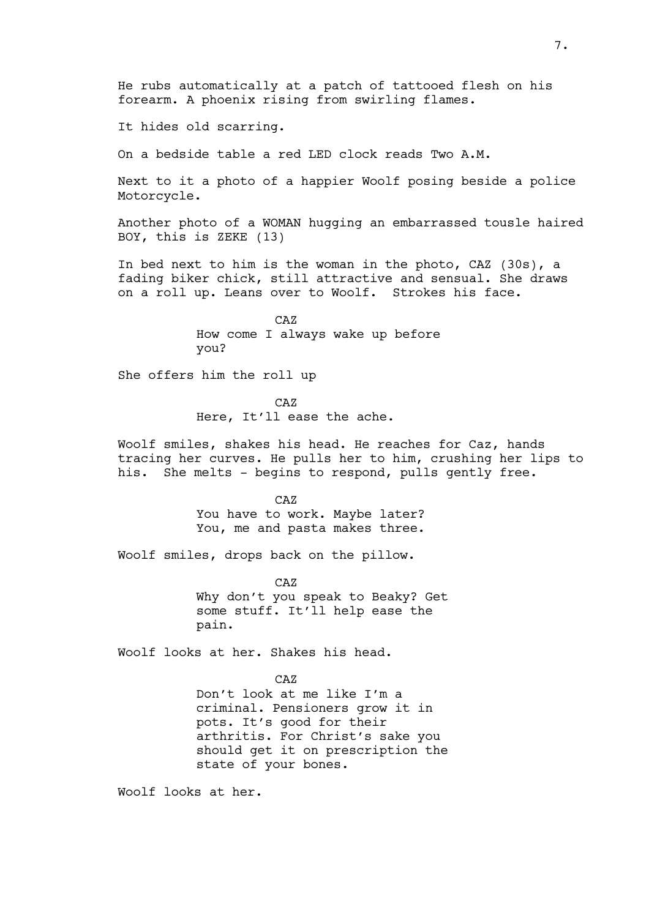He rubs automatically at a patch of tattooed flesh on his forearm. A phoenix rising from swirling flames.

It hides old scarring.

On a bedside table a red LED clock reads Two A.M.

Next to it a photo of a happier Woolf posing beside a police Motorcycle.

Another photo of a WOMAN hugging an embarrassed tousle haired BOY, this is ZEKE (13)

In bed next to him is the woman in the photo, CAZ (30s), a fading biker chick, still attractive and sensual. She draws on a roll up. Leans over to Woolf. Strokes his face.

CAZ
How come I always wake up before you?

She offers him the roll up

CAZ
Here, It'll ease the ache.

Woolf smiles, shakes his head. He reaches for Caz, hands tracing her curves. He pulls her to him, crushing her lips to his. She melts - begins to respond, pulls gently free.

CAZ
You have to work. Maybe later? You, me and pasta makes three.

Woolf smiles, drops back on the pillow.

CAZ
Why don't you speak to Beaky? Get some stuff. It'll help ease the pain.

Woolf looks at her. Shakes his head.

CAZ
Don't look at me like I'm a criminal. Pensioners grow it in pots. It's good for their arthritis. For Christ's sake you should get it on prescription the state of your bones.

Woolf looks at her.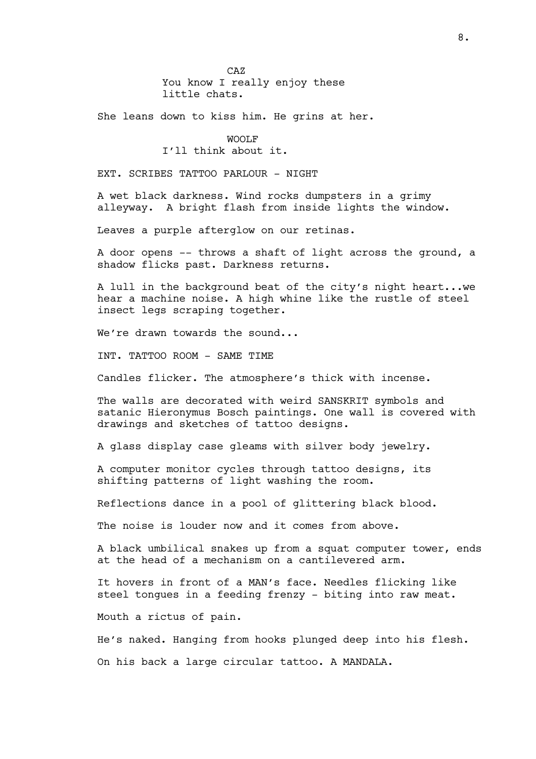CAZ
You know I really enjoy these little chats.

She leans down to kiss him. He grins at her.

WOOLF
I'll think about it.

EXT. SCRIBES TATTOO PARLOUR - NIGHT

A wet black darkness. Wind rocks dumpsters in a grimy alleyway. A bright flash from inside lights the window.

Leaves a purple afterglow on our retinas.

A door opens -- throws a shaft of light across the ground, a shadow flicks past. Darkness returns.

A lull in the background beat of the city's night heart...we hear a machine noise. A high whine like the rustle of steel insect legs scraping together.

We're drawn towards the sound...

INT. TATTOO ROOM - SAME TIME

Candles flicker. The atmosphere's thick with incense.

The walls are decorated with weird SANSKRIT symbols and satanic Hieronymus Bosch paintings. One wall is covered with drawings and sketches of tattoo designs.

A glass display case gleams with silver body jewelry.

A computer monitor cycles through tattoo designs, its shifting patterns of light washing the room.

Reflections dance in a pool of glittering black blood.

The noise is louder now and it comes from above.

A black umbilical snakes up from a squat computer tower, ends at the head of a mechanism on a cantilevered arm.

It hovers in front of a MAN's face. Needles flicking like steel tongues in a feeding frenzy - biting into raw meat.

Mouth a rictus of pain.

He's naked. Hanging from hooks plunged deep into his flesh.

On his back a large circular tattoo. A MANDALA.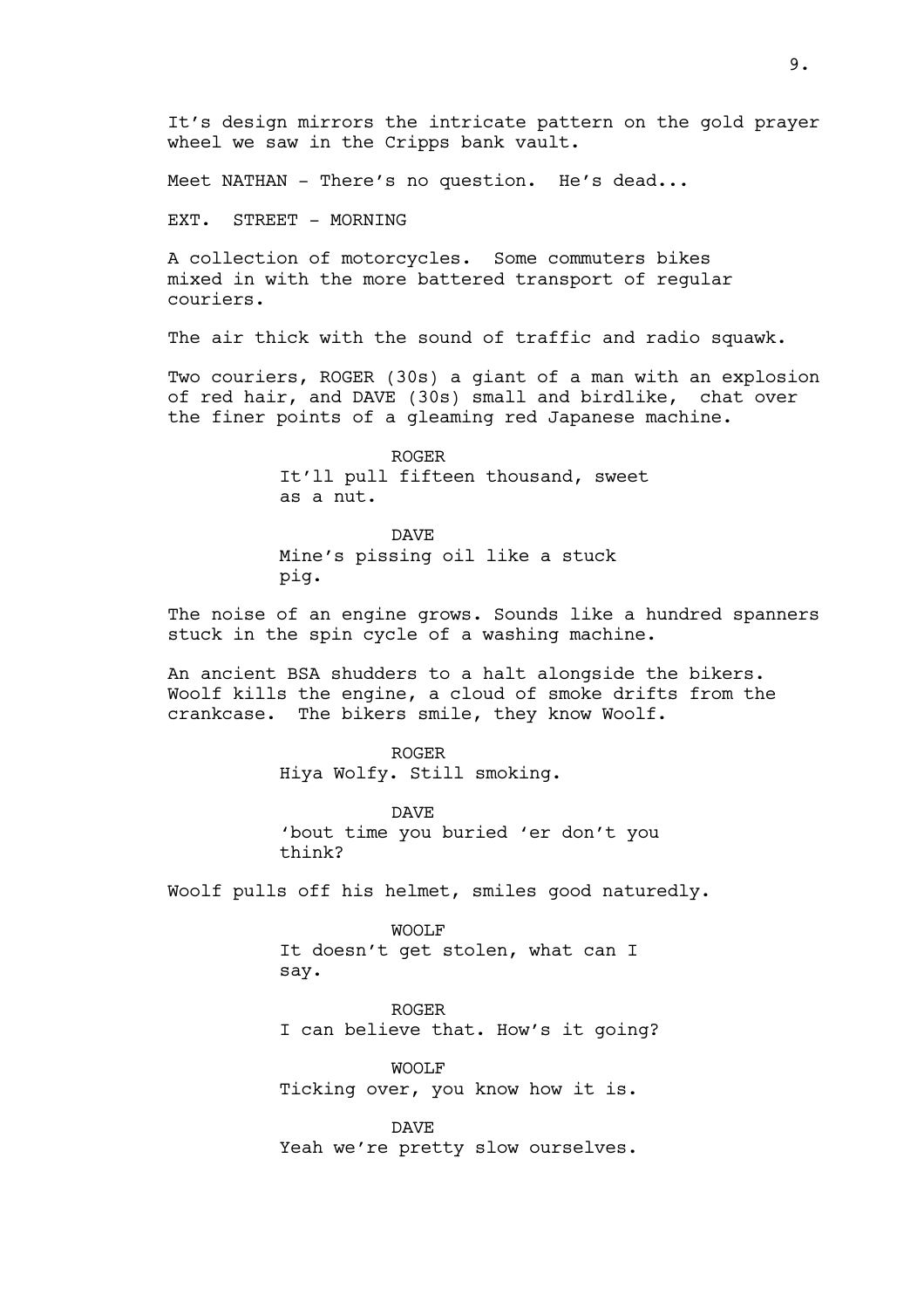It's design mirrors the intricate pattern on the gold prayer wheel we saw in the Cripps bank vault.

Meet NATHAN - There's no question. He's dead...

EXT. STREET - MORNING

A collection of motorcycles. Some commuters bikes mixed in with the more battered transport of regular couriers.

The air thick with the sound of traffic and radio squawk.

Two couriers, ROGER (30s) a giant of a man with an explosion of red hair, and DAVE (30s) small and birdlike, chat over the finer points of a gleaming red Japanese machine.

ROGER
It'll pull fifteen thousand, sweet as a nut.

DAVE
Mine's pissing oil like a stuck pig.

The noise of an engine grows. Sounds like a hundred spanners stuck in the spin cycle of a washing machine.

An ancient BSA shudders to a halt alongside the bikers. Woolf kills the engine, a cloud of smoke drifts from the crankcase. The bikers smile, they know Woolf.

ROGER
Hiya Wolfy. Still smoking.

DAVE
'bout time you buried 'er don't you think?

Woolf pulls off his helmet, smiles good naturedly.

WOOLF
It doesn't get stolen, what can I say.

ROGER
I can believe that. How's it going?

WOOLF
Ticking over, you know how it is.

DAVE
Yeah we're pretty slow ourselves.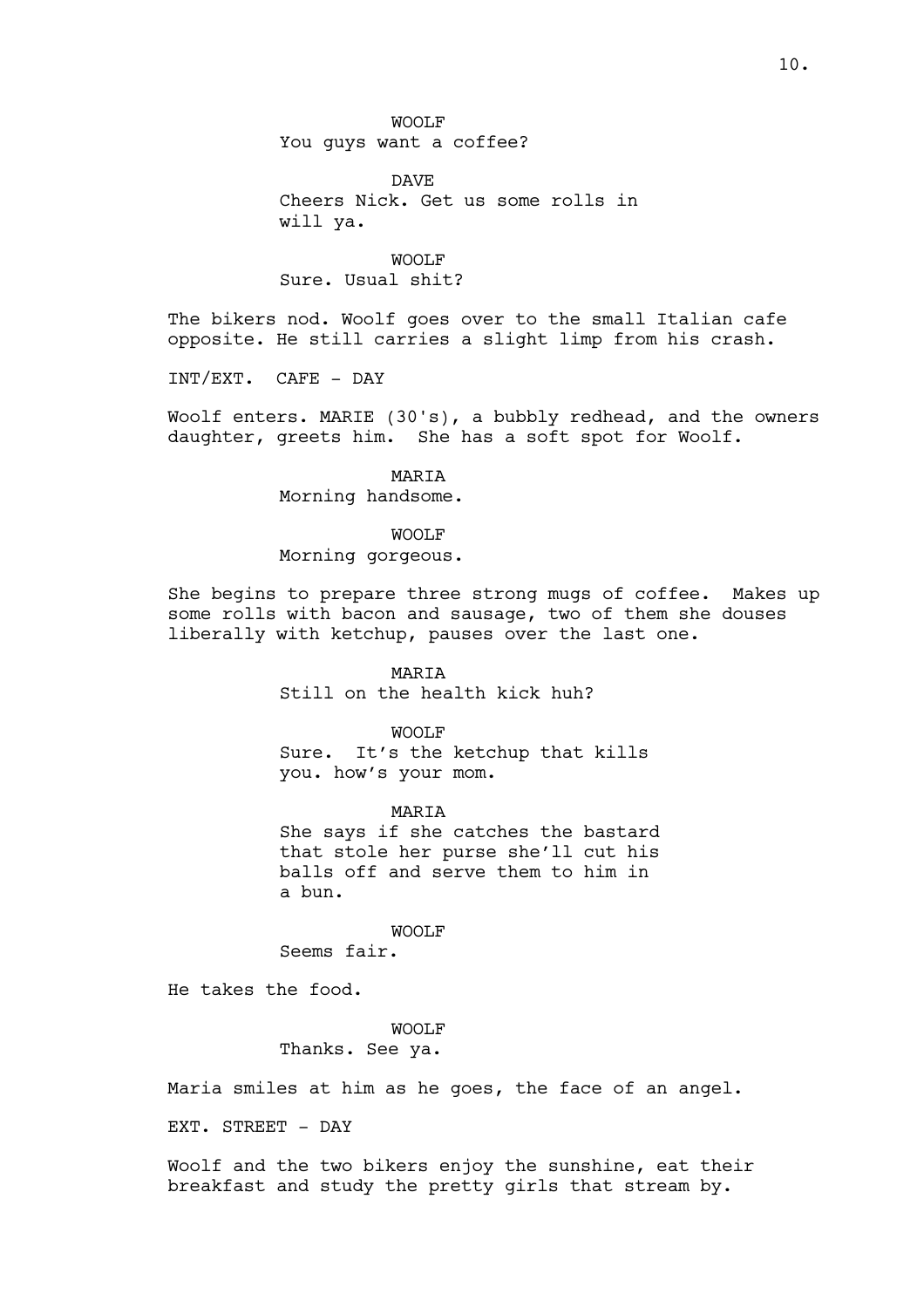WOOLF
You guys want a coffee?

DAVE
Cheers Nick. Get us some rolls in will ya.

WOOLF
Sure. Usual shit?

The bikers nod. Woolf goes over to the small Italian cafe opposite. He still carries a slight limp from his crash.

INT/EXT. CAFE - DAY

Woolf enters. MARIE (30's), a bubbly redhead, and the owners daughter, greets him. She has a soft spot for Woolf.

MARIA
Morning handsome.

WOOLF
Morning gorgeous.

She begins to prepare three strong mugs of coffee. Makes up some rolls with bacon and sausage, two of them she douses liberally with ketchup, pauses over the last one.

MARIA
Still on the health kick huh?

WOOLF
Sure. It's the ketchup that kills you. how's your mom.

MARIA
She says if she catches the bastard that stole her purse she'll cut his balls off and serve them to him in a bun.

WOOLF
Seems fair.

He takes the food.

WOOLF
Thanks. See ya.

Maria smiles at him as he goes, the face of an angel.

EXT. STREET - DAY

Woolf and the two bikers enjoy the sunshine, eat their breakfast and study the pretty girls that stream by.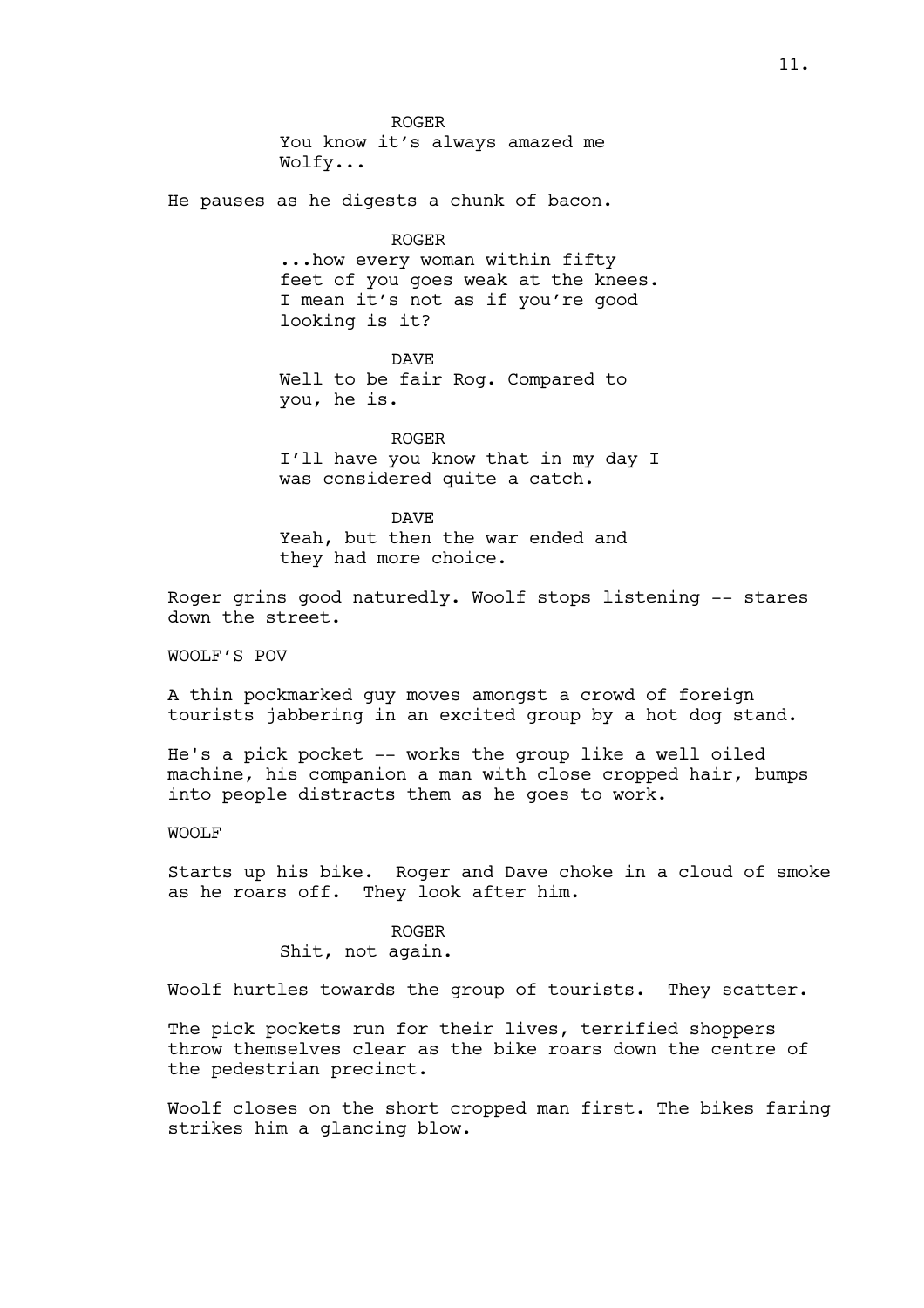ROGER
You know it's always amazed me Wolfy...

He pauses as he digests a chunk of bacon.

ROGER
...how every woman within fifty feet of you goes weak at the knees. I mean it's not as if you're good looking is it?

DAVE
Well to be fair Rog. Compared to you, he is.

ROGER
I'll have you know that in my day I was considered quite a catch.

DAVE
Yeah, but then the war ended and they had more choice.

Roger grins good naturedly. Woolf stops listening -- stares down the street.

WOOLF'S POV

A thin pockmarked guy moves amongst a crowd of foreign tourists jabbering in an excited group by a hot dog stand.

He's a pick pocket -- works the group like a well oiled machine, his companion a man with close cropped hair, bumps into people distracts them as he goes to work.

WOOLF

Starts up his bike. Roger and Dave choke in a cloud of smoke as he roars off. They look after him.

ROGER
Shit, not again.

Woolf hurtles towards the group of tourists. They scatter.

The pick pockets run for their lives, terrified shoppers throw themselves clear as the bike roars down the centre of the pedestrian precinct.

Woolf closes on the short cropped man first. The bikes faring strikes him a glancing blow.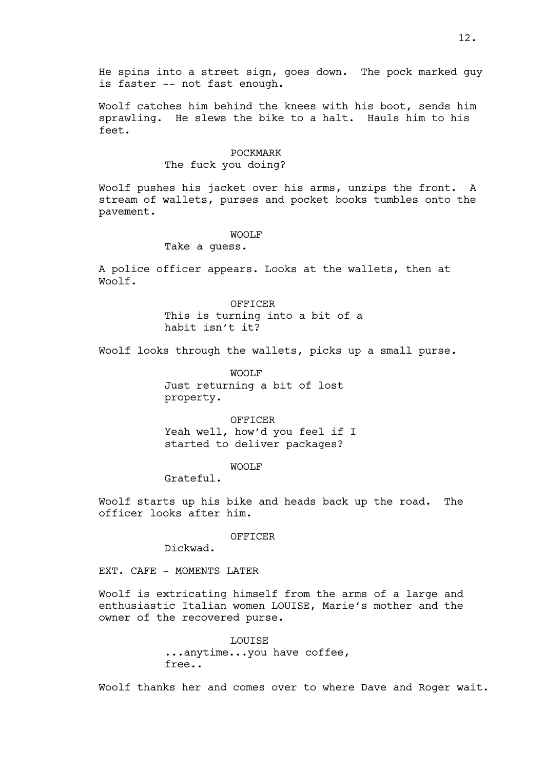He spins into a street sign, goes down. The pock marked guy is faster -- not fast enough.

Woolf catches him behind the knees with his boot, sends him sprawling. He slews the bike to a halt. Hauls him to his feet.

POCKMARK
The fuck you doing?

Woolf pushes his jacket over his arms, unzips the front. A stream of wallets, purses and pocket books tumbles onto the pavement.

WOOLF
Take a guess.

A police officer appears. Looks at the wallets, then at Woolf.

OFFICER
This is turning into a bit of a habit isn't it?

Woolf looks through the wallets, picks up a small purse.

WOOLF
Just returning a bit of lost property.

OFFICER
Yeah well, how'd you feel if I started to deliver packages?

WOOLF
Grateful.

Woolf starts up his bike and heads back up the road. The officer looks after him.

OFFICER
Dickwad.

EXT. CAFE - MOMENTS LATER

Woolf is extricating himself from the arms of a large and enthusiastic Italian women LOUISE, Marie's mother and the owner of the recovered purse.

LOUISE
...anytime...you have coffee, free..

Woolf thanks her and comes over to where Dave and Roger wait.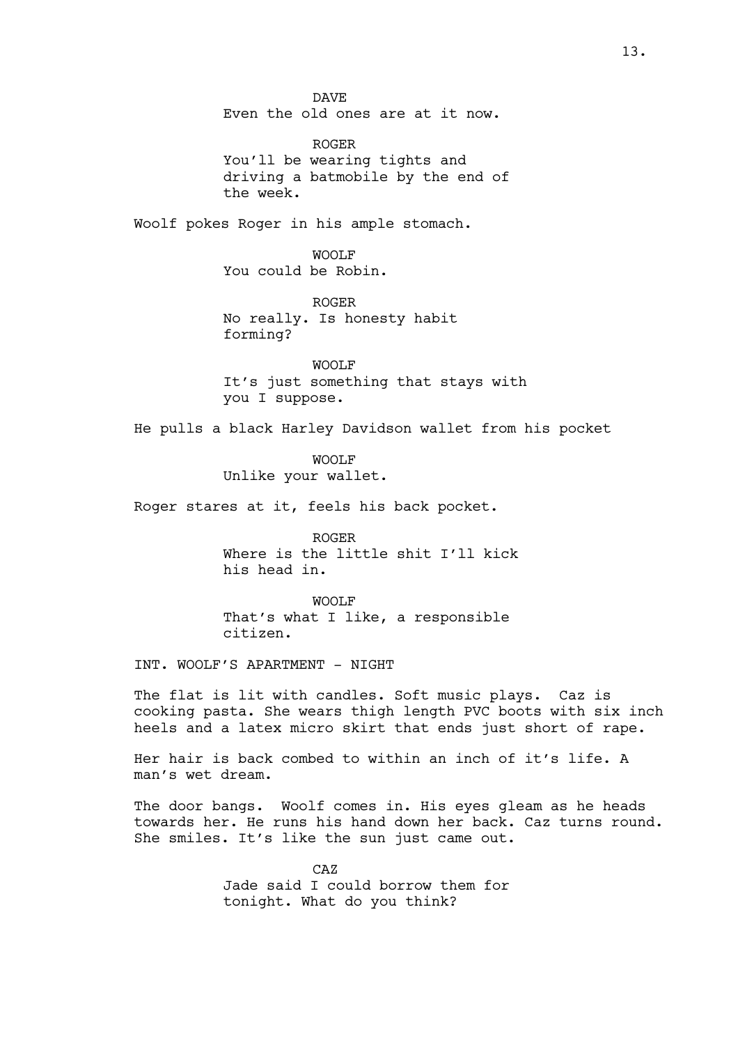DAVE
Even the old ones are at it now.

ROGER
You'll be wearing tights and driving a batmobile by the end of the week.

Woolf pokes Roger in his ample stomach.

WOOLF
You could be Robin.

ROGER
No really. Is honesty habit forming?

WOOLF
It's just something that stays with you I suppose.

He pulls a black Harley Davidson wallet from his pocket

WOOLF
Unlike your wallet.

Roger stares at it, feels his back pocket.

ROGER
Where is the little shit I'll kick his head in.

WOOLF
That's what I like, a responsible citizen.

INT. WOOLF'S APARTMENT - NIGHT

The flat is lit with candles. Soft music plays. Caz is cooking pasta. She wears thigh length PVC boots with six inch heels and a latex micro skirt that ends just short of rape.

Her hair is back combed to within an inch of it's life. A man's wet dream.

The door bangs. Woolf comes in. His eyes gleam as he heads towards her. He runs his hand down her back. Caz turns round. She smiles. It's like the sun just came out.

CAZ
Jade said I could borrow them for tonight. What do you think?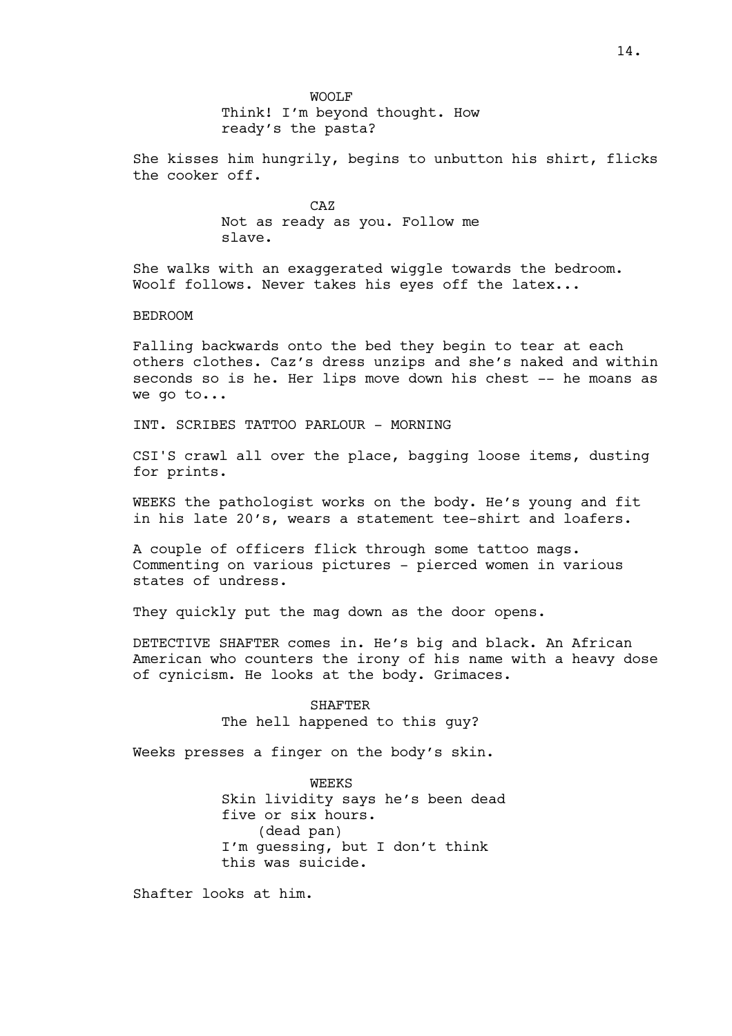WOOLF
Think! I'm beyond thought. How ready's the pasta?

She kisses him hungrily, begins to unbutton his shirt, flicks the cooker off.

CAZ
Not as ready as you. Follow me slave.

She walks with an exaggerated wiggle towards the bedroom. Woolf follows. Never takes his eyes off the latex...

BEDROOM

Falling backwards onto the bed they begin to tear at each others clothes. Caz's dress unzips and she's naked and within seconds so is he. Her lips move down his chest -- he moans as we go to...

INT. SCRIBES TATTOO PARLOUR - MORNING

CSI'S crawl all over the place, bagging loose items, dusting for prints.

WEEKS the pathologist works on the body. He's young and fit in his late 20's, wears a statement tee-shirt and loafers.

A couple of officers flick through some tattoo mags. Commenting on various pictures - pierced women in various states of undress.

They quickly put the mag down as the door opens.

DETECTIVE SHAFTER comes in. He's big and black. An African American who counters the irony of his name with a heavy dose of cynicism. He looks at the body. Grimaces.

SHAFTER
The hell happened to this guy?

Weeks presses a finger on the body's skin.

WEEKS
Skin lividity says he's been dead five or six hours.
(dead pan)
I'm guessing, but I don't think this was suicide.

Shafter looks at him.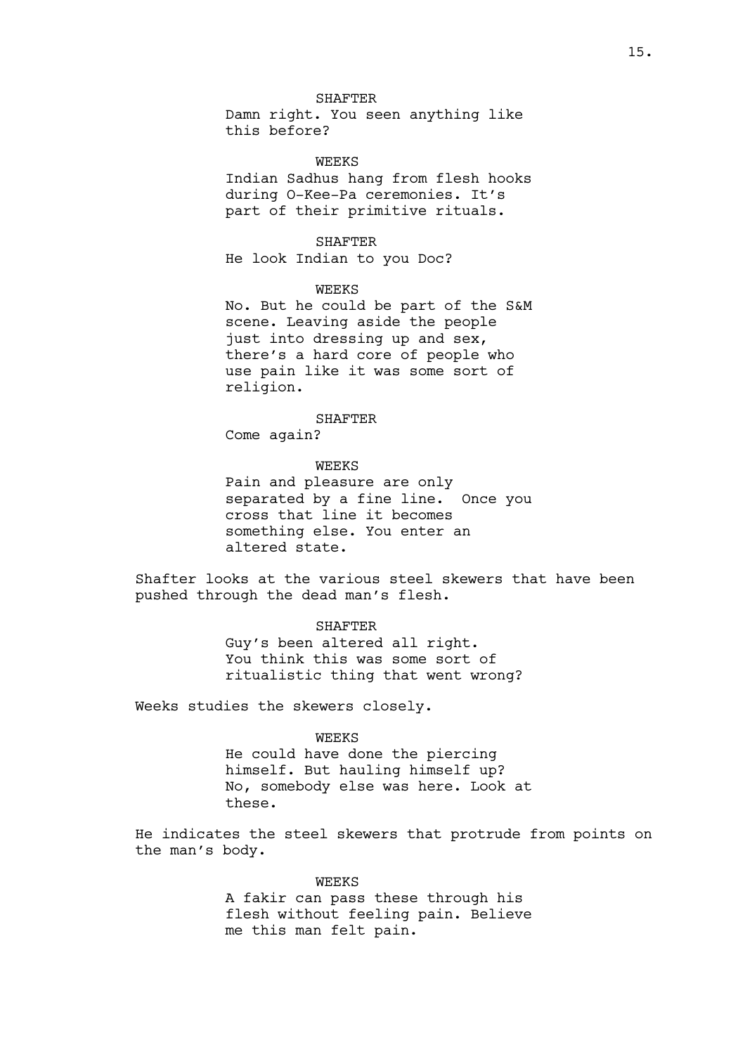SHAFTER

Damn right. You seen anything like this before?

WEEKS

Indian Sadhus hang from flesh hooks during O-Kee-Pa ceremonies. It's part of their primitive rituals.

SHAFTER

He look Indian to you Doc?

WEEKS

No. But he could be part of the S&M scene. Leaving aside the people just into dressing up and sex, there's a hard core of people who use pain like it was some sort of religion.

SHAFTER

Come again?

WEEKS

Pain and pleasure are only separated by a fine line. Once you cross that line it becomes something else. You enter an altered state.

Shafter looks at the various steel skewers that have been pushed through the dead man's flesh.

SHAFTER

Guy's been altered all right. You think this was some sort of ritualistic thing that went wrong?

Weeks studies the skewers closely.

WEEKS

He could have done the piercing himself. But hauling himself up? No, somebody else was here. Look at these.

He indicates the steel skewers that protrude from points on the man's body.

WEEKS

A fakir can pass these through his flesh without feeling pain. Believe me this man felt pain.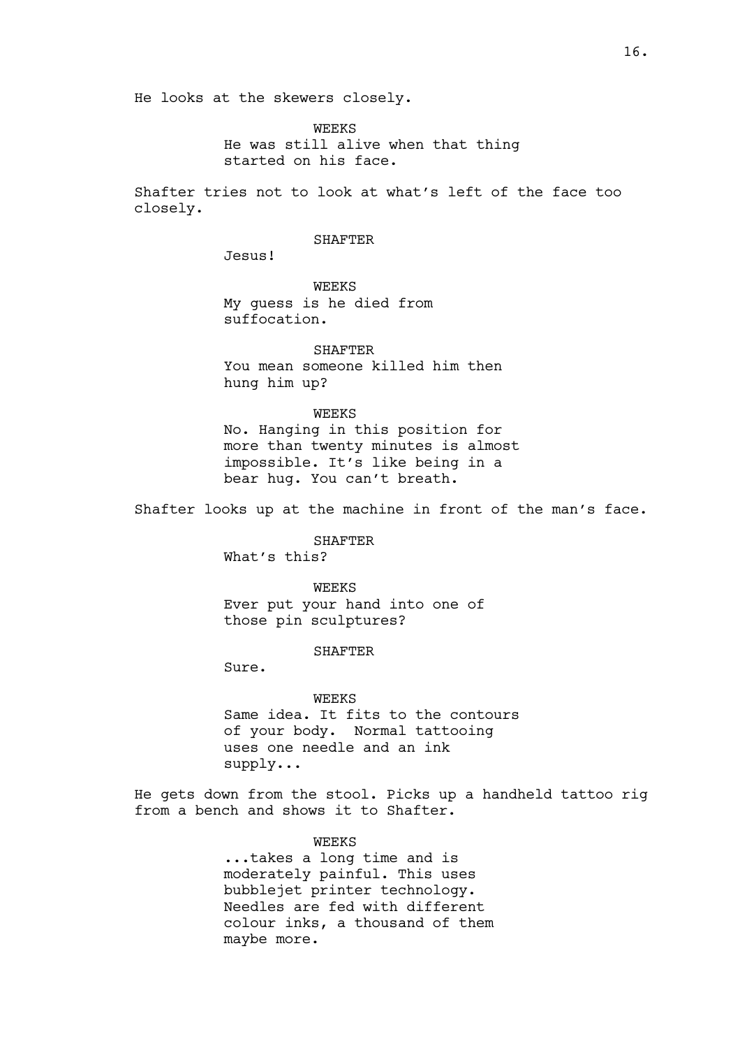He looks at the skewers closely.

WEEKS
He was still alive when that thing started on his face.

Shafter tries not to look at what's left of the face too closely.

SHAFTER
Jesus!

WEEKS
My guess is he died from suffocation.

SHAFTER
You mean someone killed him then hung him up?

WEEKS
No. Hanging in this position for more than twenty minutes is almost impossible. It's like being in a bear hug. You can't breath.

Shafter looks up at the machine in front of the man's face.

SHAFTER
What's this?

WEEKS
Ever put your hand into one of those pin sculptures?

SHAFTER
Sure.

WEEKS
Same idea. It fits to the contours of your body. Normal tattooing uses one needle and an ink supply...

He gets down from the stool. Picks up a handheld tattoo rig from a bench and shows it to Shafter.

WEEKS
...takes a long time and is moderately painful. This uses bubblejet printer technology. Needles are fed with different colour inks, a thousand of them maybe more.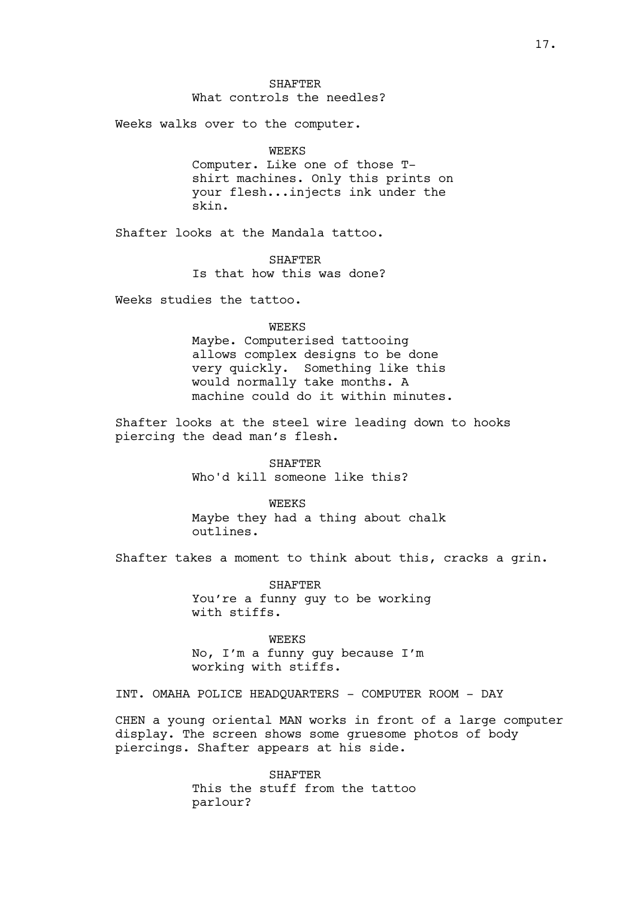SHAFTER
What controls the needles?

Weeks walks over to the computer.

WEEKS
Computer. Like one of those T-shirt machines. Only this prints on your flesh...injects ink under the skin.

Shafter looks at the Mandala tattoo.

SHAFTER
Is that how this was done?

Weeks studies the tattoo.

WEEKS
Maybe. Computerised tattooing allows complex designs to be done very quickly. Something like this would normally take months. A machine could do it within minutes.

Shafter looks at the steel wire leading down to hooks piercing the dead man's flesh.

SHAFTER
Who'd kill someone like this?

WEEKS
Maybe they had a thing about chalk outlines.

Shafter takes a moment to think about this, cracks a grin.

SHAFTER
You're a funny guy to be working with stiffs.

WEEKS
No, I'm a funny guy because I'm working with stiffs.

INT. OMAHA POLICE HEADQUARTERS - COMPUTER ROOM - DAY

CHEN a young oriental MAN works in front of a large computer display. The screen shows some gruesome photos of body piercings. Shafter appears at his side.

SHAFTER
This the stuff from the tattoo parlour?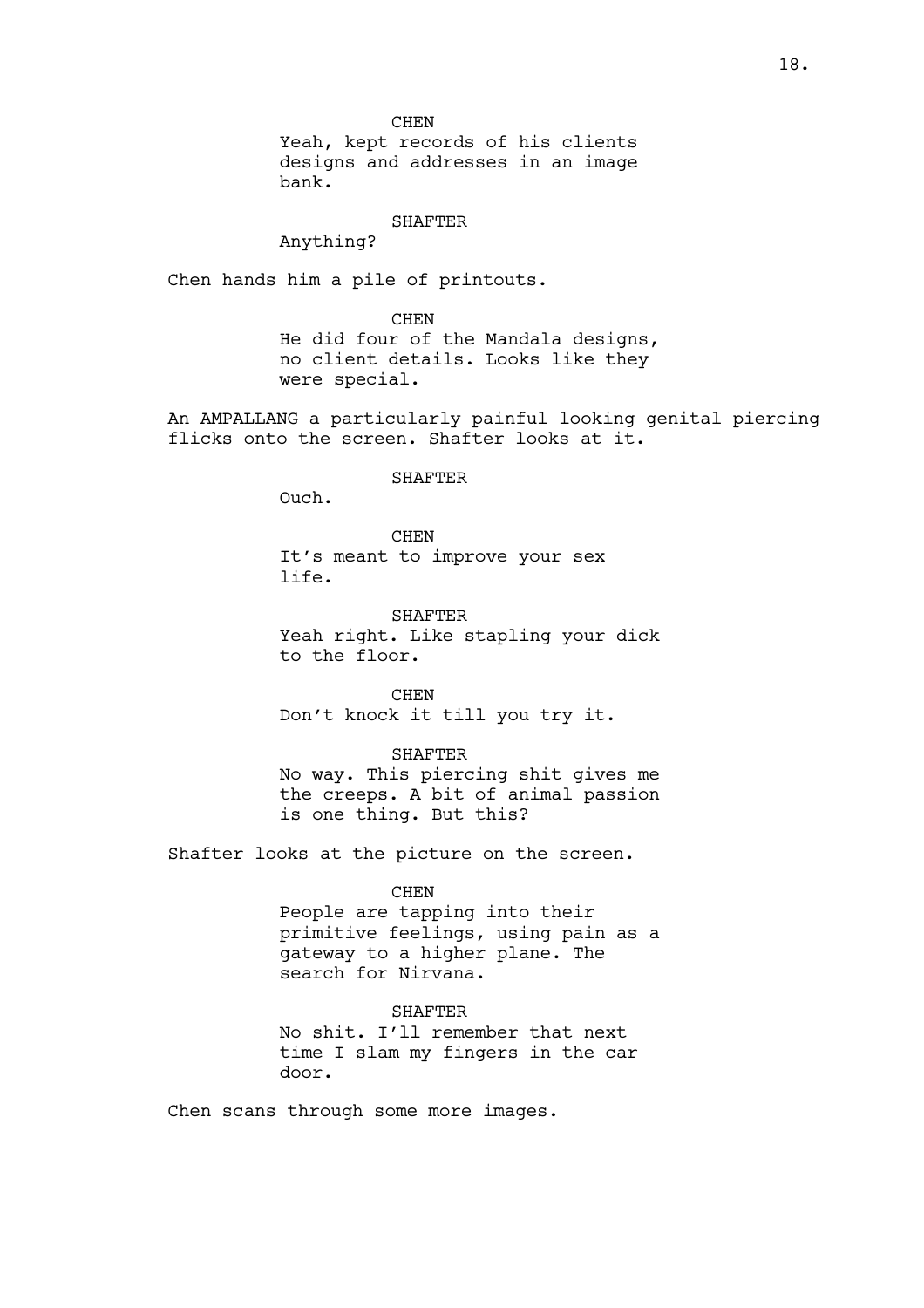CHEN

Yeah, kept records of his clients designs and addresses in an image bank.

SHAFTER

Anything?

Chen hands him a pile of printouts.

CHEN

He did four of the Mandala designs, no client details. Looks like they were special.

An AMPALLANG a particularly painful looking genital piercing flicks onto the screen. Shafter looks at it.

SHAFTER

Ouch.

CHEN

It's meant to improve your sex life.

SHAFTER

Yeah right. Like stapling your dick to the floor.

CHEN

Don't knock it till you try it.

SHAFTER

No way. This piercing shit gives me the creeps. A bit of animal passion is one thing. But this?

Shafter looks at the picture on the screen.

CHEN

People are tapping into their primitive feelings, using pain as a gateway to a higher plane. The search for Nirvana.

SHAFTER

No shit. I'll remember that next time I slam my fingers in the car door.

Chen scans through some more images.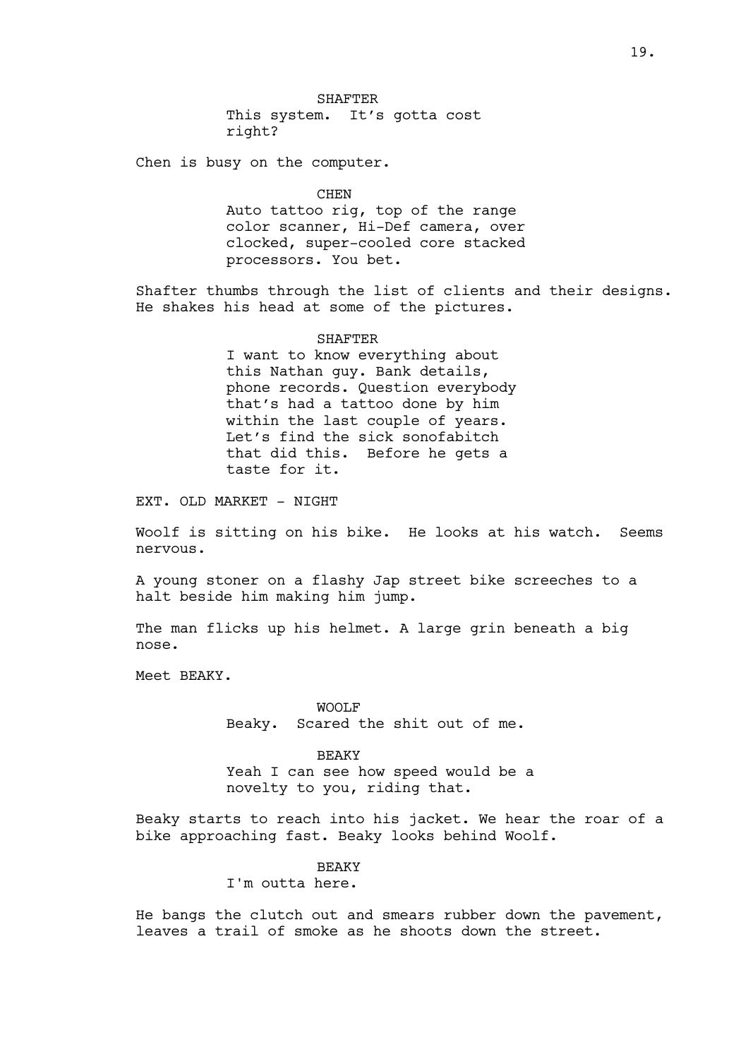SHAFTER
This system. It's gotta cost right?

Chen is busy on the computer.

CHEN
Auto tattoo rig, top of the range color scanner, Hi-Def camera, over clocked, super-cooled core stacked processors. You bet.

Shafter thumbs through the list of clients and their designs. He shakes his head at some of the pictures.

SHAFTER
I want to know everything about this Nathan guy. Bank details, phone records. Question everybody that's had a tattoo done by him within the last couple of years. Let's find the sick sonofabitch that did this. Before he gets a taste for it.

EXT. OLD MARKET - NIGHT

Woolf is sitting on his bike. He looks at his watch. Seems nervous.

A young stoner on a flashy Jap street bike screeches to a halt beside him making him jump.

The man flicks up his helmet. A large grin beneath a big nose.

Meet BEAKY.

WOOLF
Beaky. Scared the shit out of me.

BEAKY
Yeah I can see how speed would be a novelty to you, riding that.

Beaky starts to reach into his jacket. We hear the roar of a bike approaching fast. Beaky looks behind Woolf.

BEAKY
I'm outta here.

He bangs the clutch out and smears rubber down the pavement, leaves a trail of smoke as he shoots down the street.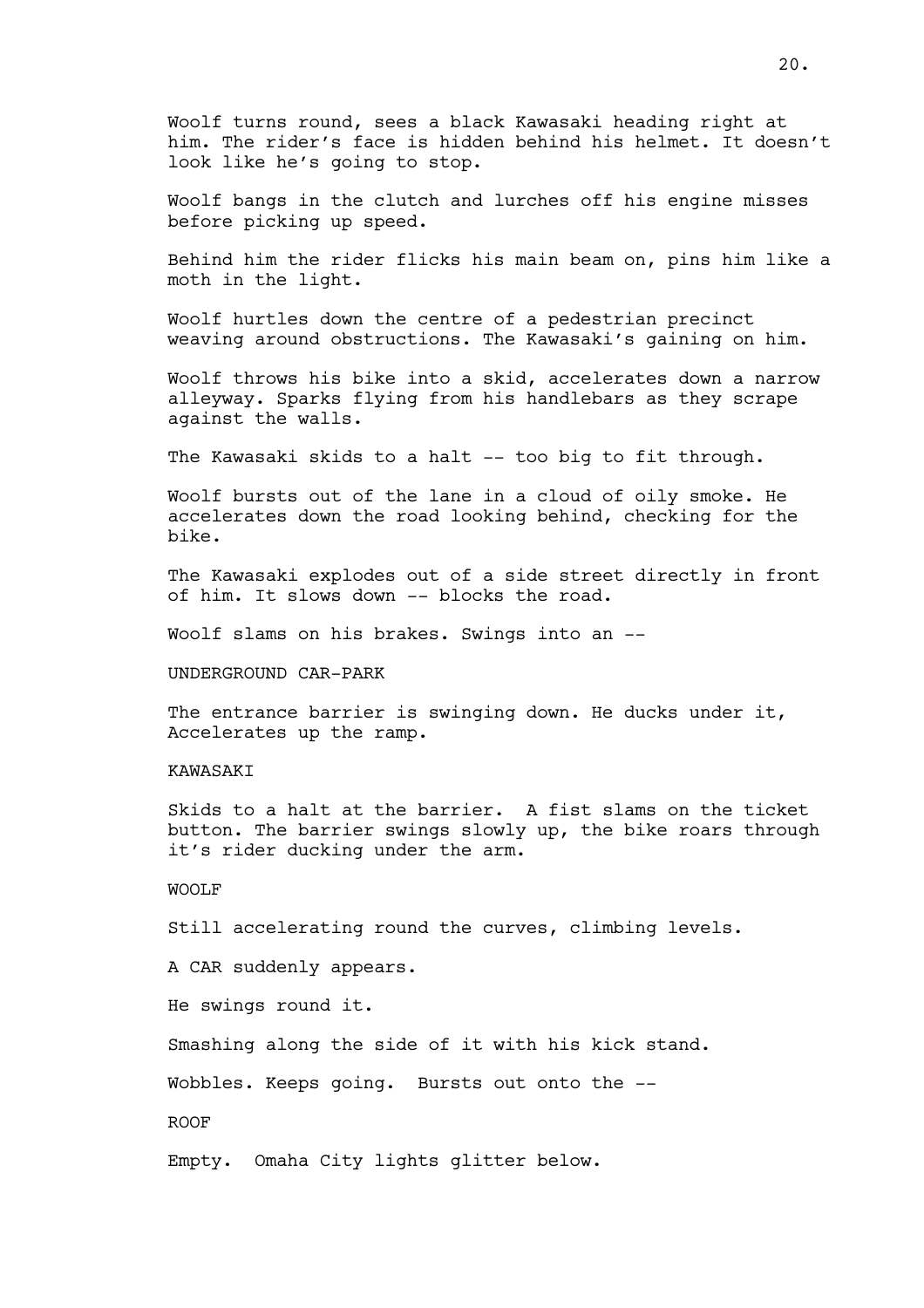Woolf turns round, sees a black Kawasaki heading right at him. The rider's face is hidden behind his helmet. It doesn't look like he's going to stop.

Woolf bangs in the clutch and lurches off his engine misses before picking up speed.

Behind him the rider flicks his main beam on, pins him like a moth in the light.

Woolf hurtles down the centre of a pedestrian precinct weaving around obstructions. The Kawasaki's gaining on him.

Woolf throws his bike into a skid, accelerates down a narrow alleyway. Sparks flying from his handlebars as they scrape against the walls.

The Kawasaki skids to a halt -- too big to fit through.

Woolf bursts out of the lane in a cloud of oily smoke. He accelerates down the road looking behind, checking for the bike.

The Kawasaki explodes out of a side street directly in front of him. It slows down -- blocks the road.

Woolf slams on his brakes. Swings into an --

UNDERGROUND CAR-PARK

The entrance barrier is swinging down. He ducks under it, Accelerates up the ramp.

KAWASAKI

Skids to a halt at the barrier. A fist slams on the ticket button. The barrier swings slowly up, the bike roars through it's rider ducking under the arm.

WOOLF

Still accelerating round the curves, climbing levels.

A CAR suddenly appears.

He swings round it.

Smashing along the side of it with his kick stand.

Wobbles. Keeps going. Bursts out onto the --

ROOF

Empty. Omaha City lights glitter below.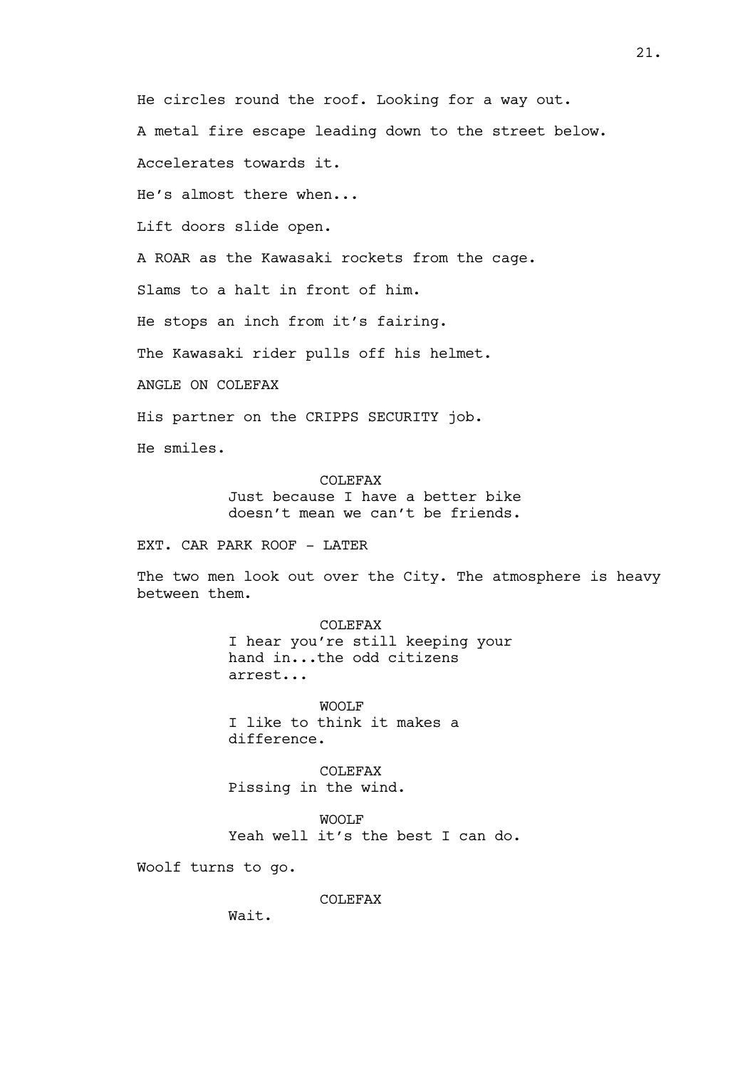He circles round the roof. Looking for a way out.

A metal fire escape leading down to the street below.

Accelerates towards it.

He's almost there when...

Lift doors slide open.

A ROAR as the Kawasaki rockets from the cage.

Slams to a halt in front of him.

He stops an inch from it's fairing.

The Kawasaki rider pulls off his helmet.

ANGLE ON COLEFAX

His partner on the CRIPPS SECURITY job.

He smiles.

COLEFAX
Just because I have a better bike doesn't mean we can't be friends.

EXT. CAR PARK ROOF - LATER

The two men look out over the City. The atmosphere is heavy between them.

COLEFAX
I hear you're still keeping your hand in...the odd citizens arrest...

WOOLF
I like to think it makes a difference.

COLEFAX
Pissing in the wind.

WOOLF
Yeah well it's the best I can do.

Woolf turns to go.

COLEFAX
Wait.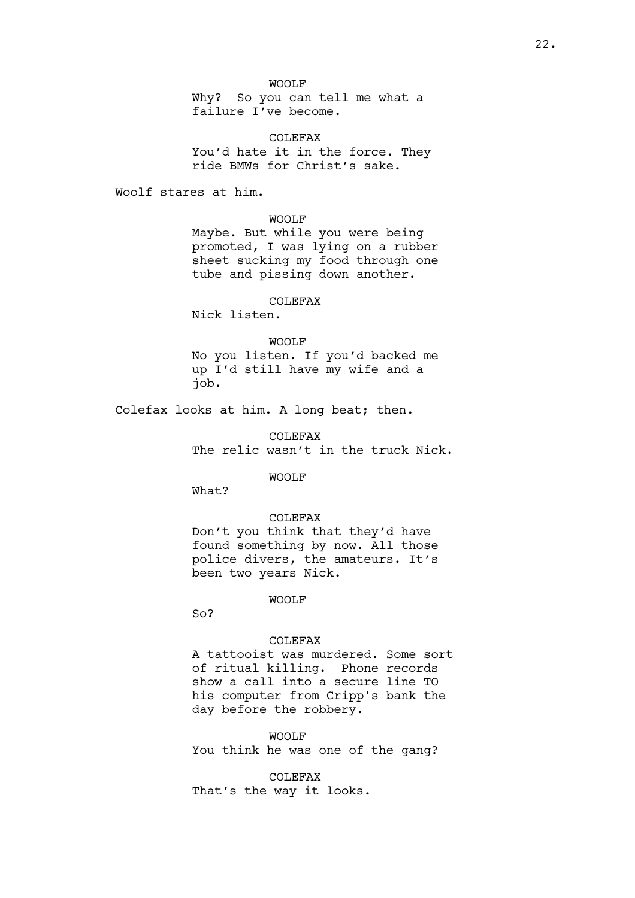WOOLF

Why? So you can tell me what a failure I've become.

COLEFAX

You'd hate it in the force. They ride BMWs for Christ's sake.

Woolf stares at him.

WOOLF

Maybe. But while you were being promoted, I was lying on a rubber sheet sucking my food through one tube and pissing down another.

COLEFAX

Nick listen.

WOOLF

No you listen. If you'd backed me up I'd still have my wife and a job.

Colefax looks at him. A long beat; then.

COLEFAX

The relic wasn't in the truck Nick.

WOOLF

What?

COLEFAX

Don't you think that they'd have found something by now. All those police divers, the amateurs. It's been two years Nick.

WOOLF

So?

COLEFAX

A tattooist was murdered. Some sort of ritual killing. Phone records show a call into a secure line TO his computer from Cripp's bank the day before the robbery.

WOOLF

You think he was one of the gang?

COLEFAX

That's the way it looks.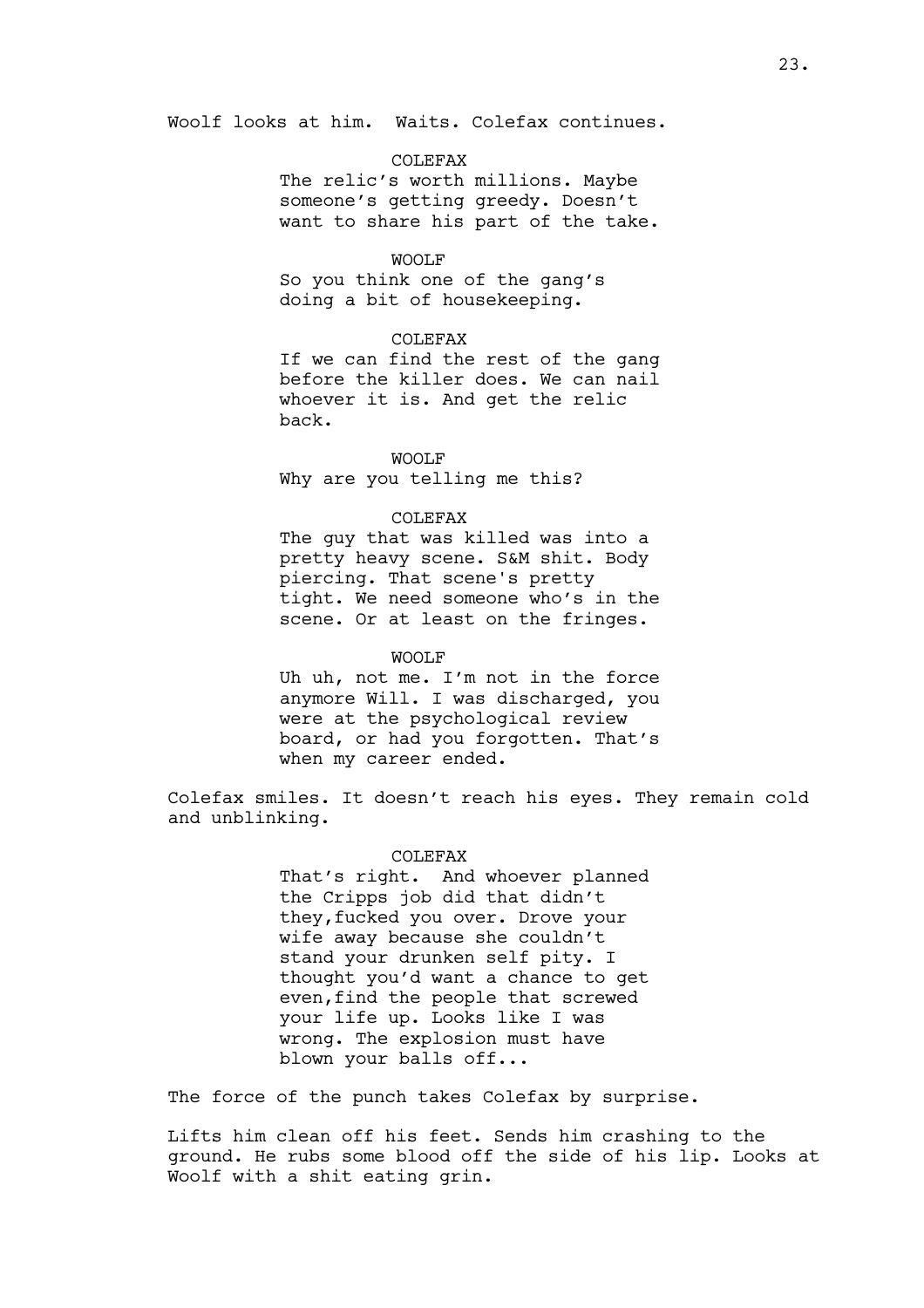Woolf looks at him. Waits. Colefax continues.

COLEFAX

The relic's worth millions. Maybe someone's getting greedy. Doesn't want to share his part of the take.

WOOLF

So you think one of the gang's doing a bit of housekeeping.

COLEFAX

If we can find the rest of the gang before the killer does. We can nail whoever it is. And get the relic back.

WOOLF

Why are you telling me this?

COLEFAX

The guy that was killed was into a pretty heavy scene. S&M shit. Body piercing. That scene's pretty tight. We need someone who's in the scene. Or at least on the fringes.

WOOLF

Uh uh, not me. I'm not in the force anymore Will. I was discharged, you were at the psychological review board, or had you forgotten. That's when my career ended.

Colefax smiles. It doesn't reach his eyes. They remain cold and unblinking.

COLEFAX

That's right. And whoever planned the Cripps job did that didn't they,fucked you over. Drove your wife away because she couldn't stand your drunken self pity. I thought you'd want a chance to get even,find the people that screwed your life up. Looks like I was wrong. The explosion must have blown your balls off...

The force of the punch takes Colefax by surprise.

Lifts him clean off his feet. Sends him crashing to the ground. He rubs some blood off the side of his lip. Looks at Woolf with a shit eating grin.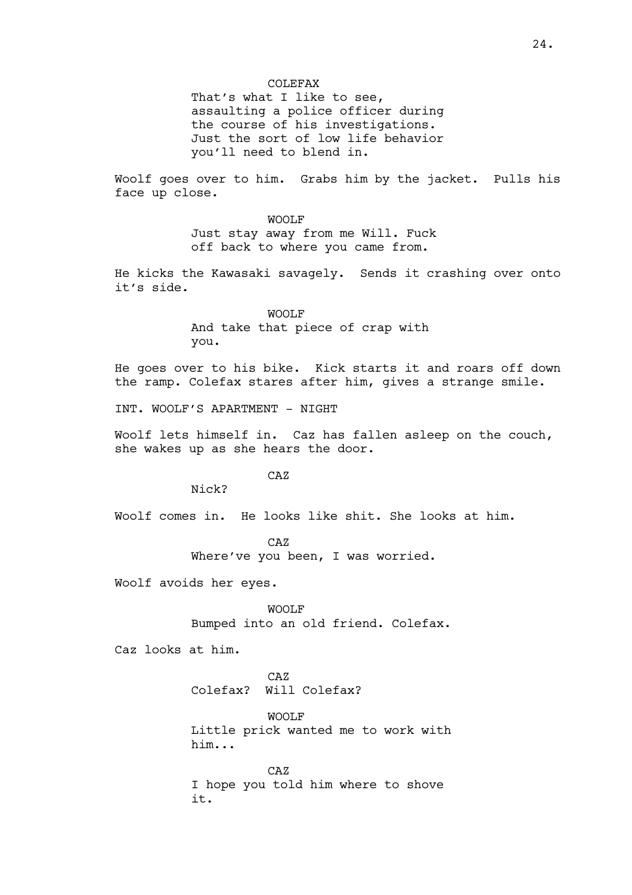COLEFAX

That's what I like to see, assaulting a police officer during the course of his investigations. Just the sort of low life behavior you'll need to blend in.

Woolf goes over to him. Grabs him by the jacket. Pulls his face up close.

WOOLF

Just stay away from me Will. Fuck off back to where you came from.

He kicks the Kawasaki savagely. Sends it crashing over onto it's side.

WOOLF

And take that piece of crap with you.

He goes over to his bike. Kick starts it and roars off down the ramp. Colefax stares after him, gives a strange smile.

INT. WOOLF'S APARTMENT - NIGHT

Woolf lets himself in. Caz has fallen asleep on the couch, she wakes up as she hears the door.

CAZ

Nick?

Woolf comes in. He looks like shit. She looks at him.

CAZ

Where've you been, I was worried.

Woolf avoids her eyes.

WOOLF

Bumped into an old friend. Colefax.

Caz looks at him.

CAZ

Colefax? Will Colefax?

WOOLF

Little prick wanted me to work with him...

CAZ

I hope you told him where to shove it.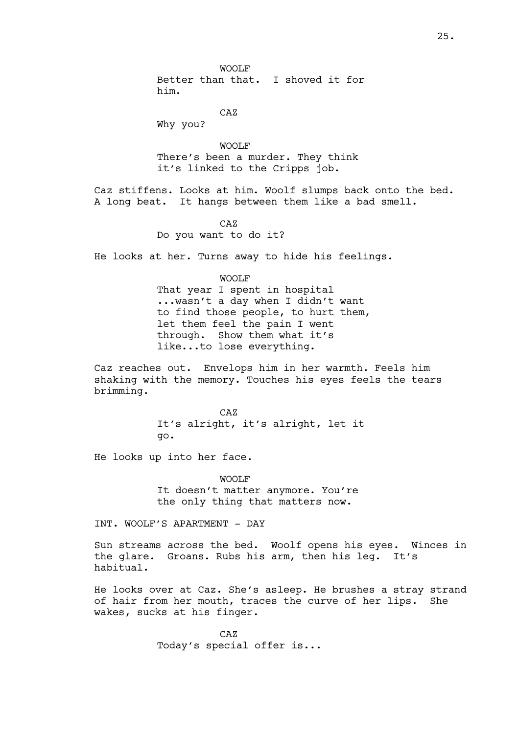WOOLF

Better than that. I shoved it for him.

CAZ

Why you?

WOOLF

There's been a murder. They think it's linked to the Cripps job.

Caz stiffens. Looks at him. Woolf slumps back onto the bed. A long beat. It hangs between them like a bad smell.

CAZ

Do you want to do it?

He looks at her. Turns away to hide his feelings.

WOOLF

That year I spent in hospital ...wasn't a day when I didn't want to find those people, to hurt them, let them feel the pain I went through. Show them what it's like...to lose everything.

Caz reaches out. Envelops him in her warmth. Feels him shaking with the memory. Touches his eyes feels the tears brimming.

CAZ

It's alright, it's alright, let it go.

He looks up into her face.

WOOLF

It doesn't matter anymore. You're the only thing that matters now.

INT. WOOLF'S APARTMENT - DAY

Sun streams across the bed. Woolf opens his eyes. Winces in the glare. Groans. Rubs his arm, then his leg. It's habitual.

He looks over at Caz. She's asleep. He brushes a stray strand of hair from her mouth, traces the curve of her lips. She wakes, sucks at his finger.

CAZ

Today's special offer is...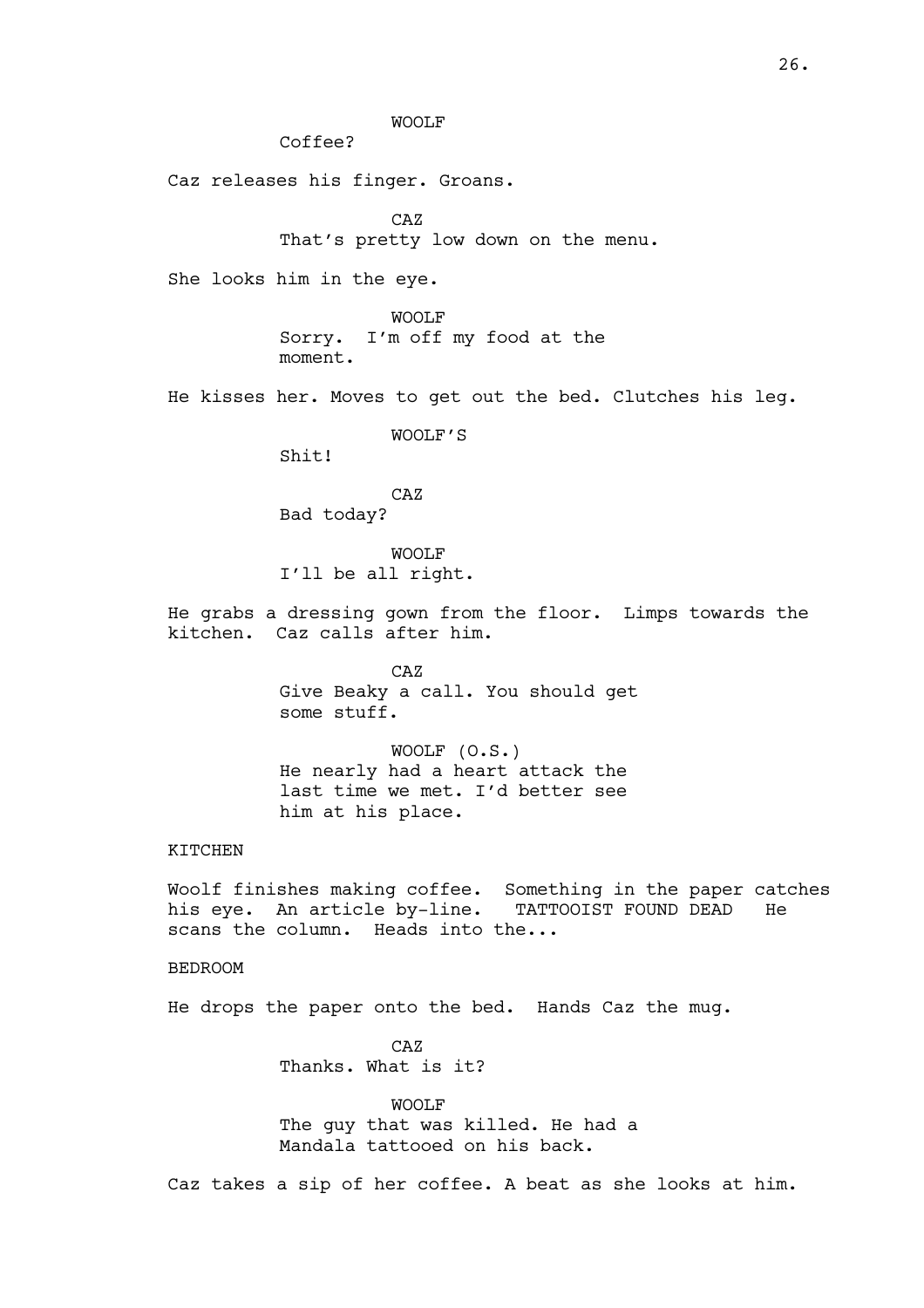WOOLF

Coffee?

Caz releases his finger. Groans.

CAZ

That's pretty low down on the menu.

She looks him in the eye.

WOOLF

Sorry. I'm off my food at the moment.

He kisses her. Moves to get out the bed. Clutches his leg.

WOOLF'S

Shit!

CAZ

Bad today?

WOOLF

I'll be all right.

He grabs a dressing gown from the floor. Limps towards the kitchen. Caz calls after him.

CAZ

Give Beaky a call. You should get some stuff.

WOOLF (O.S.)

He nearly had a heart attack the last time we met. I'd better see him at his place.

KITCHEN

Woolf finishes making coffee. Something in the paper catches his eye. An article by-line. TATTOOIST FOUND DEAD He scans the column. Heads into the...

BEDROOM

He drops the paper onto the bed. Hands Caz the mug.

CAZ

Thanks. What is it?

WOOLF

The guy that was killed. He had a Mandala tattooed on his back.

Caz takes a sip of her coffee. A beat as she looks at him.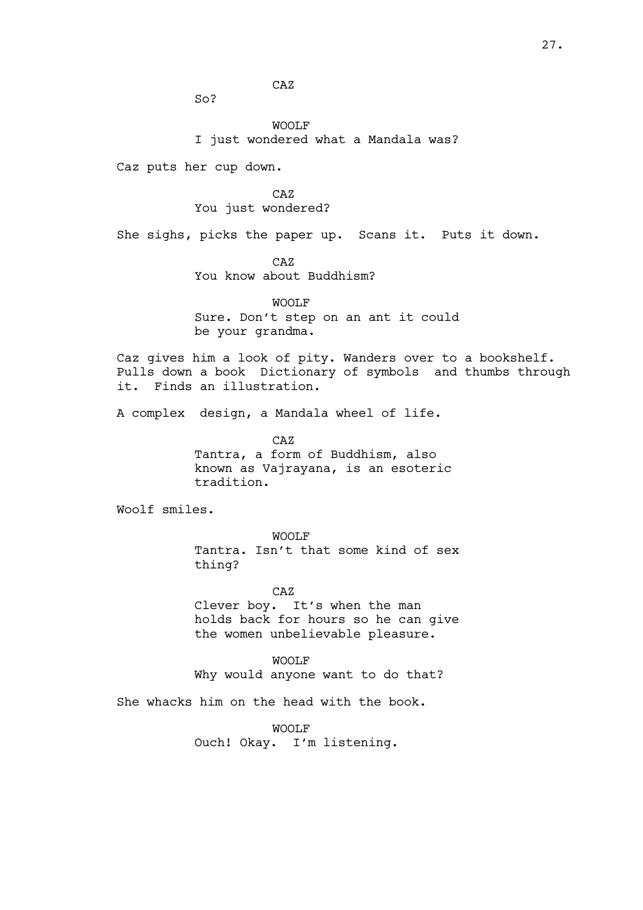CAZ

So?

WOOLF

I just wondered what a Mandala was?

Caz puts her cup down.

CAZ

You just wondered?

She sighs, picks the paper up. Scans it. Puts it down.

CAZ

You know about Buddhism?

WOOLF

Sure. Don't step on an ant it could be your grandma.

Caz gives him a look of pity. Wanders over to a bookshelf. Pulls down a book Dictionary of symbols and thumbs through it. Finds an illustration.

A complex design, a Mandala wheel of life.

CAZ

Tantra, a form of Buddhism, also known as Vajrayana, is an esoteric tradition.

Woolf smiles.

WOOLF

Tantra. Isn't that some kind of sex thing?

CAZ

Clever boy. It's when the man holds back for hours so he can give the women unbelievable pleasure.

WOOLF

Why would anyone want to do that?

She whacks him on the head with the book.

WOOLF

Ouch! Okay. I'm listening.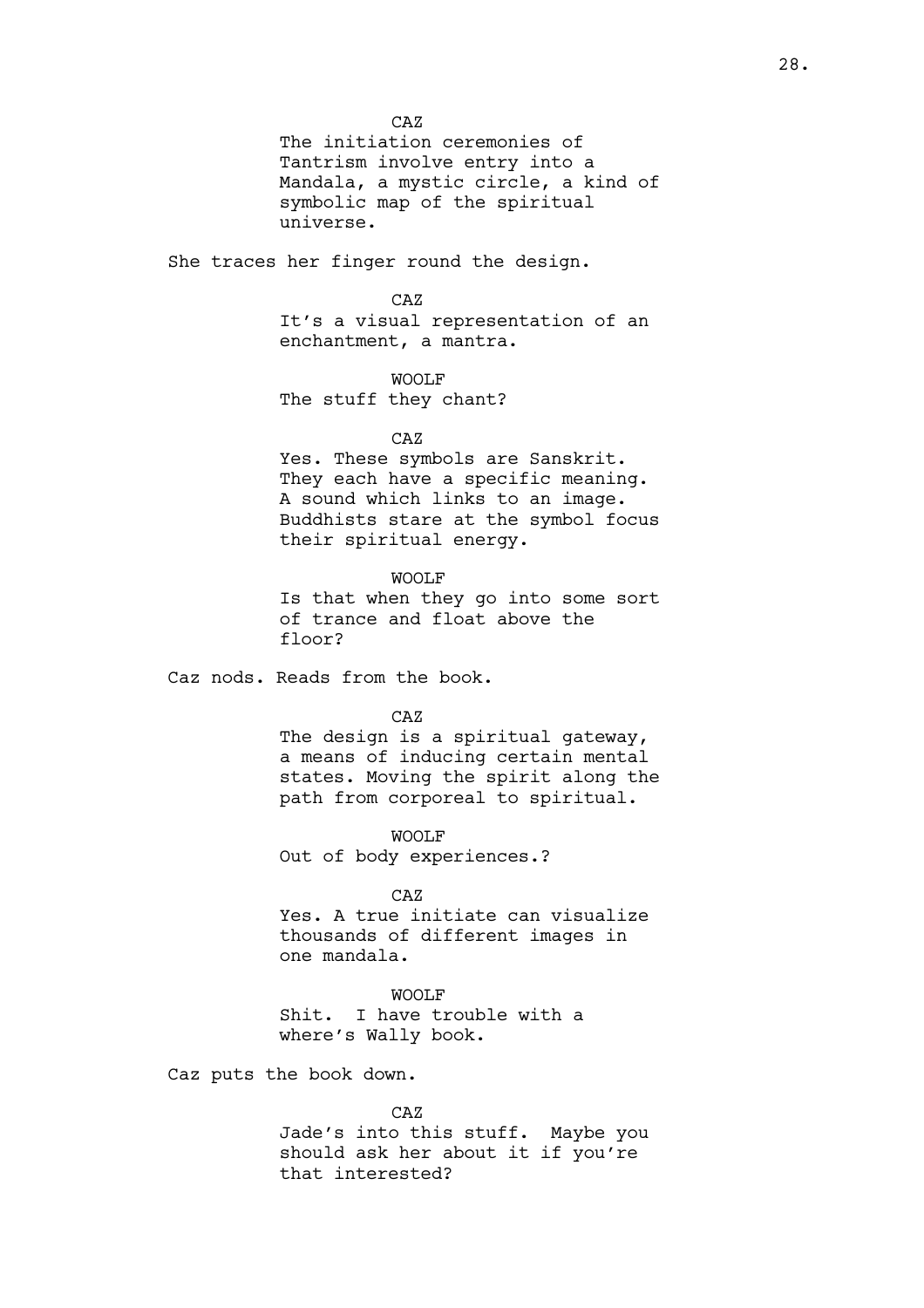CAZ

The initiation ceremonies of Tantrism involve entry into a Mandala, a mystic circle, a kind of symbolic map of the spiritual universe.

She traces her finger round the design.

CAZ

It's a visual representation of an enchantment, a mantra.

WOOLF

The stuff they chant?

CAZ

Yes. These symbols are Sanskrit. They each have a specific meaning. A sound which links to an image. Buddhists stare at the symbol focus their spiritual energy.

WOOLF

Is that when they go into some sort of trance and float above the floor?

Caz nods. Reads from the book.

CAZ

The design is a spiritual gateway, a means of inducing certain mental states. Moving the spirit along the path from corporeal to spiritual.

WOOLF

Out of body experiences.?

CAZ

Yes. A true initiate can visualize thousands of different images in one mandala.

WOOLF

Shit. I have trouble with a where's Wally book.

Caz puts the book down.

CAZ

Jade's into this stuff. Maybe you should ask her about it if you're that interested?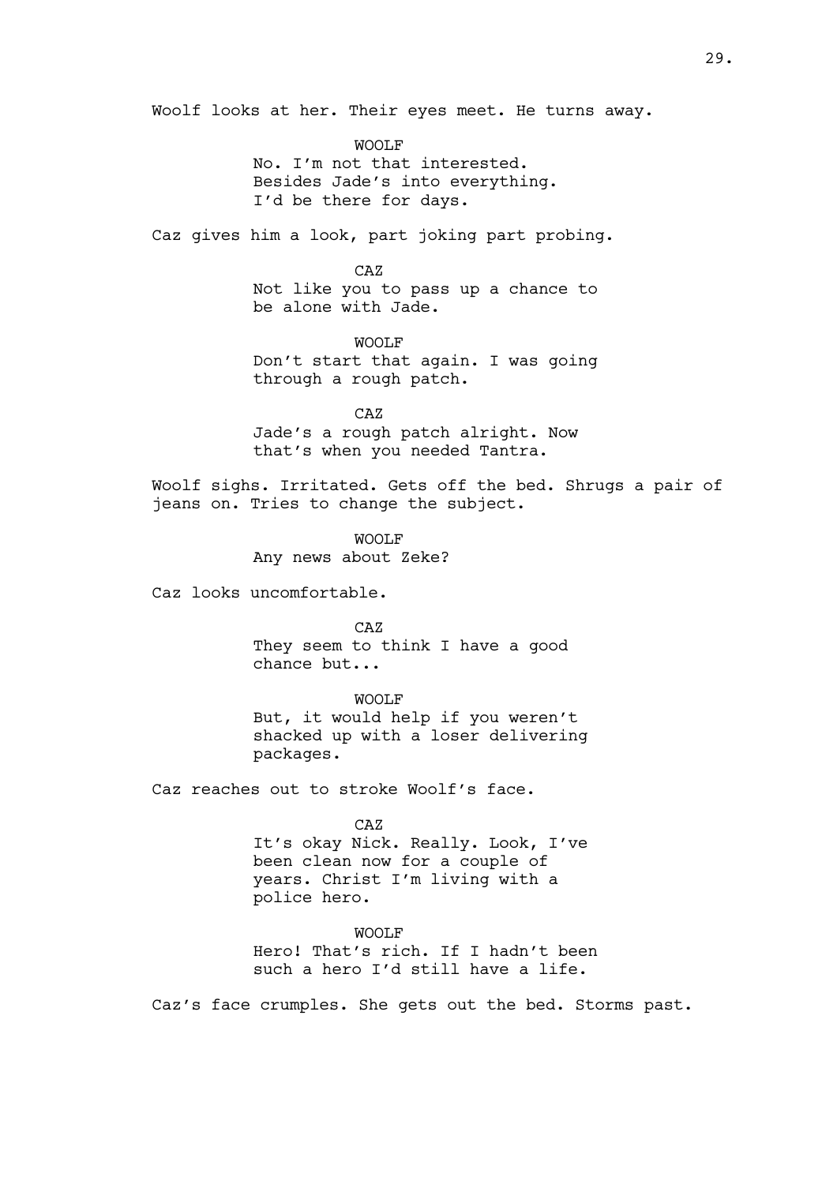Woolf looks at her. Their eyes meet. He turns away.

WOOLF
No. I'm not that interested. Besides Jade's into everything. I'd be there for days.

Caz gives him a look, part joking part probing.

CAZ
Not like you to pass up a chance to be alone with Jade.

WOOLF
Don't start that again. I was going through a rough patch.

CAZ
Jade's a rough patch alright. Now that's when you needed Tantra.

Woolf sighs. Irritated. Gets off the bed. Shrugs a pair of jeans on. Tries to change the subject.

WOOLF
Any news about Zeke?

Caz looks uncomfortable.

CAZ
They seem to think I have a good chance but...

WOOLF
But, it would help if you weren't shacked up with a loser delivering packages.

Caz reaches out to stroke Woolf's face.

CAZ
It's okay Nick. Really. Look, I've been clean now for a couple of years. Christ I'm living with a police hero.

WOOLF
Hero! That's rich. If I hadn't been such a hero I'd still have a life.

Caz's face crumples. She gets out the bed. Storms past.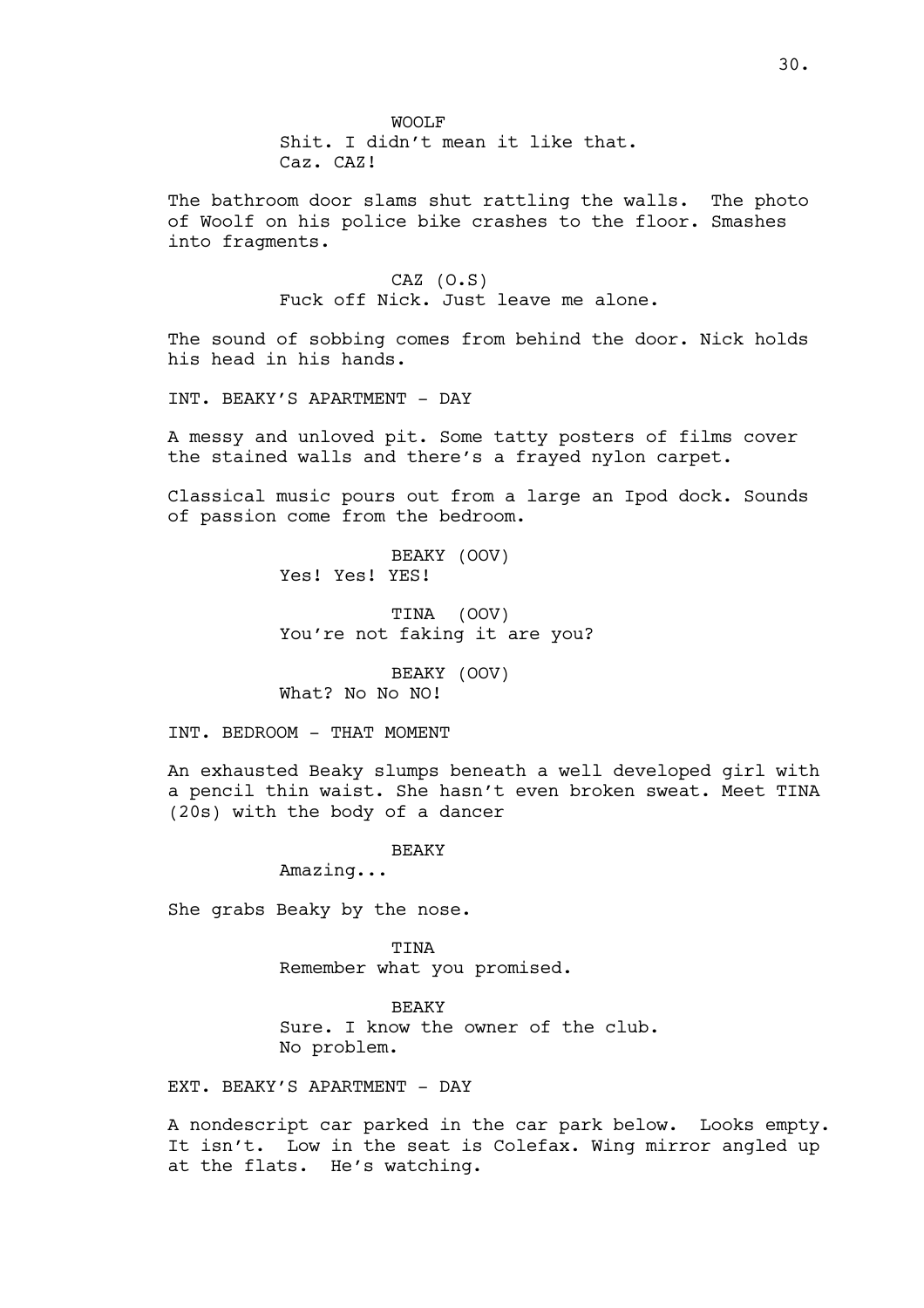WOOLF
Shit. I didn't mean it like that.
Caz. CAZ!

The bathroom door slams shut rattling the walls. The photo of Woolf on his police bike crashes to the floor. Smashes into fragments.

CAZ (O.S)
Fuck off Nick. Just leave me alone.

The sound of sobbing comes from behind the door. Nick holds his head in his hands.

INT. BEAKY'S APARTMENT - DAY

A messy and unloved pit. Some tatty posters of films cover the stained walls and there's a frayed nylon carpet.

Classical music pours out from a large an Ipod dock. Sounds of passion come from the bedroom.

BEAKY (OOV)
Yes! Yes! YES!

TINA (OOV)
You're not faking it are you?

BEAKY (OOV)
What? No No NO!

INT. BEDROOM - THAT MOMENT

An exhausted Beaky slumps beneath a well developed girl with a pencil thin waist. She hasn't even broken sweat. Meet TINA (20s) with the body of a dancer

BEAKY
Amazing...

She grabs Beaky by the nose.

TINA
Remember what you promised.

BEAKY
Sure. I know the owner of the club.
No problem.

EXT. BEAKY'S APARTMENT - DAY

A nondescript car parked in the car park below. Looks empty. It isn't. Low in the seat is Colefax. Wing mirror angled up at the flats. He's watching.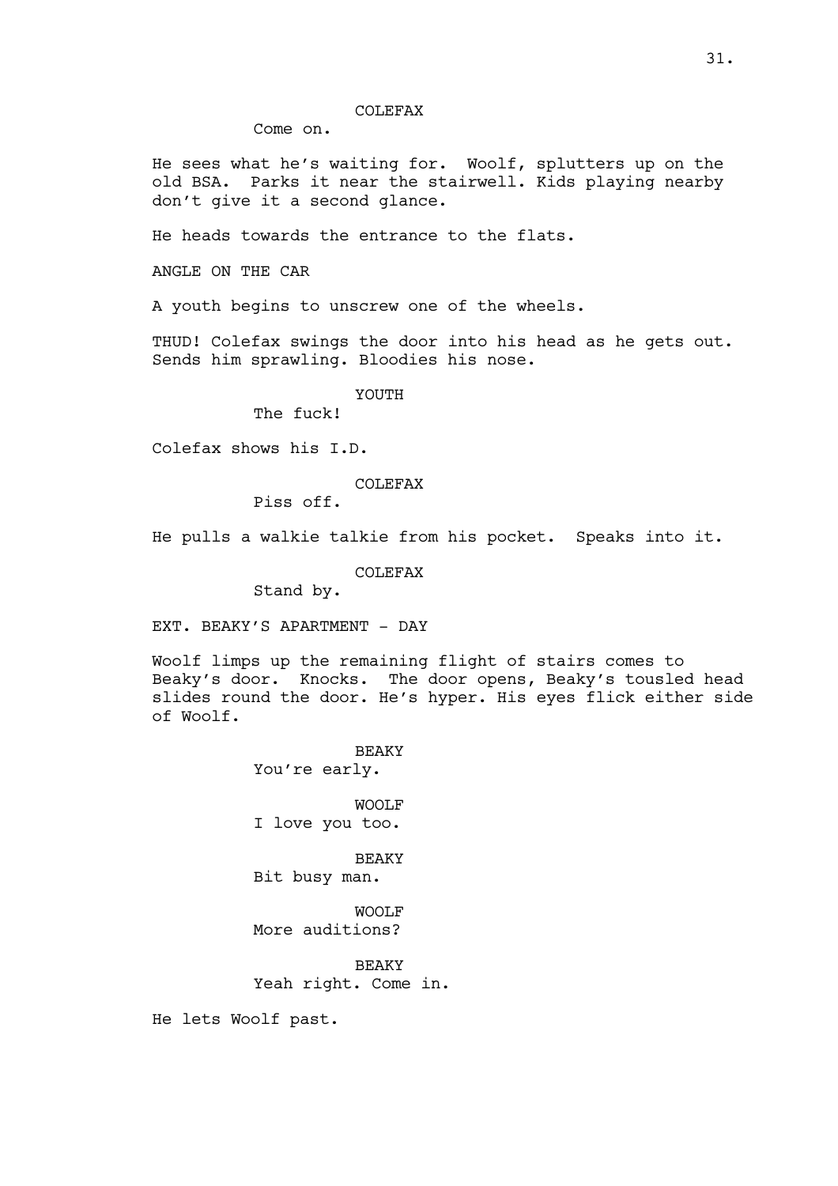COLEFAX

Come on.

He sees what he's waiting for. Woolf, splutters up on the old BSA. Parks it near the stairwell. Kids playing nearby don't give it a second glance.

He heads towards the entrance to the flats.

ANGLE ON THE CAR

A youth begins to unscrew one of the wheels.

THUD! Colefax swings the door into his head as he gets out. Sends him sprawling. Bloodies his nose.

YOUTH

The fuck!

Colefax shows his I.D.

COLEFAX

Piss off.

He pulls a walkie talkie from his pocket. Speaks into it.

COLEFAX

Stand by.

EXT. BEAKY'S APARTMENT - DAY

Woolf limps up the remaining flight of stairs comes to Beaky's door. Knocks. The door opens, Beaky's tousled head slides round the door. He's hyper. His eyes flick either side of Woolf.

BEAKY

You're early.

WOOLF

I love you too.

BEAKY

Bit busy man.

WOOLF

More auditions?

BEAKY

Yeah right. Come in.

He lets Woolf past.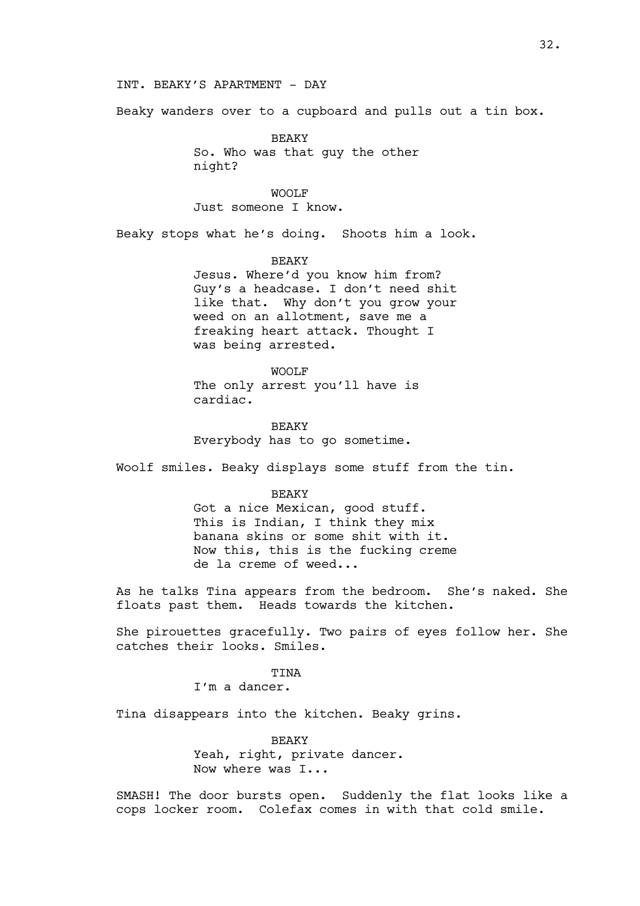INT. BEAKY'S APARTMENT - DAY

Beaky wanders over to a cupboard and pulls out a tin box.

BEAKY
So. Who was that guy the other night?

WOOLF
Just someone I know.

Beaky stops what he's doing. Shoots him a look.

BEAKY
Jesus. Where'd you know him from? Guy's a headcase. I don't need shit like that. Why don't you grow your weed on an allotment, save me a freaking heart attack. Thought I was being arrested.

WOOLF
The only arrest you'll have is cardiac.

BEAKY
Everybody has to go sometime.

Woolf smiles. Beaky displays some stuff from the tin.

BEAKY
Got a nice Mexican, good stuff. This is Indian, I think they mix banana skins or some shit with it. Now this, this is the fucking creme de la creme of weed...

As he talks Tina appears from the bedroom. She's naked. She floats past them. Heads towards the kitchen.

She pirouettes gracefully. Two pairs of eyes follow her. She catches their looks. Smiles.

TINA
I'm a dancer.

Tina disappears into the kitchen. Beaky grins.

BEAKY
Yeah, right, private dancer. Now where was I...

SMASH! The door bursts open. Suddenly the flat looks like a cops locker room. Colefax comes in with that cold smile.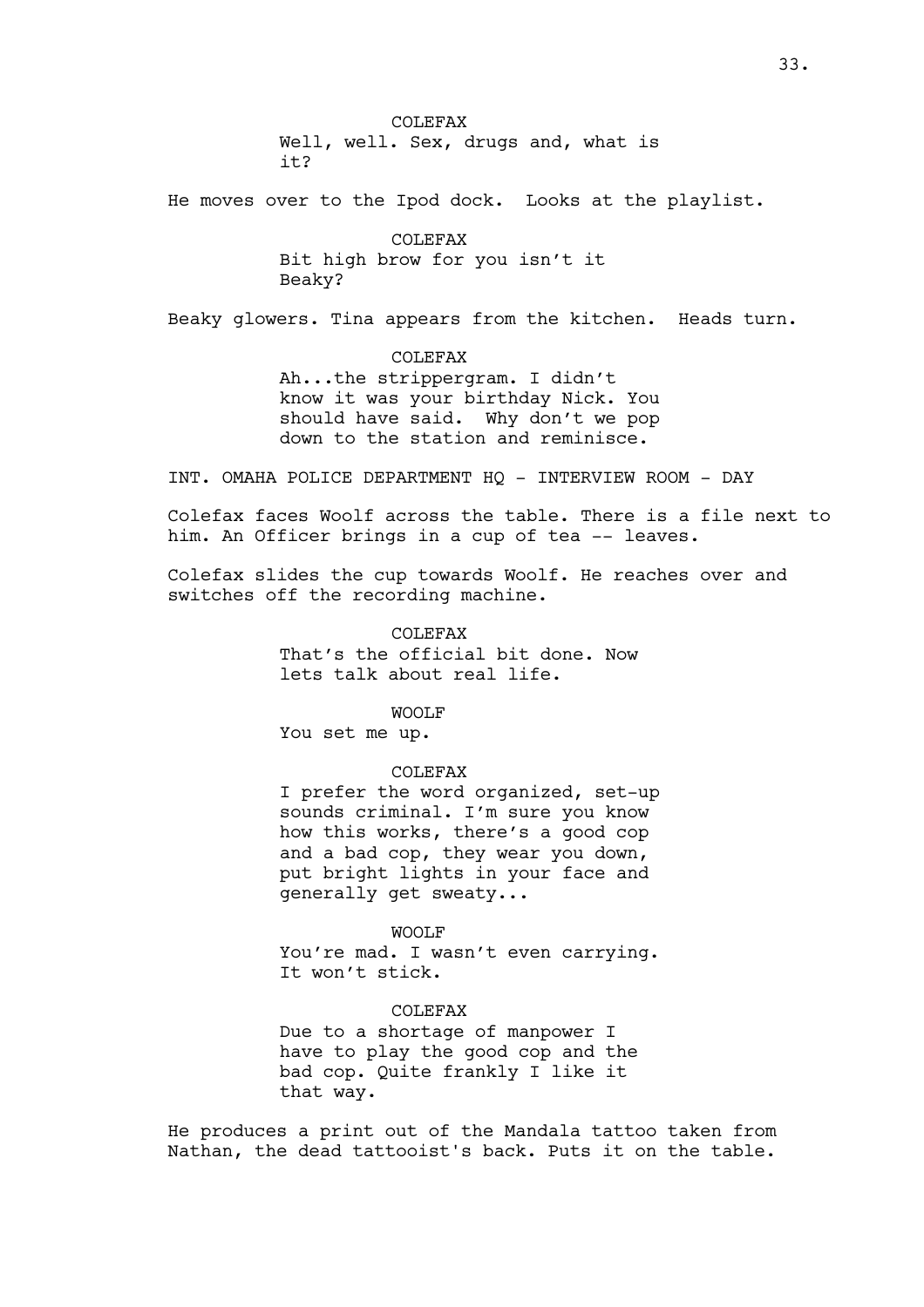COLEFAX
Well, well. Sex, drugs and, what is it?

He moves over to the Ipod dock. Looks at the playlist.

COLEFAX
Bit high brow for you isn't it Beaky?

Beaky glowers. Tina appears from the kitchen. Heads turn.

COLEFAX
Ah...the strippergram. I didn't know it was your birthday Nick. You should have said. Why don't we pop down to the station and reminisce.

INT. OMAHA POLICE DEPARTMENT HQ - INTERVIEW ROOM - DAY

Colefax faces Woolf across the table. There is a file next to him. An Officer brings in a cup of tea -- leaves.

Colefax slides the cup towards Woolf. He reaches over and switches off the recording machine.

COLEFAX
That's the official bit done. Now lets talk about real life.

WOOLF
You set me up.

COLEFAX
I prefer the word organized, set-up sounds criminal. I'm sure you know how this works, there's a good cop and a bad cop, they wear you down, put bright lights in your face and generally get sweaty...

WOOLF
You're mad. I wasn't even carrying. It won't stick.

COLEFAX
Due to a shortage of manpower I have to play the good cop and the bad cop. Quite frankly I like it that way.

He produces a print out of the Mandala tattoo taken from Nathan, the dead tattooist's back. Puts it on the table.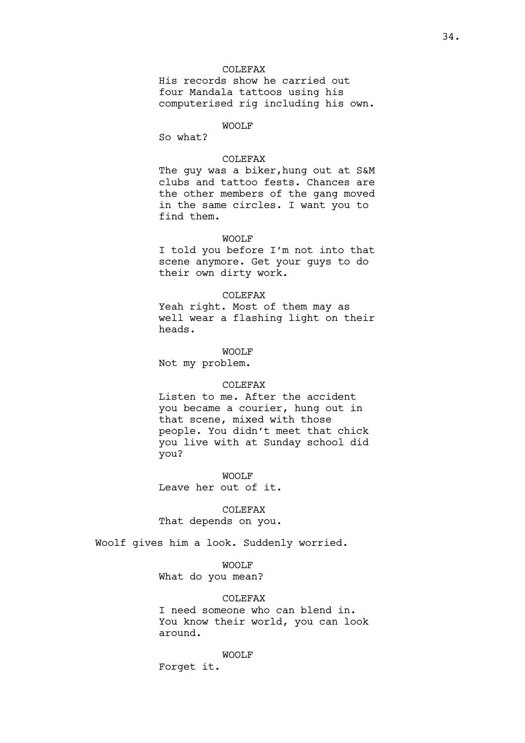COLEFAX
His records show he carried out four Mandala tattoos using his computerised rig including his own.

WOOLF
So what?

COLEFAX
The guy was a biker,hung out at S&M clubs and tattoo fests. Chances are the other members of the gang moved in the same circles. I want you to find them.

WOOLF
I told you before I'm not into that scene anymore. Get your guys to do their own dirty work.

COLEFAX
Yeah right. Most of them may as well wear a flashing light on their heads.

WOOLF
Not my problem.

COLEFAX
Listen to me. After the accident you became a courier, hung out in that scene, mixed with those people. You didn't meet that chick you live with at Sunday school did you?

WOOLF
Leave her out of it.

COLEFAX
That depends on you.

Woolf gives him a look. Suddenly worried.

WOOLF
What do you mean?

COLEFAX
I need someone who can blend in. You know their world, you can look around.

WOOLF
Forget it.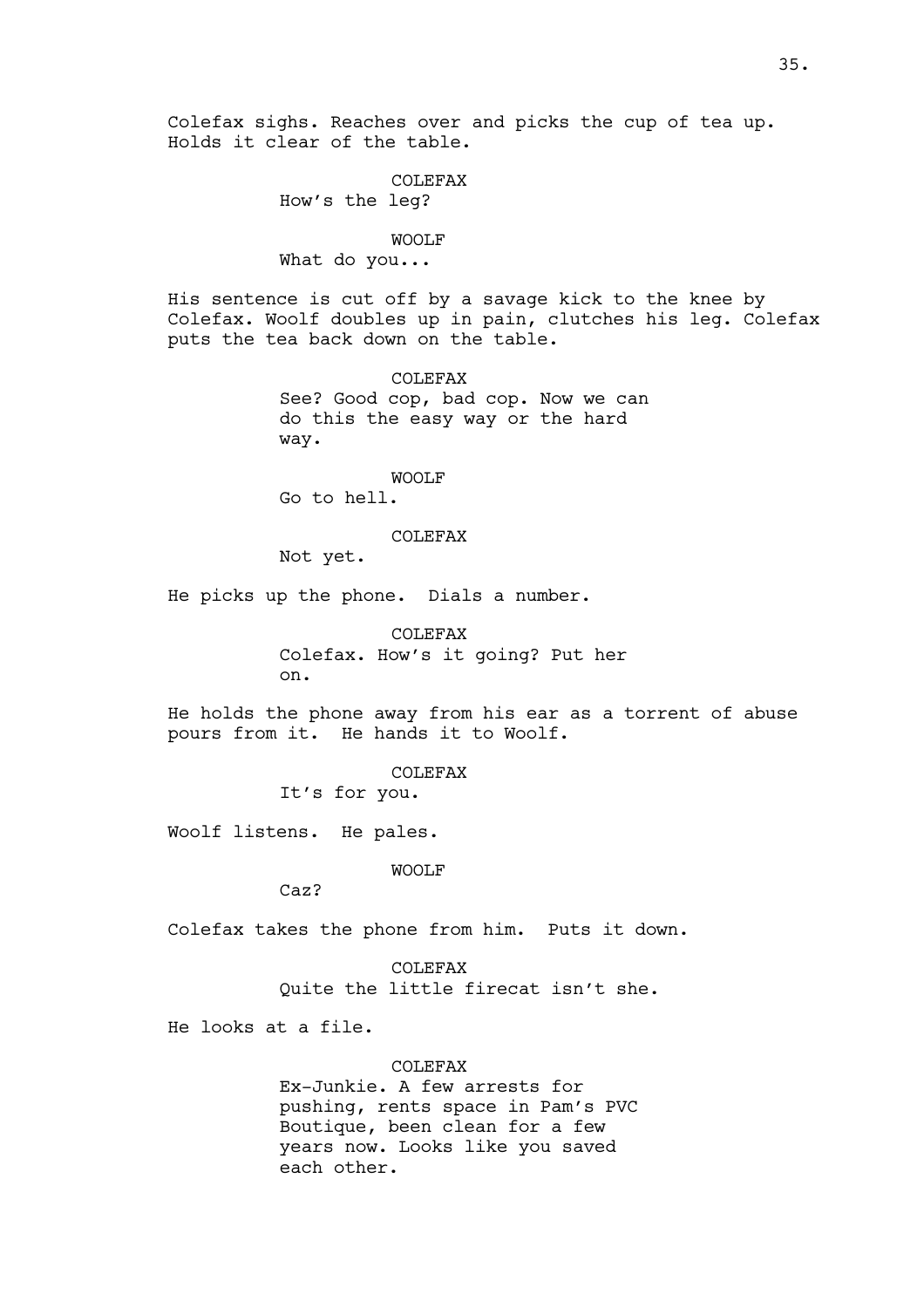Colefax sighs. Reaches over and picks the cup of tea up. Holds it clear of the table.

COLEFAX
How's the leg?

WOOLF
What do you...

His sentence is cut off by a savage kick to the knee by Colefax. Woolf doubles up in pain, clutches his leg. Colefax puts the tea back down on the table.

COLEFAX
See? Good cop, bad cop. Now we can do this the easy way or the hard way.

WOOLF
Go to hell.

COLEFAX
Not yet.

He picks up the phone. Dials a number.

COLEFAX
Colefax. How's it going? Put her on.

He holds the phone away from his ear as a torrent of abuse pours from it. He hands it to Woolf.

COLEFAX
It's for you.

Woolf listens. He pales.

WOOLF
Caz?

Colefax takes the phone from him. Puts it down.

COLEFAX
Quite the little firecat isn't she.

He looks at a file.

COLEFAX
Ex-Junkie. A few arrests for pushing, rents space in Pam's PVC Boutique, been clean for a few years now. Looks like you saved each other.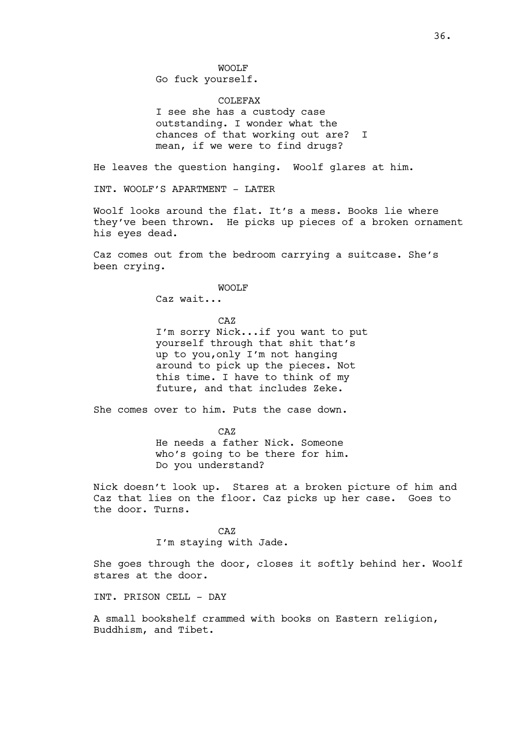WOOLF
Go fuck yourself.

COLEFAX
I see she has a custody case outstanding. I wonder what the chances of that working out are? I mean, if we were to find drugs?

He leaves the question hanging. Woolf glares at him.

INT. WOOLF'S APARTMENT - LATER

Woolf looks around the flat. It's a mess. Books lie where they've been thrown. He picks up pieces of a broken ornament his eyes dead.

Caz comes out from the bedroom carrying a suitcase. She's been crying.

WOOLF
Caz wait...

CAZ
I'm sorry Nick...if you want to put yourself through that shit that's up to you,only I'm not hanging around to pick up the pieces. Not this time. I have to think of my future, and that includes Zeke.

She comes over to him. Puts the case down.

CAZ
He needs a father Nick. Someone who's going to be there for him. Do you understand?

Nick doesn't look up. Stares at a broken picture of him and Caz that lies on the floor. Caz picks up her case. Goes to the door. Turns.

CAZ
I'm staying with Jade.

She goes through the door, closes it softly behind her. Woolf stares at the door.

INT. PRISON CELL - DAY

A small bookshelf crammed with books on Eastern religion, Buddhism, and Tibet.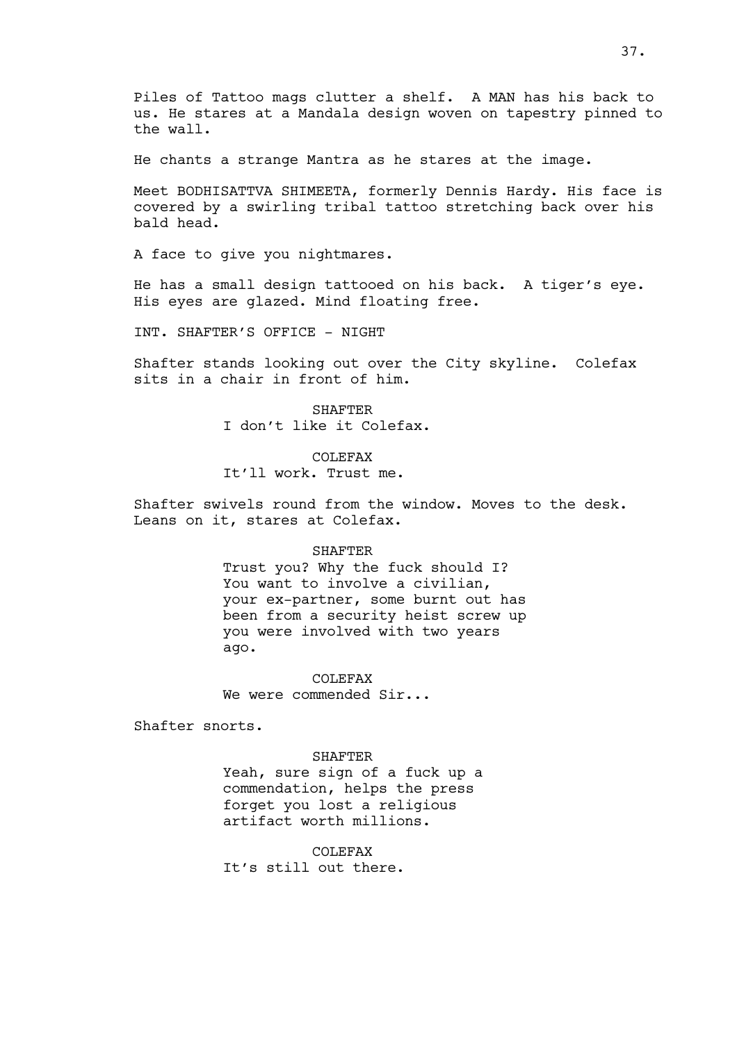Piles of Tattoo mags clutter a shelf. A MAN has his back to us. He stares at a Mandala design woven on tapestry pinned to the wall.

He chants a strange Mantra as he stares at the image.

Meet BODHISATTVA SHIMEETA, formerly Dennis Hardy. His face is covered by a swirling tribal tattoo stretching back over his bald head.

A face to give you nightmares.

He has a small design tattooed on his back. A tiger's eye. His eyes are glazed. Mind floating free.

INT. SHAFTER'S OFFICE - NIGHT

Shafter stands looking out over the City skyline. Colefax sits in a chair in front of him.

SHAFTER
I don't like it Colefax.

COLEFAX
It'll work. Trust me.

Shafter swivels round from the window. Moves to the desk. Leans on it, stares at Colefax.

SHAFTER
Trust you? Why the fuck should I? You want to involve a civilian, your ex-partner, some burnt out has been from a security heist screw up you were involved with two years ago.

COLEFAX
We were commended Sir...

Shafter snorts.

SHAFTER
Yeah, sure sign of a fuck up a commendation, helps the press forget you lost a religious artifact worth millions.

COLEFAX
It's still out there.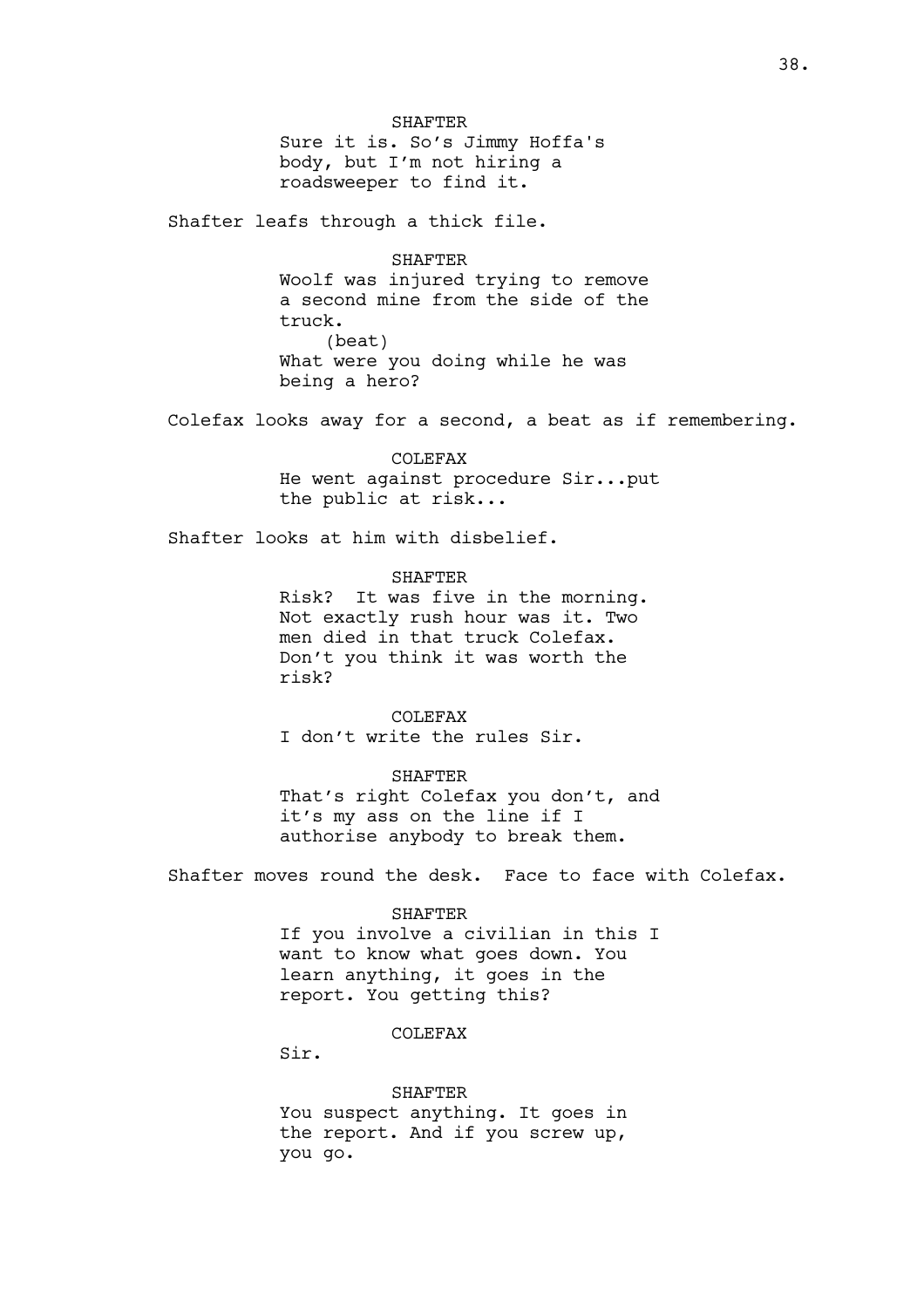SHAFTER

Sure it is. So's Jimmy Hoffa's body, but I'm not hiring a roadsweeper to find it.

Shafter leafs through a thick file.

SHAFTER

Woolf was injured trying to remove a second mine from the side of the truck.

(beat)

What were you doing while he was being a hero?

Colefax looks away for a second, a beat as if remembering.

COLEFAX

He went against procedure Sir...put the public at risk...

Shafter looks at him with disbelief.

SHAFTER

Risk? It was five in the morning. Not exactly rush hour was it. Two men died in that truck Colefax. Don't you think it was worth the risk?

COLEFAX

I don't write the rules Sir.

SHAFTER

That's right Colefax you don't, and it's my ass on the line if I authorise anybody to break them.

Shafter moves round the desk. Face to face with Colefax.

SHAFTER

If you involve a civilian in this I want to know what goes down. You learn anything, it goes in the report. You getting this?

COLEFAX

Sir.

SHAFTER

You suspect anything. It goes in the report. And if you screw up, you go.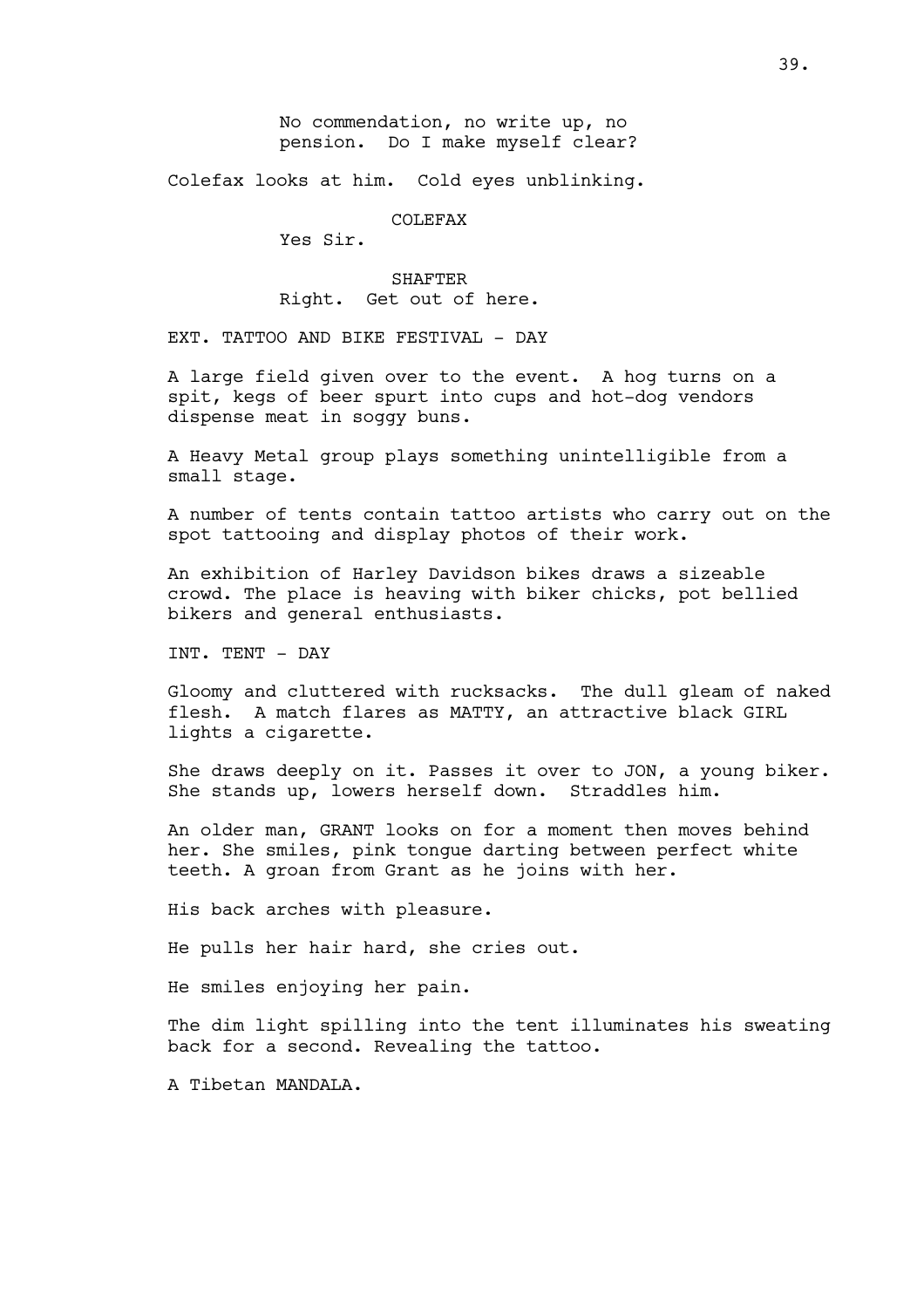No commendation, no write up, no pension. Do I make myself clear?

Colefax looks at him. Cold eyes unblinking.

COLEFAX
Yes Sir.

SHAFTER
Right. Get out of here.

EXT. TATTOO AND BIKE FESTIVAL - DAY

A large field given over to the event. A hog turns on a spit, kegs of beer spurt into cups and hot-dog vendors dispense meat in soggy buns.

A Heavy Metal group plays something unintelligible from a small stage.

A number of tents contain tattoo artists who carry out on the spot tattooing and display photos of their work.

An exhibition of Harley Davidson bikes draws a sizeable crowd. The place is heaving with biker chicks, pot bellied bikers and general enthusiasts.

INT. TENT - DAY

Gloomy and cluttered with rucksacks. The dull gleam of naked flesh. A match flares as MATTY, an attractive black GIRL lights a cigarette.

She draws deeply on it. Passes it over to JON, a young biker. She stands up, lowers herself down. Straddles him.

An older man, GRANT looks on for a moment then moves behind her. She smiles, pink tongue darting between perfect white teeth. A groan from Grant as he joins with her.

His back arches with pleasure.

He pulls her hair hard, she cries out.

He smiles enjoying her pain.

The dim light spilling into the tent illuminates his sweating back for a second. Revealing the tattoo.

A Tibetan MANDALA.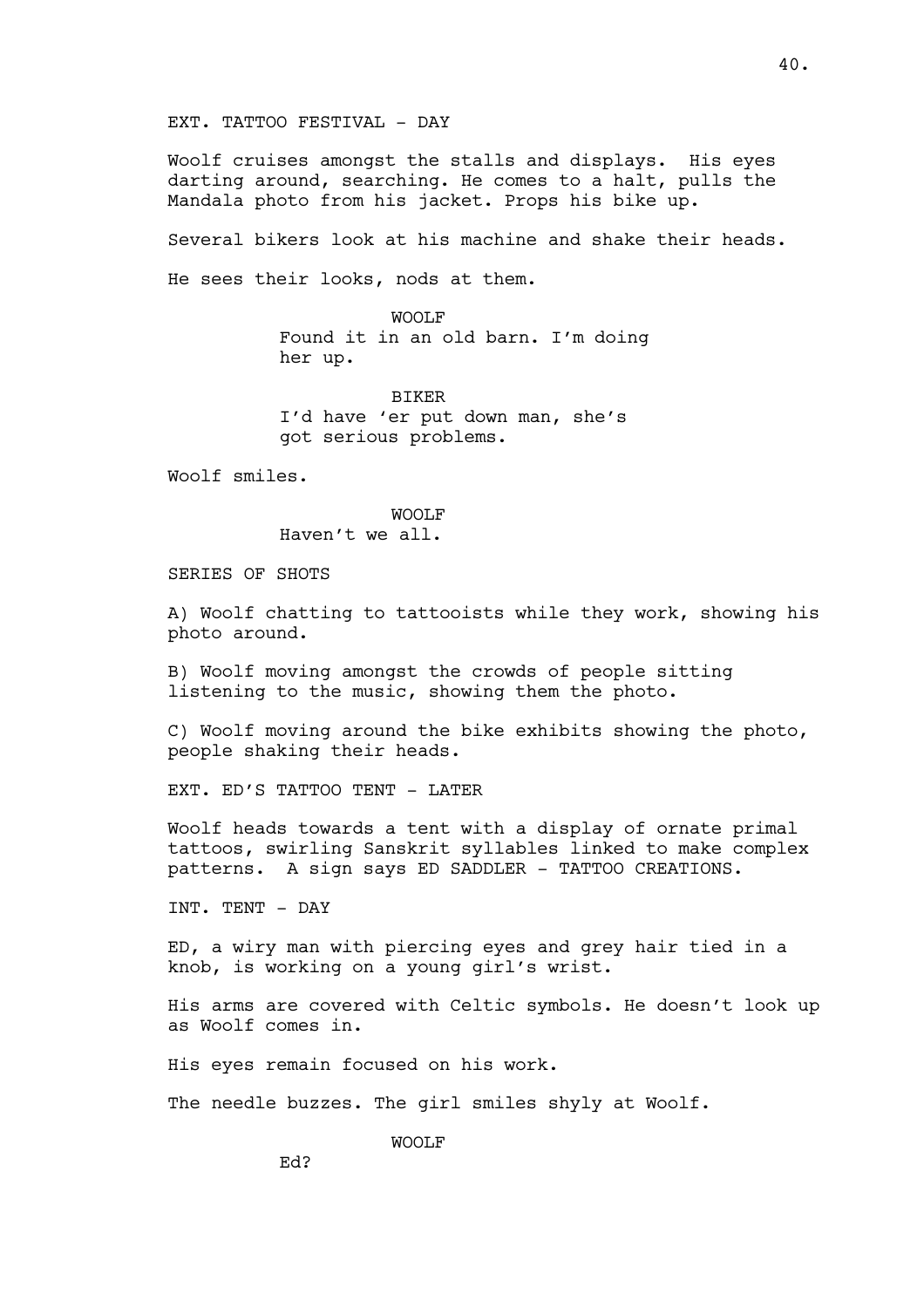EXT. TATTOO FESTIVAL - DAY

Woolf cruises amongst the stalls and displays. His eyes darting around, searching. He comes to a halt, pulls the Mandala photo from his jacket. Props his bike up.

Several bikers look at his machine and shake their heads.

He sees their looks, nods at them.

WOOLF
Found it in an old barn. I'm doing her up.

BIKER
I'd have 'er put down man, she's got serious problems.

Woolf smiles.

WOOLF
Haven't we all.

SERIES OF SHOTS

A) Woolf chatting to tattooists while they work, showing his photo around.

B) Woolf moving amongst the crowds of people sitting listening to the music, showing them the photo.

C) Woolf moving around the bike exhibits showing the photo, people shaking their heads.

EXT. ED'S TATTOO TENT - LATER

Woolf heads towards a tent with a display of ornate primal tattoos, swirling Sanskrit syllables linked to make complex patterns. A sign says ED SADDLER - TATTOO CREATIONS.

INT. TENT - DAY

ED, a wiry man with piercing eyes and grey hair tied in a knob, is working on a young girl's wrist.

His arms are covered with Celtic symbols. He doesn't look up as Woolf comes in.

His eyes remain focused on his work.

The needle buzzes. The girl smiles shyly at Woolf.

WOOLF
Ed?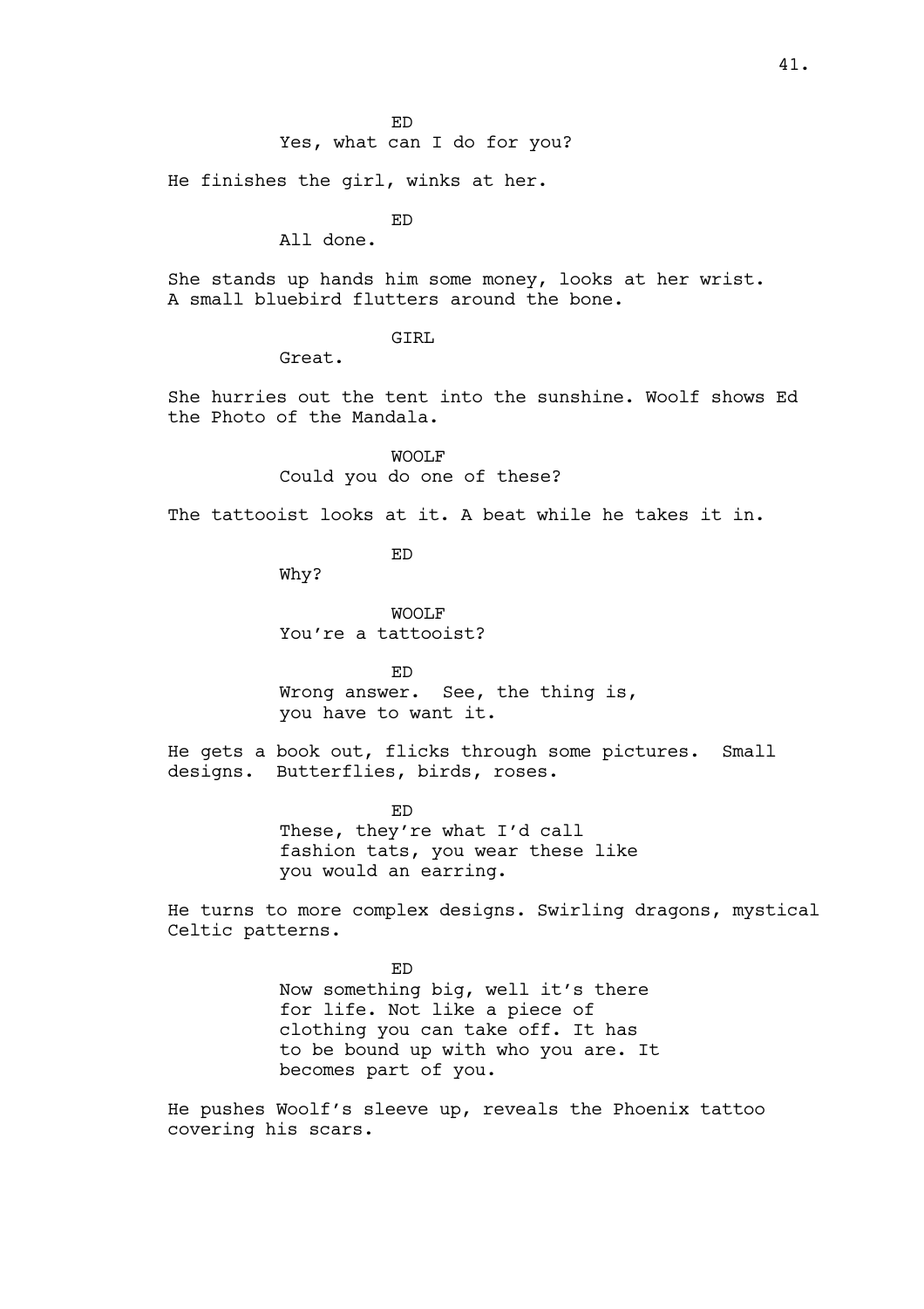ED
Yes, what can I do for you?

He finishes the girl, winks at her.

ED
All done.

She stands up hands him some money, looks at her wrist. A small bluebird flutters around the bone.

GIRL
Great.

She hurries out the tent into the sunshine. Woolf shows Ed the Photo of the Mandala.

WOOLF
Could you do one of these?

The tattooist looks at it. A beat while he takes it in.

ED
Why?

WOOLF
You're a tattooist?

ED
Wrong answer. See, the thing is, you have to want it.

He gets a book out, flicks through some pictures. Small designs. Butterflies, birds, roses.

ED
These, they're what I'd call fashion tats, you wear these like you would an earring.

He turns to more complex designs. Swirling dragons, mystical Celtic patterns.

ED
Now something big, well it's there for life. Not like a piece of clothing you can take off. It has to be bound up with who you are. It becomes part of you.

He pushes Woolf's sleeve up, reveals the Phoenix tattoo covering his scars.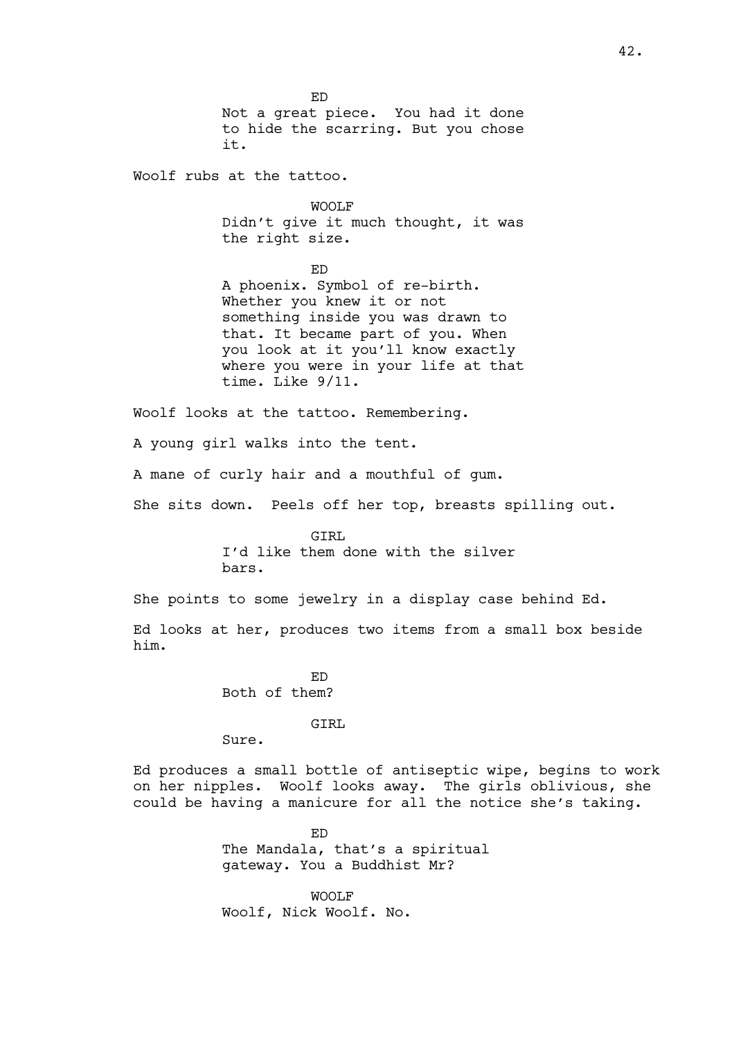ED

Not a great piece. You had it done to hide the scarring. But you chose it.

Woolf rubs at the tattoo.

WOOLF

Didn't give it much thought, it was the right size.

ED

A phoenix. Symbol of re-birth. Whether you knew it or not something inside you was drawn to that. It became part of you. When you look at it you'll know exactly where you were in your life at that time. Like 9/11.

Woolf looks at the tattoo. Remembering.

A young girl walks into the tent.

A mane of curly hair and a mouthful of gum.

She sits down. Peels off her top, breasts spilling out.

GIRL

I'd like them done with the silver bars.

She points to some jewelry in a display case behind Ed.

Ed looks at her, produces two items from a small box beside him.

ED

Both of them?

GIRL

Sure.

Ed produces a small bottle of antiseptic wipe, begins to work on her nipples. Woolf looks away. The girls oblivious, she could be having a manicure for all the notice she's taking.

ED

The Mandala, that's a spiritual gateway. You a Buddhist Mr?

WOOLF

Woolf, Nick Woolf. No.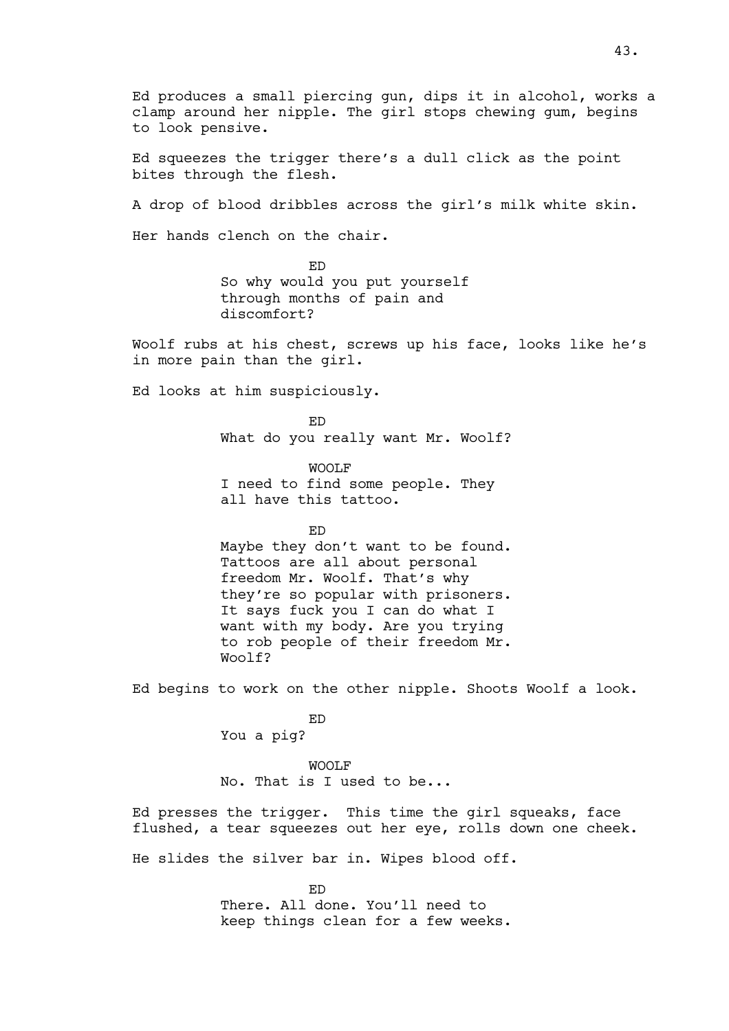Ed produces a small piercing gun, dips it in alcohol, works a clamp around her nipple. The girl stops chewing gum, begins to look pensive.

Ed squeezes the trigger there's a dull click as the point bites through the flesh.

A drop of blood dribbles across the girl's milk white skin.

Her hands clench on the chair.

ED
So why would you put yourself through months of pain and discomfort?

Woolf rubs at his chest, screws up his face, looks like he's in more pain than the girl.

Ed looks at him suspiciously.

ED
What do you really want Mr. Woolf?

WOOLF
I need to find some people. They all have this tattoo.

ED
Maybe they don't want to be found. Tattoos are all about personal freedom Mr. Woolf. That's why they're so popular with prisoners. It says fuck you I can do what I want with my body. Are you trying to rob people of their freedom Mr. Woolf?

Ed begins to work on the other nipple. Shoots Woolf a look.

ED
You a pig?

WOOLF
No. That is I used to be...

Ed presses the trigger. This time the girl squeaks, face flushed, a tear squeezes out her eye, rolls down one cheek.

He slides the silver bar in. Wipes blood off.

ED
There. All done. You'll need to keep things clean for a few weeks.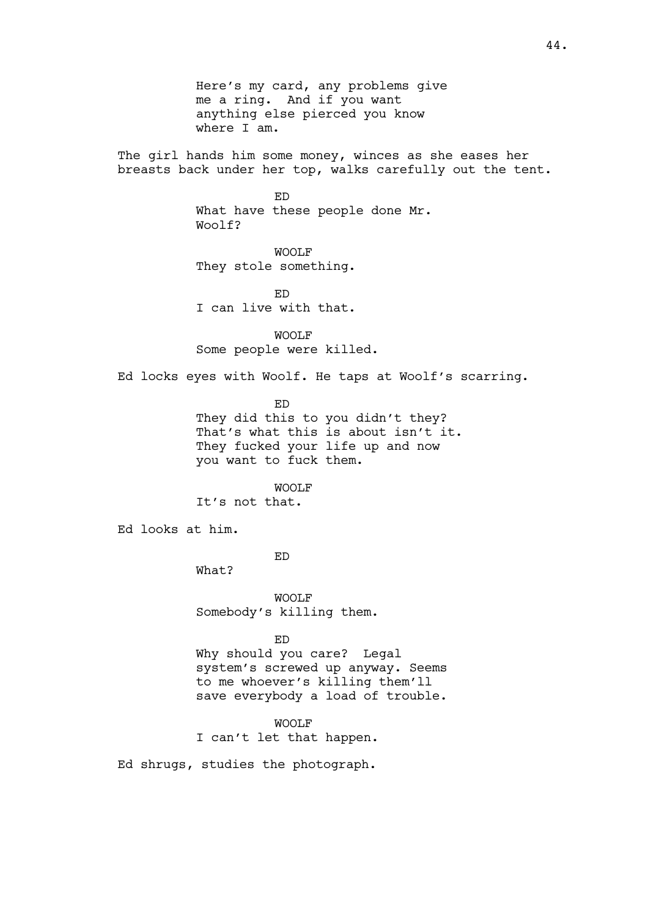Here's my card, any problems give me a ring. And if you want anything else pierced you know where I am.

The girl hands him some money, winces as she eases her breasts back under her top, walks carefully out the tent.

ED

What have these people done Mr. Woolf?

WOOLF

They stole something.

ED

I can live with that.

WOOLF

Some people were killed.

Ed locks eyes with Woolf. He taps at Woolf's scarring.

ED

They did this to you didn't they? That's what this is about isn't it. They fucked your life up and now you want to fuck them.

WOOLF

It's not that.

Ed looks at him.

ED

What?

WOOLF

Somebody's killing them.

ED

Why should you care? Legal system's screwed up anyway. Seems to me whoever's killing them'll save everybody a load of trouble.

WOOLF

I can't let that happen.

Ed shrugs, studies the photograph.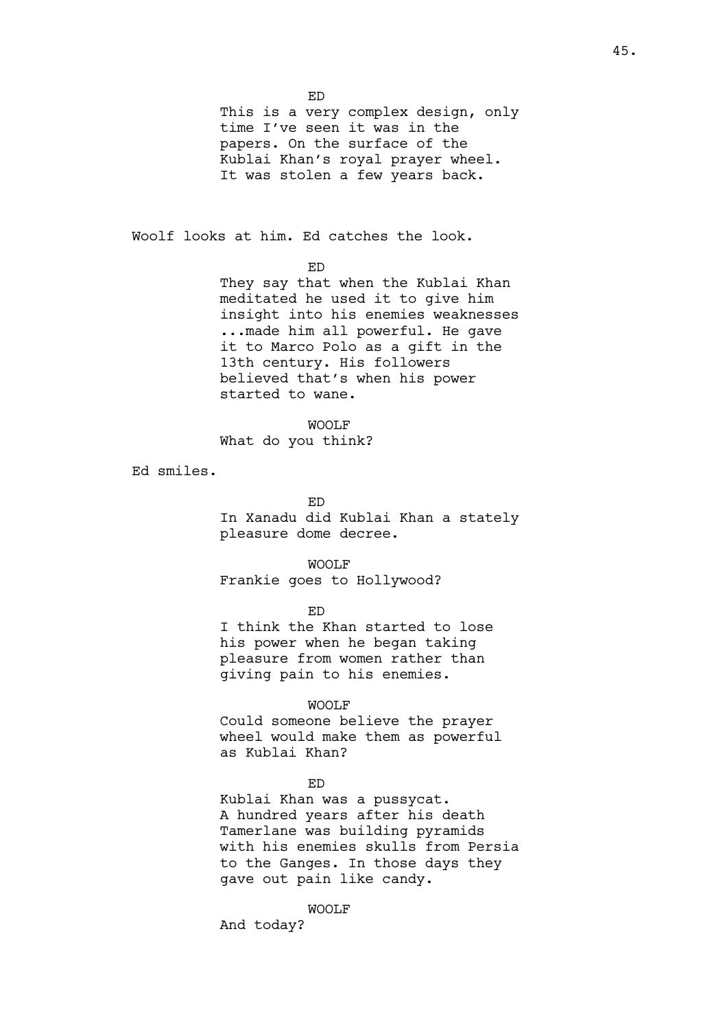ED

This is a very complex design, only time I've seen it was in the papers. On the surface of the Kublai Khan's royal prayer wheel. It was stolen a few years back.

Woolf looks at him. Ed catches the look.

ED

They say that when the Kublai Khan meditated he used it to give him insight into his enemies weaknesses ...made him all powerful. He gave it to Marco Polo as a gift in the 13th century. His followers believed that's when his power started to wane.

WOOLF

What do you think?

Ed smiles.

ED

In Xanadu did Kublai Khan a stately pleasure dome decree.

WOOLF

Frankie goes to Hollywood?

ED

I think the Khan started to lose his power when he began taking pleasure from women rather than giving pain to his enemies.

WOOLF

Could someone believe the prayer wheel would make them as powerful as Kublai Khan?

ED

Kublai Khan was a pussycat. A hundred years after his death Tamerlane was building pyramids with his enemies skulls from Persia to the Ganges. In those days they gave out pain like candy.

WOOLF

And today?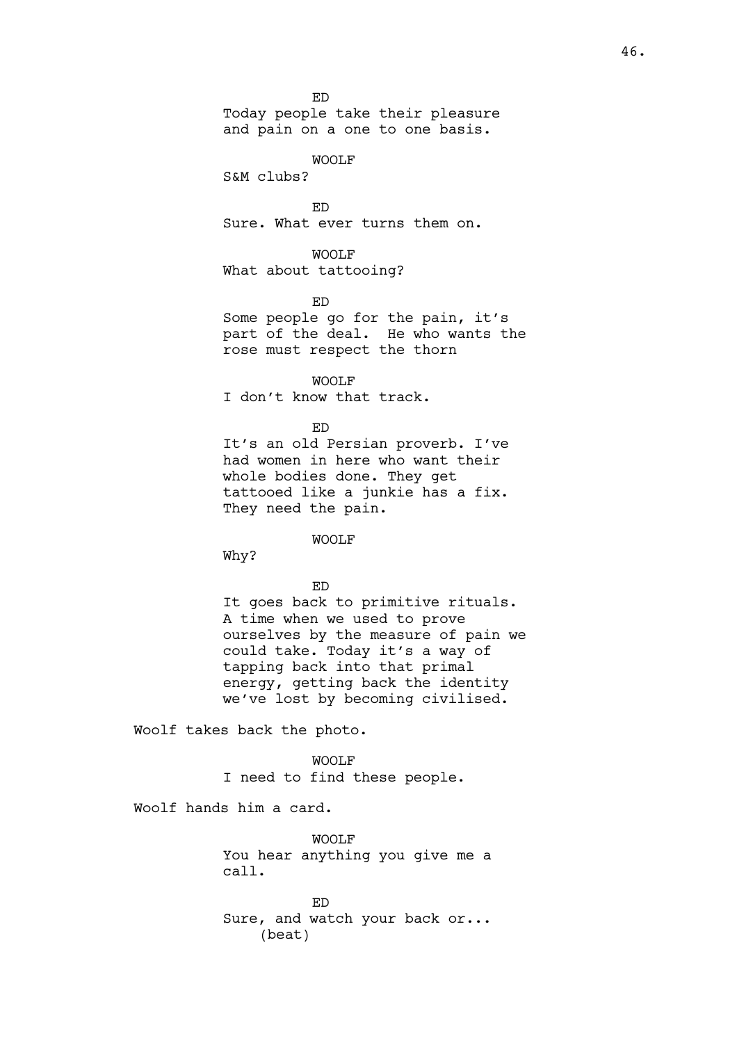ED
Today people take their pleasure and pain on a one to one basis.

WOOLF
S&M clubs?

ED
Sure. What ever turns them on.

WOOLF
What about tattooing?

ED
Some people go for the pain, it's part of the deal. He who wants the rose must respect the thorn

WOOLF
I don't know that track.

ED
It's an old Persian proverb. I've had women in here who want their whole bodies done. They get tattooed like a junkie has a fix. They need the pain.

WOOLF
Why?

ED
It goes back to primitive rituals. A time when we used to prove ourselves by the measure of pain we could take. Today it's a way of tapping back into that primal energy, getting back the identity we've lost by becoming civilised.

Woolf takes back the photo.

WOOLF
I need to find these people.

Woolf hands him a card.

WOOLF
You hear anything you give me a call.

ED
Sure, and watch your back or...
(beat)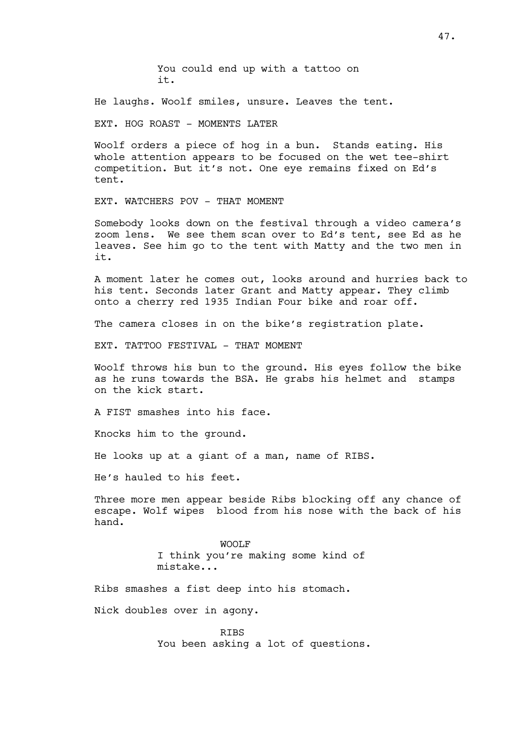You could end up with a tattoo on it.

He laughs. Woolf smiles, unsure. Leaves the tent.

EXT. HOG ROAST - MOMENTS LATER

Woolf orders a piece of hog in a bun. Stands eating. His whole attention appears to be focused on the wet tee-shirt competition. But it's not. One eye remains fixed on Ed's tent.

EXT. WATCHERS POV - THAT MOMENT

Somebody looks down on the festival through a video camera's zoom lens. We see them scan over to Ed's tent, see Ed as he leaves. See him go to the tent with Matty and the two men in it.

A moment later he comes out, looks around and hurries back to his tent. Seconds later Grant and Matty appear. They climb onto a cherry red 1935 Indian Four bike and roar off.

The camera closes in on the bike's registration plate.

EXT. TATTOO FESTIVAL - THAT MOMENT

Woolf throws his bun to the ground. His eyes follow the bike as he runs towards the BSA. He grabs his helmet and stamps on the kick start.

A FIST smashes into his face.

Knocks him to the ground.

He looks up at a giant of a man, name of RIBS.

He's hauled to his feet.

Three more men appear beside Ribs blocking off any chance of escape. Wolf wipes blood from his nose with the back of his hand.

WOOLF
I think you're making some kind of mistake...

Ribs smashes a fist deep into his stomach.

Nick doubles over in agony.

RIBS
You been asking a lot of questions.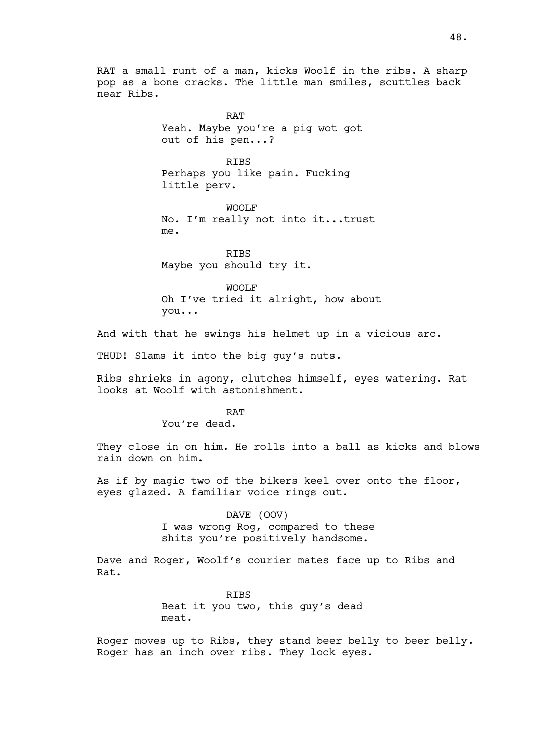RAT a small runt of a man, kicks Woolf in the ribs. A sharp pop as a bone cracks. The little man smiles, scuttles back near Ribs.

RAT
Yeah. Maybe you're a pig wot got out of his pen...?

RIBS
Perhaps you like pain. Fucking little perv.

WOOLF
No. I'm really not into it...trust me.

RIBS
Maybe you should try it.

WOOLF
Oh I've tried it alright, how about you...

And with that he swings his helmet up in a vicious arc.

THUD! Slams it into the big guy's nuts.

Ribs shrieks in agony, clutches himself, eyes watering. Rat looks at Woolf with astonishment.

RAT
You're dead.

They close in on him. He rolls into a ball as kicks and blows rain down on him.

As if by magic two of the bikers keel over onto the floor, eyes glazed. A familiar voice rings out.

DAVE (OOV)
I was wrong Rog, compared to these shits you're positively handsome.

Dave and Roger, Woolf's courier mates face up to Ribs and Rat.

RIBS
Beat it you two, this guy's dead meat.

Roger moves up to Ribs, they stand beer belly to beer belly. Roger has an inch over ribs. They lock eyes.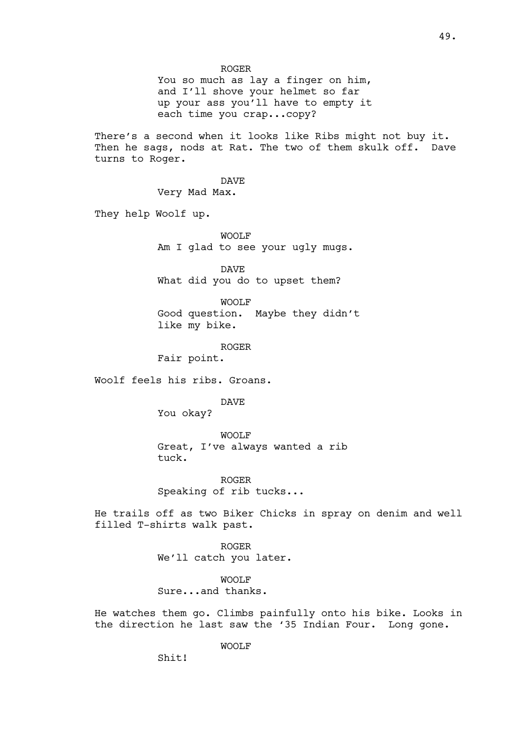ROGER

You so much as lay a finger on him, and I'll shove your helmet so far up your ass you'll have to empty it each time you crap...copy?

There's a second when it looks like Ribs might not buy it. Then he sags, nods at Rat. The two of them skulk off. Dave turns to Roger.

DAVE

Very Mad Max.

They help Woolf up.

WOOLF

Am I glad to see your ugly mugs.

DAVE

What did you do to upset them?

WOOLF

Good question. Maybe they didn't like my bike.

ROGER

Fair point.

Woolf feels his ribs. Groans.

DAVE

You okay?

WOOLF

Great, I've always wanted a rib tuck.

ROGER

Speaking of rib tucks...

He trails off as two Biker Chicks in spray on denim and well filled T-shirts walk past.

ROGER

We'll catch you later.

WOOLF

Sure...and thanks.

He watches them go. Climbs painfully onto his bike. Looks in the direction he last saw the '35 Indian Four. Long gone.

WOOLF

Shit!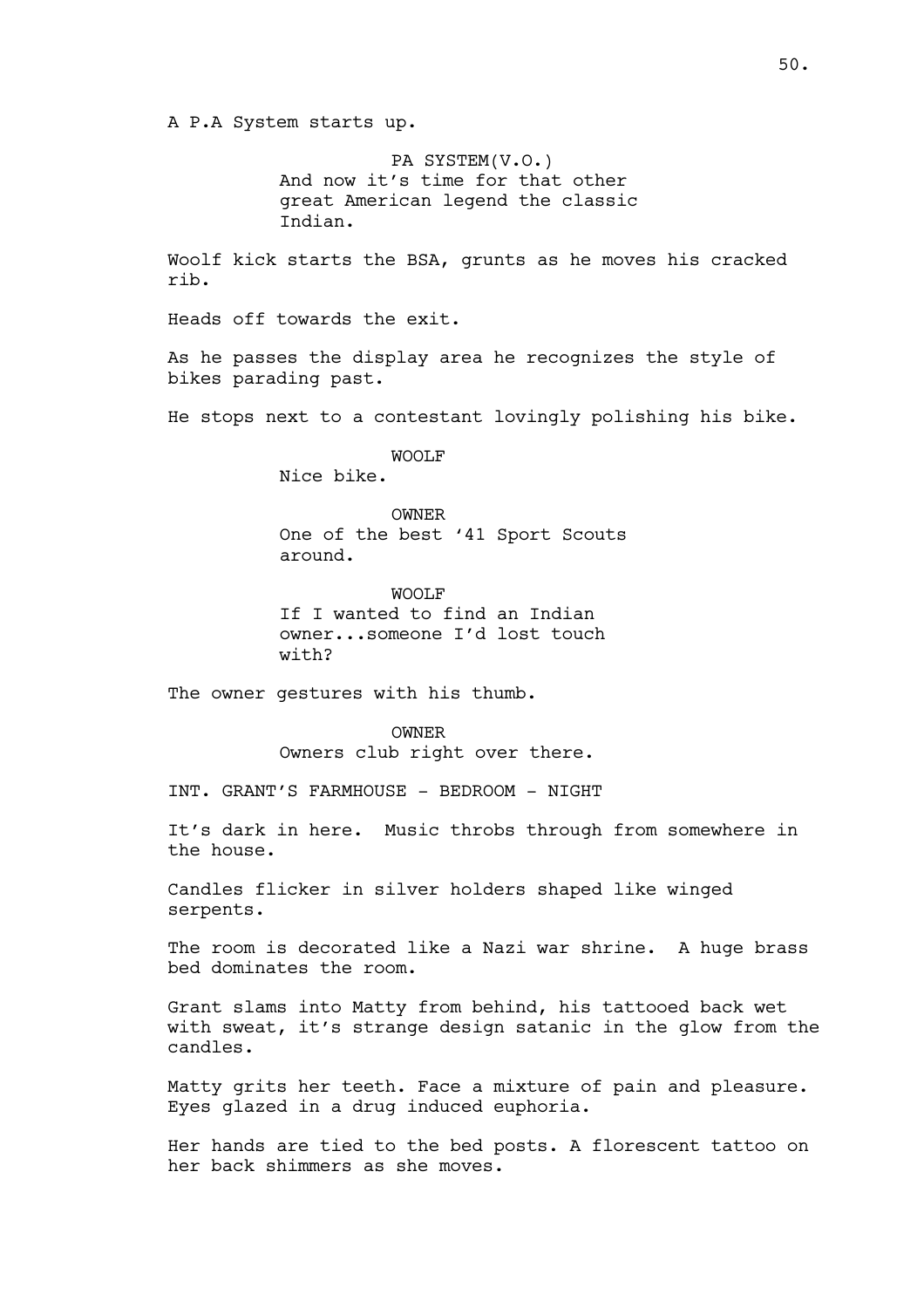A P.A System starts up.

PA SYSTEM(V.O.)
And now it's time for that other great American legend the classic Indian.

Woolf kick starts the BSA, grunts as he moves his cracked rib.

Heads off towards the exit.

As he passes the display area he recognizes the style of bikes parading past.

He stops next to a contestant lovingly polishing his bike.

WOOLF
Nice bike.

OWNER
One of the best '41 Sport Scouts around.

WOOLF
If I wanted to find an Indian owner...someone I'd lost touch with?

The owner gestures with his thumb.

OWNER
Owners club right over there.

INT. GRANT'S FARMHOUSE - BEDROOM - NIGHT

It's dark in here. Music throbs through from somewhere in the house.

Candles flicker in silver holders shaped like winged serpents.

The room is decorated like a Nazi war shrine. A huge brass bed dominates the room.

Grant slams into Matty from behind, his tattooed back wet with sweat, it's strange design satanic in the glow from the candles.

Matty grits her teeth. Face a mixture of pain and pleasure. Eyes glazed in a drug induced euphoria.

Her hands are tied to the bed posts. A florescent tattoo on her back shimmers as she moves.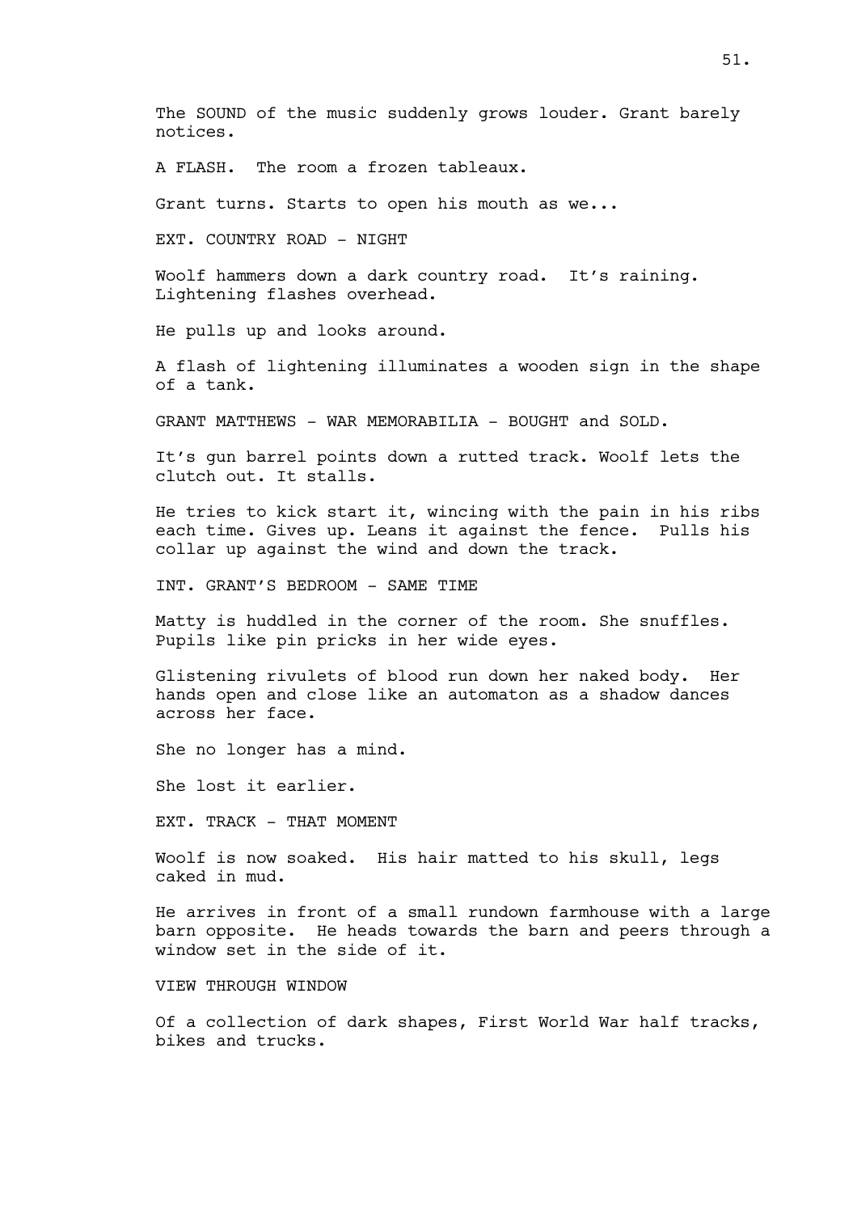The SOUND of the music suddenly grows louder. Grant barely notices.

A FLASH. The room a frozen tableaux.

Grant turns. Starts to open his mouth as we...

EXT. COUNTRY ROAD - NIGHT

Woolf hammers down a dark country road. It's raining. Lightening flashes overhead.

He pulls up and looks around.

A flash of lightening illuminates a wooden sign in the shape of a tank.

GRANT MATTHEWS - WAR MEMORABILIA - BOUGHT and SOLD.

It's gun barrel points down a rutted track. Woolf lets the clutch out. It stalls.

He tries to kick start it, wincing with the pain in his ribs each time. Gives up. Leans it against the fence. Pulls his collar up against the wind and down the track.

INT. GRANT'S BEDROOM - SAME TIME

Matty is huddled in the corner of the room. She snuffles. Pupils like pin pricks in her wide eyes.

Glistening rivulets of blood run down her naked body. Her hands open and close like an automaton as a shadow dances across her face.

She no longer has a mind.

She lost it earlier.

EXT. TRACK - THAT MOMENT

Woolf is now soaked. His hair matted to his skull, legs caked in mud.

He arrives in front of a small rundown farmhouse with a large barn opposite. He heads towards the barn and peers through a window set in the side of it.

VIEW THROUGH WINDOW

Of a collection of dark shapes, First World War half tracks, bikes and trucks.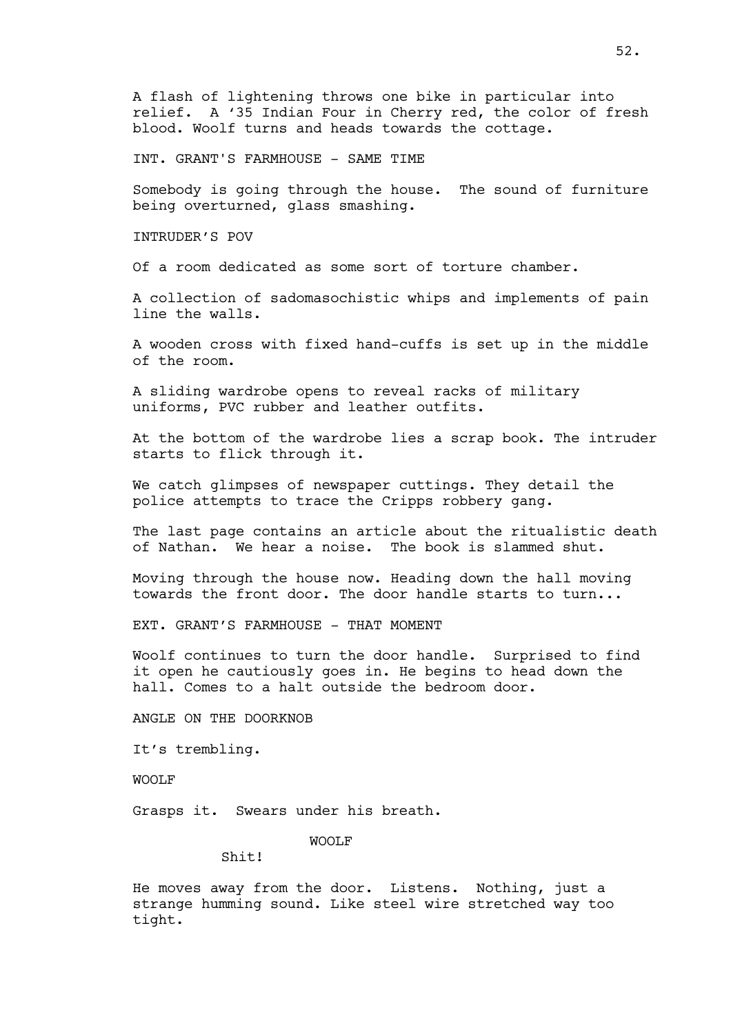A flash of lightening throws one bike in particular into relief. A '35 Indian Four in Cherry red, the color of fresh blood. Woolf turns and heads towards the cottage.

INT. GRANT'S FARMHOUSE - SAME TIME

Somebody is going through the house. The sound of furniture being overturned, glass smashing.

INTRUDER'S POV

Of a room dedicated as some sort of torture chamber.

A collection of sadomasochistic whips and implements of pain line the walls.

A wooden cross with fixed hand-cuffs is set up in the middle of the room.

A sliding wardrobe opens to reveal racks of military uniforms, PVC rubber and leather outfits.

At the bottom of the wardrobe lies a scrap book. The intruder starts to flick through it.

We catch glimpses of newspaper cuttings. They detail the police attempts to trace the Cripps robbery gang.

The last page contains an article about the ritualistic death of Nathan. We hear a noise. The book is slammed shut.

Moving through the house now. Heading down the hall moving towards the front door. The door handle starts to turn...

EXT. GRANT'S FARMHOUSE - THAT MOMENT

Woolf continues to turn the door handle. Surprised to find it open he cautiously goes in. He begins to head down the hall. Comes to a halt outside the bedroom door.

ANGLE ON THE DOORKNOB

It's trembling.

WOOLF

Grasps it. Swears under his breath.

WOOLF

Shit!

He moves away from the door. Listens. Nothing, just a strange humming sound. Like steel wire stretched way too tight.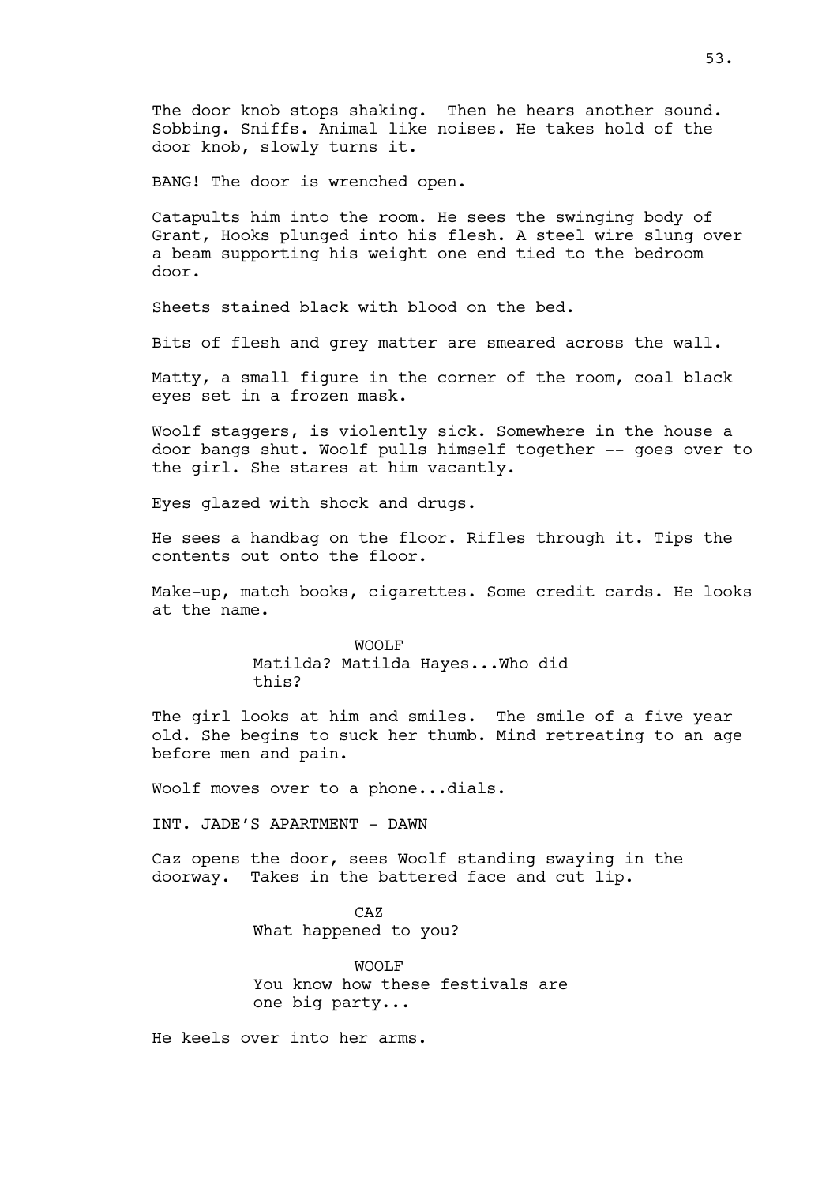The door knob stops shaking. Then he hears another sound. Sobbing. Sniffs. Animal like noises. He takes hold of the door knob, slowly turns it.

BANG! The door is wrenched open.

Catapults him into the room. He sees the swinging body of Grant, Hooks plunged into his flesh. A steel wire slung over a beam supporting his weight one end tied to the bedroom door.

Sheets stained black with blood on the bed.

Bits of flesh and grey matter are smeared across the wall.

Matty, a small figure in the corner of the room, coal black eyes set in a frozen mask.

Woolf staggers, is violently sick. Somewhere in the house a door bangs shut. Woolf pulls himself together -- goes over to the girl. She stares at him vacantly.

Eyes glazed with shock and drugs.

He sees a handbag on the floor. Rifles through it. Tips the contents out onto the floor.

Make-up, match books, cigarettes. Some credit cards. He looks at the name.

WOOLF
Matilda? Matilda Hayes...Who did this?

The girl looks at him and smiles. The smile of a five year old. She begins to suck her thumb. Mind retreating to an age before men and pain.

Woolf moves over to a phone...dials.

INT. JADE'S APARTMENT - DAWN

Caz opens the door, sees Woolf standing swaying in the doorway. Takes in the battered face and cut lip.

CAZ
What happened to you?

WOOLF
You know how these festivals are one big party...

He keels over into her arms.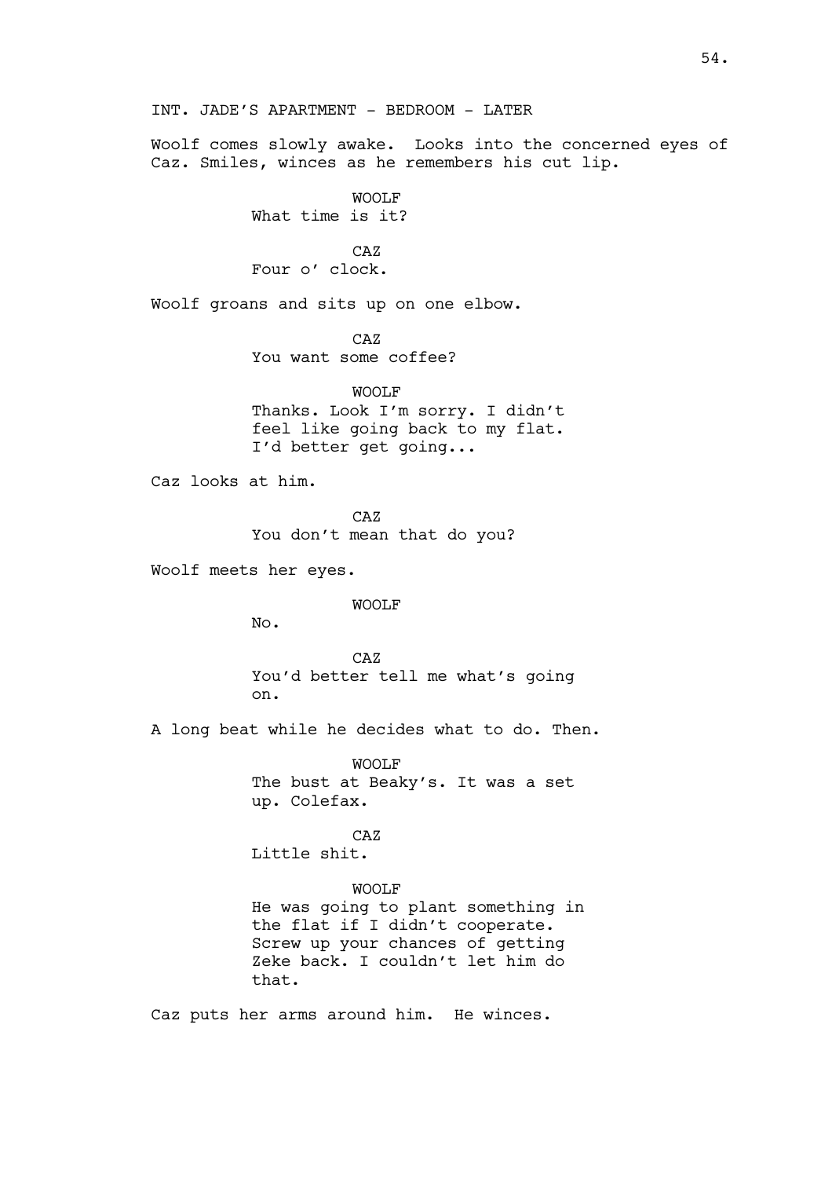INT. JADE'S APARTMENT - BEDROOM - LATER

Woolf comes slowly awake. Looks into the concerned eyes of Caz. Smiles, winces as he remembers his cut lip.

WOOLF
What time is it?

CAZ
Four o' clock.

Woolf groans and sits up on one elbow.

CAZ
You want some coffee?

WOOLF
Thanks. Look I'm sorry. I didn't feel like going back to my flat. I'd better get going...

Caz looks at him.

CAZ
You don't mean that do you?

Woolf meets her eyes.

WOOLF
No.

CAZ
You'd better tell me what's going on.

A long beat while he decides what to do. Then.

WOOLF
The bust at Beaky's. It was a set up. Colefax.

CAZ
Little shit.

WOOLF
He was going to plant something in the flat if I didn't cooperate. Screw up your chances of getting Zeke back. I couldn't let him do that.

Caz puts her arms around him. He winces.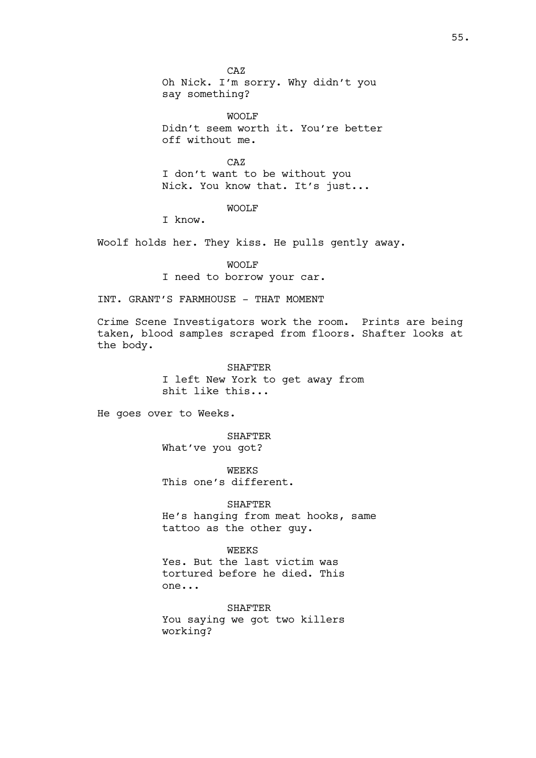CAZ

Oh Nick. I'm sorry. Why didn't you say something?

WOOLF

Didn't seem worth it. You're better off without me.

CAZ

I don't want to be without you Nick. You know that. It's just...

WOOLF

I know.

Woolf holds her. They kiss. He pulls gently away.

WOOLF

I need to borrow your car.

INT. GRANT'S FARMHOUSE - THAT MOMENT

Crime Scene Investigators work the room. Prints are being taken, blood samples scraped from floors. Shafter looks at the body.

SHAFTER

I left New York to get away from shit like this...

He goes over to Weeks.

SHAFTER

What've you got?

WEEKS

This one's different.

SHAFTER

He's hanging from meat hooks, same tattoo as the other guy.

WEEKS

Yes. But the last victim was tortured before he died. This one...

SHAFTER

You saying we got two killers working?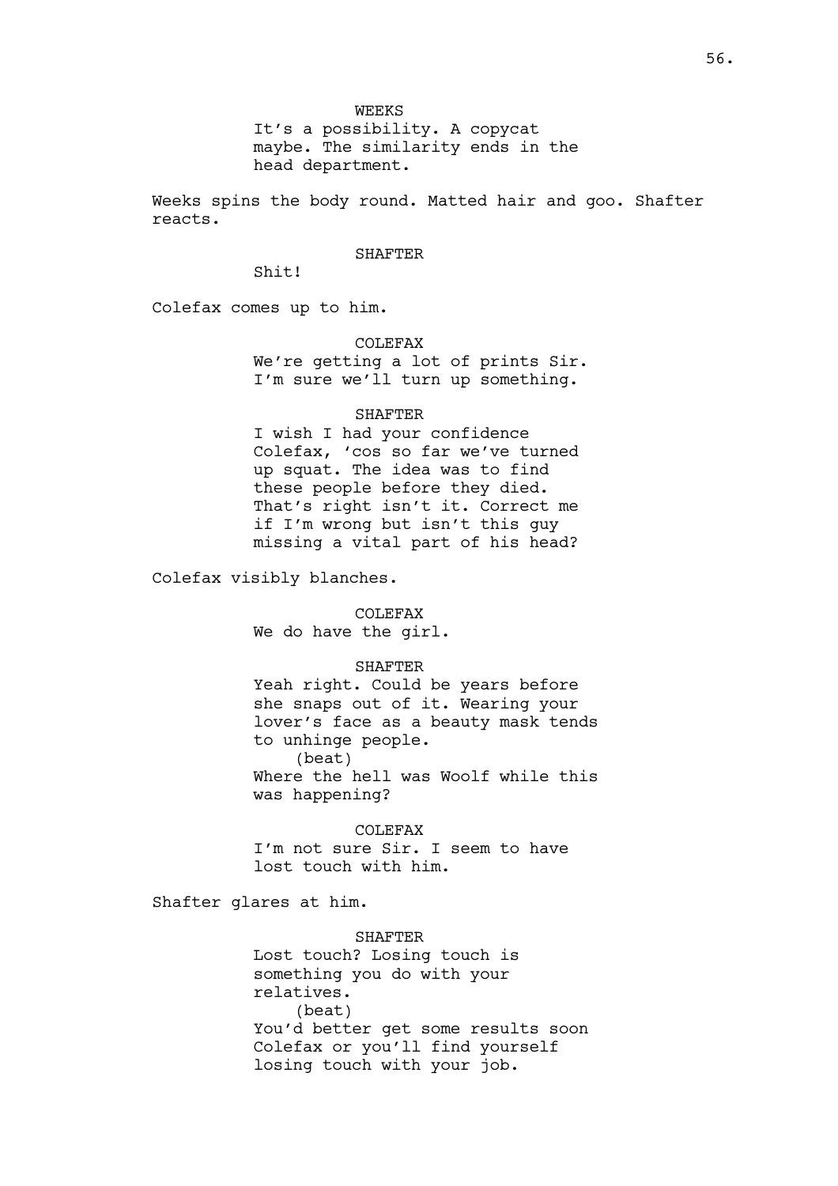WEEKS

It's a possibility. A copycat maybe. The similarity ends in the head department.

Weeks spins the body round. Matted hair and goo. Shafter reacts.

SHAFTER

Shit!

Colefax comes up to him.

COLEFAX

We're getting a lot of prints Sir. I'm sure we'll turn up something.

SHAFTER

I wish I had your confidence Colefax, 'cos so far we've turned up squat. The idea was to find these people before they died. That's right isn't it. Correct me if I'm wrong but isn't this guy missing a vital part of his head?

Colefax visibly blanches.

COLEFAX

We do have the girl.

SHAFTER

Yeah right. Could be years before she snaps out of it. Wearing your lover's face as a beauty mask tends to unhinge people.

(beat)

Where the hell was Woolf while this was happening?

COLEFAX

I'm not sure Sir. I seem to have lost touch with him.

Shafter glares at him.

SHAFTER

Lost touch? Losing touch is something you do with your relatives.

(beat)

You'd better get some results soon Colefax or you'll find yourself losing touch with your job.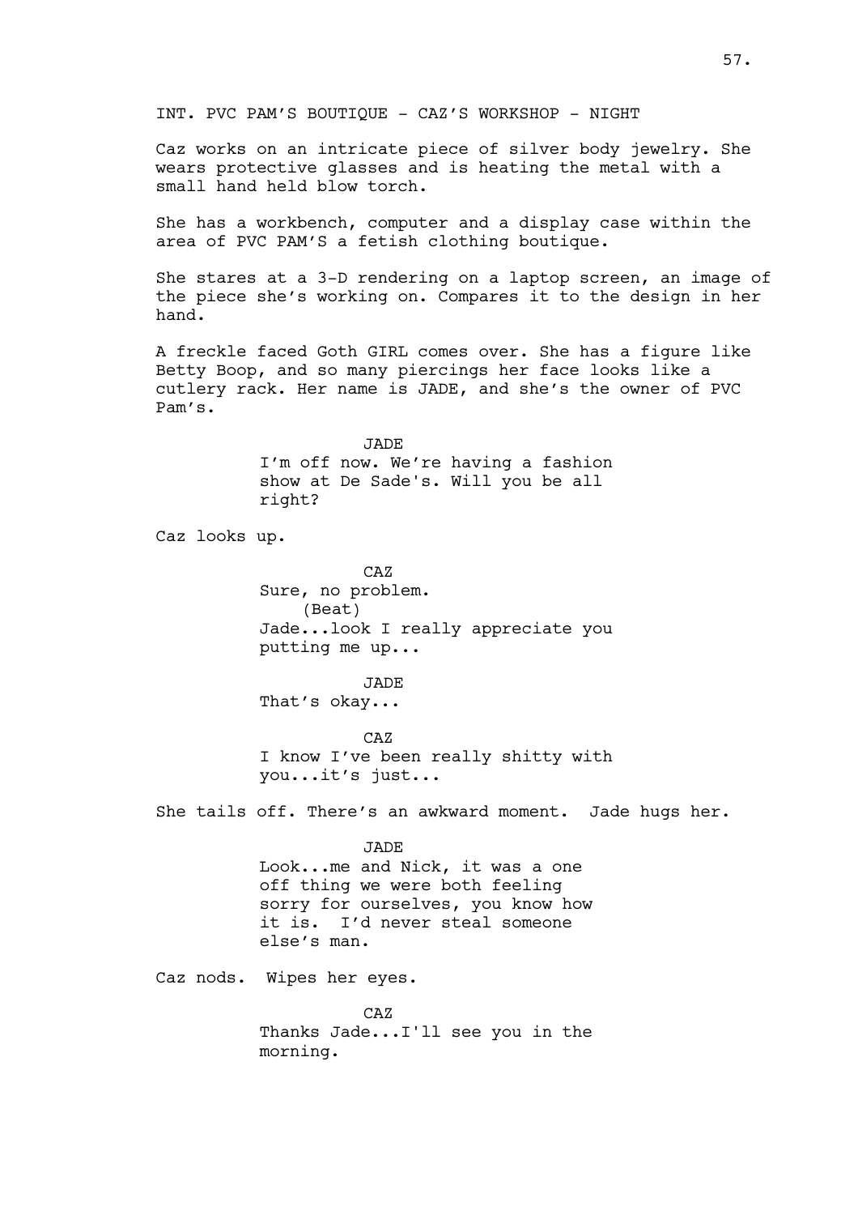INT. PVC PAM'S BOUTIQUE - CAZ'S WORKSHOP - NIGHT

Caz works on an intricate piece of silver body jewelry. She wears protective glasses and is heating the metal with a small hand held blow torch.

She has a workbench, computer and a display case within the area of PVC PAM'S a fetish clothing boutique.

She stares at a 3-D rendering on a laptop screen, an image of the piece she's working on. Compares it to the design in her hand.

A freckle faced Goth GIRL comes over. She has a figure like Betty Boop, and so many piercings her face looks like a cutlery rack. Her name is JADE, and she's the owner of PVC Pam's.

JADE
I'm off now. We're having a fashion show at De Sade's. Will you be all right?

Caz looks up.

CAZ
Sure, no problem.
(Beat)
Jade...look I really appreciate you putting me up...

JADE
That's okay...

CAZ
I know I've been really shitty with you...it's just...

She tails off. There's an awkward moment. Jade hugs her.

JADE
Look...me and Nick, it was a one off thing we were both feeling sorry for ourselves, you know how it is. I'd never steal someone else's man.

Caz nods. Wipes her eyes.

CAZ
Thanks Jade...I'll see you in the morning.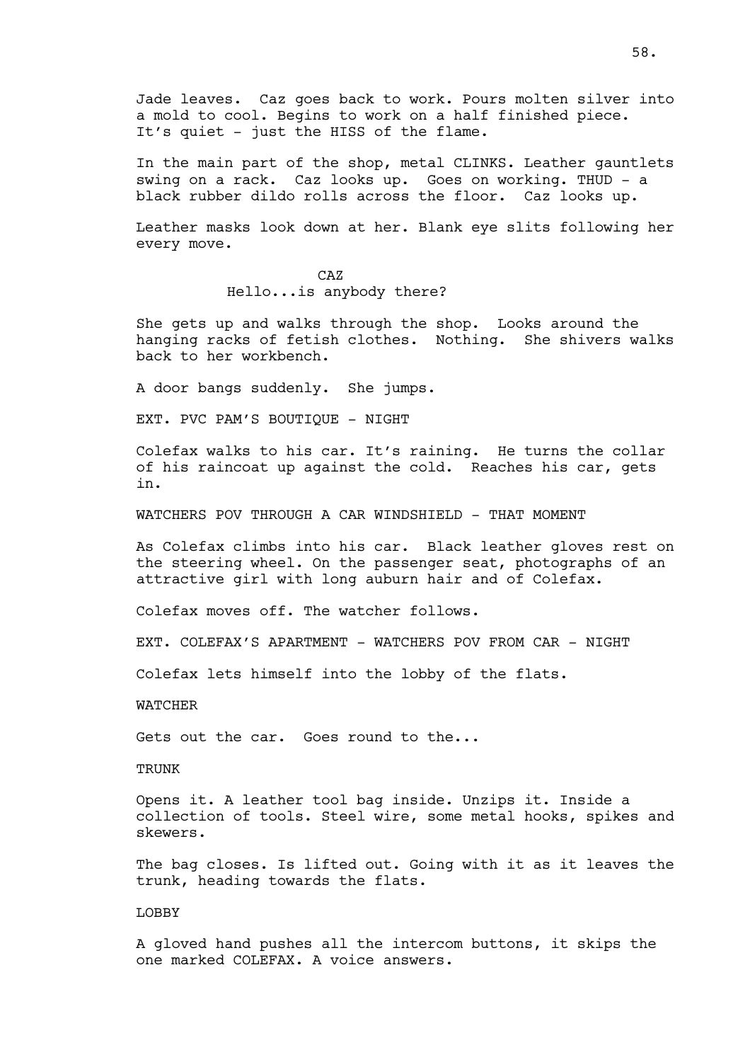Jade leaves. Caz goes back to work. Pours molten silver into a mold to cool. Begins to work on a half finished piece. It's quiet - just the HISS of the flame.

In the main part of the shop, metal CLINKS. Leather gauntlets swing on a rack. Caz looks up. Goes on working. THUD - a black rubber dildo rolls across the floor. Caz looks up.

Leather masks look down at her. Blank eye slits following her every move.

CAZ
Hello...is anybody there?

She gets up and walks through the shop. Looks around the hanging racks of fetish clothes. Nothing. She shivers walks back to her workbench.

A door bangs suddenly. She jumps.

EXT. PVC PAM'S BOUTIQUE - NIGHT

Colefax walks to his car. It's raining. He turns the collar of his raincoat up against the cold. Reaches his car, gets in.

WATCHERS POV THROUGH A CAR WINDSHIELD - THAT MOMENT

As Colefax climbs into his car. Black leather gloves rest on the steering wheel. On the passenger seat, photographs of an attractive girl with long auburn hair and of Colefax.

Colefax moves off. The watcher follows.

EXT. COLEFAX'S APARTMENT - WATCHERS POV FROM CAR - NIGHT

Colefax lets himself into the lobby of the flats.

WATCHER

Gets out the car. Goes round to the...

TRUNK

Opens it. A leather tool bag inside. Unzips it. Inside a collection of tools. Steel wire, some metal hooks, spikes and skewers.

The bag closes. Is lifted out. Going with it as it leaves the trunk, heading towards the flats.

LOBBY

A gloved hand pushes all the intercom buttons, it skips the one marked COLEFAX. A voice answers.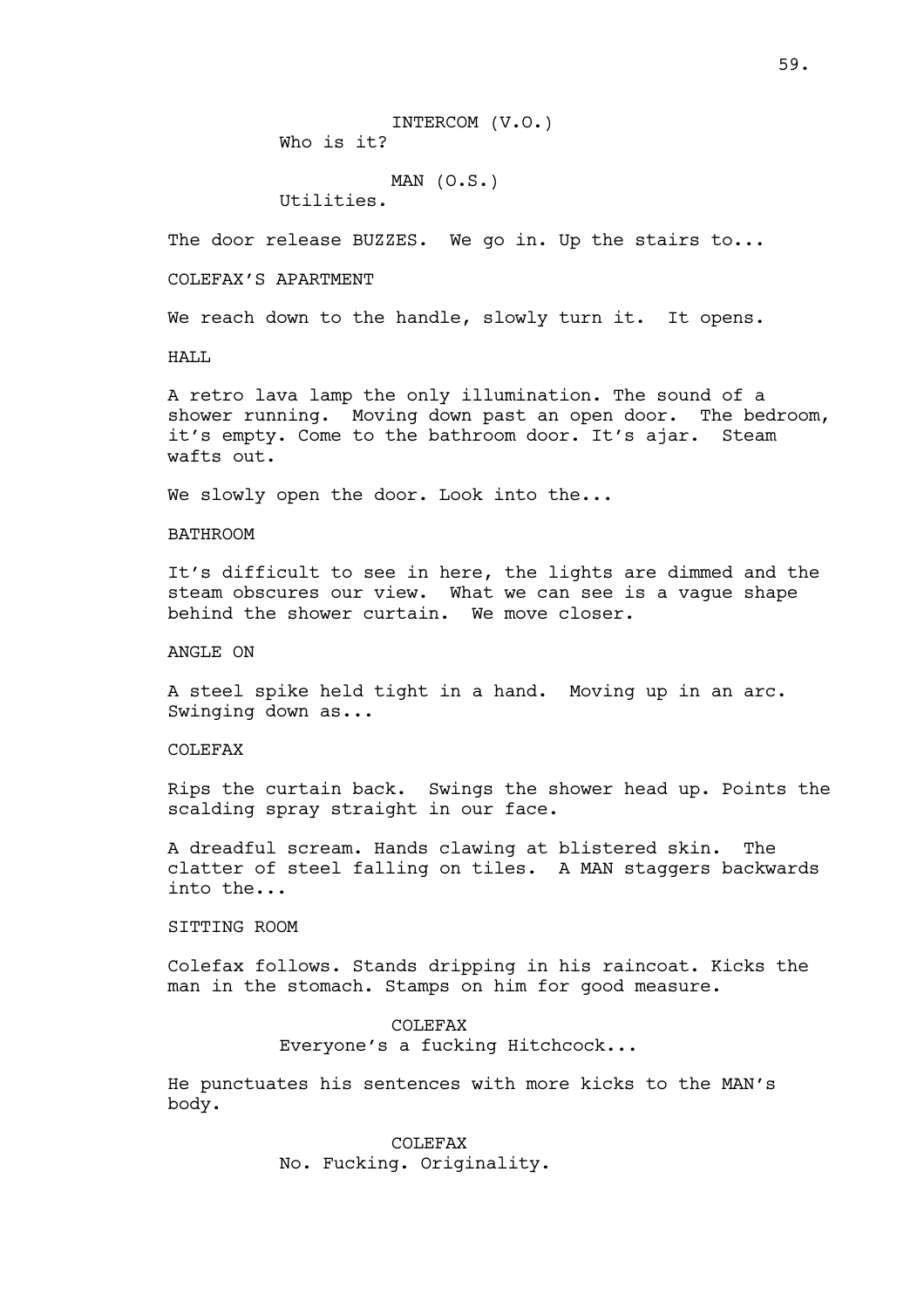INTERCOM (V.O.)
Who is it?

MAN (O.S.)
Utilities.

The door release BUZZES. We go in. Up the stairs to...

COLEFAX'S APARTMENT

We reach down to the handle, slowly turn it. It opens.

HALL

A retro lava lamp the only illumination. The sound of a shower running. Moving down past an open door. The bedroom, it's empty. Come to the bathroom door. It's ajar. Steam wafts out.

We slowly open the door. Look into the...

BATHROOM

It's difficult to see in here, the lights are dimmed and the steam obscures our view. What we can see is a vague shape behind the shower curtain. We move closer.

ANGLE ON

A steel spike held tight in a hand. Moving up in an arc. Swinging down as...

COLEFAX

Rips the curtain back. Swings the shower head up. Points the scalding spray straight in our face.

A dreadful scream. Hands clawing at blistered skin. The clatter of steel falling on tiles. A MAN staggers backwards into the...

SITTING ROOM

Colefax follows. Stands dripping in his raincoat. Kicks the man in the stomach. Stamps on him for good measure.

COLEFAX
Everyone's a fucking Hitchcock...

He punctuates his sentences with more kicks to the MAN's body.

COLEFAX
No. Fucking. Originality.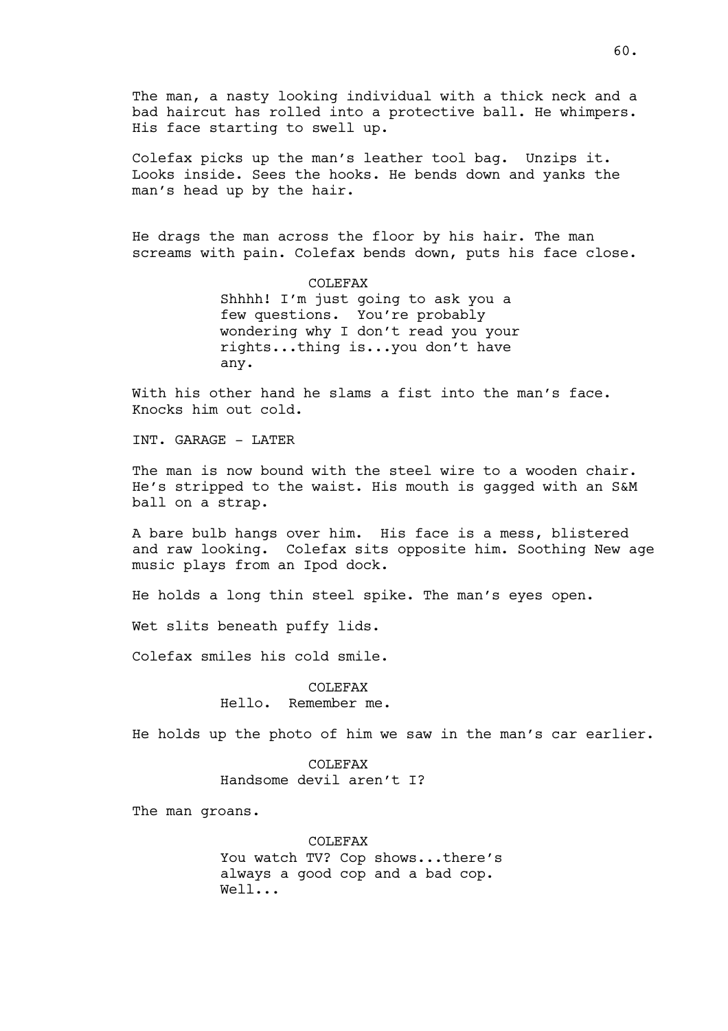The man, a nasty looking individual with a thick neck and a bad haircut has rolled into a protective ball. He whimpers. His face starting to swell up.

Colefax picks up the man's leather tool bag. Unzips it. Looks inside. Sees the hooks. He bends down and yanks the man's head up by the hair.

He drags the man across the floor by his hair. The man screams with pain. Colefax bends down, puts his face close.

COLEFAX
Shhhh! I'm just going to ask you a few questions. You're probably wondering why I don't read you your rights...thing is...you don't have any.

With his other hand he slams a fist into the man's face. Knocks him out cold.

INT. GARAGE - LATER

The man is now bound with the steel wire to a wooden chair. He's stripped to the waist. His mouth is gagged with an S&M ball on a strap.

A bare bulb hangs over him. His face is a mess, blistered and raw looking. Colefax sits opposite him. Soothing New age music plays from an Ipod dock.

He holds a long thin steel spike. The man's eyes open.

Wet slits beneath puffy lids.

Colefax smiles his cold smile.

COLEFAX
Hello. Remember me.

He holds up the photo of him we saw in the man's car earlier.

COLEFAX
Handsome devil aren't I?

The man groans.

COLEFAX
You watch TV? Cop shows...there's always a good cop and a bad cop. Well...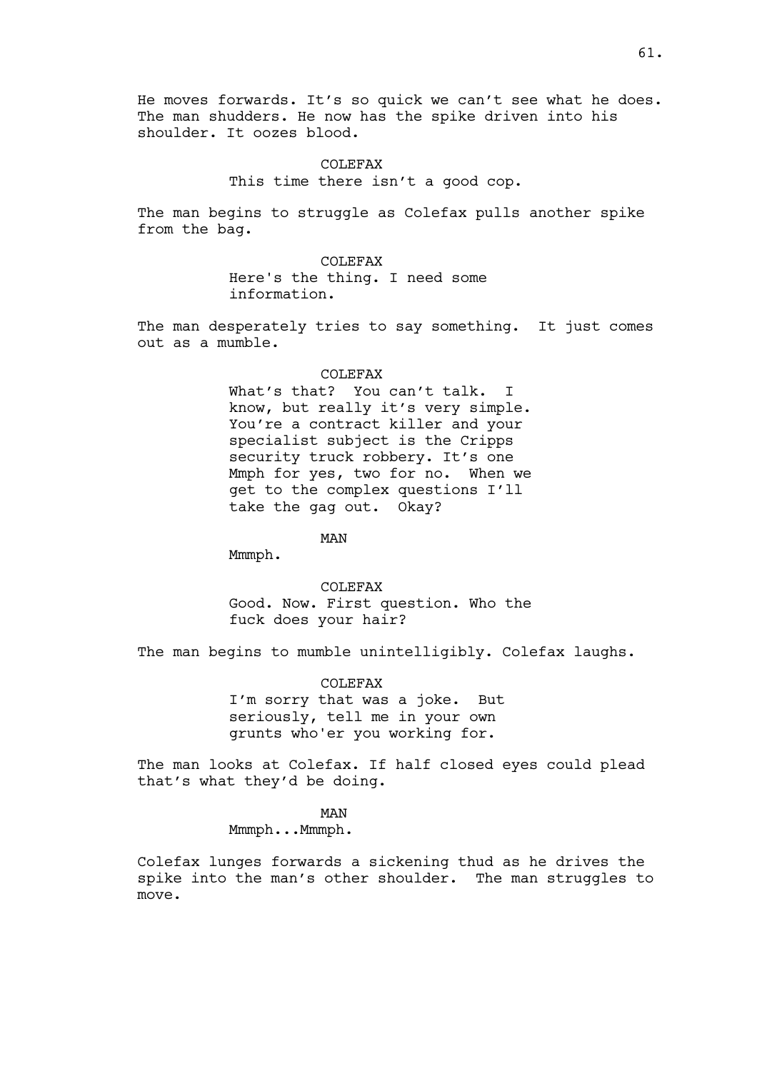He moves forwards. It's so quick we can't see what he does. The man shudders. He now has the spike driven into his shoulder. It oozes blood.

COLEFAX
This time there isn't a good cop.

The man begins to struggle as Colefax pulls another spike from the bag.

COLEFAX
Here's the thing. I need some information.

The man desperately tries to say something. It just comes out as a mumble.

COLEFAX
What's that? You can't talk. I know, but really it's very simple. You're a contract killer and your specialist subject is the Cripps security truck robbery. It's one Mmph for yes, two for no. When we get to the complex questions I'll take the gag out. Okay?

MAN
Mmmph.

COLEFAX
Good. Now. First question. Who the fuck does your hair?

The man begins to mumble unintelligibly. Colefax laughs.

COLEFAX
I'm sorry that was a joke. But seriously, tell me in your own grunts who'er you working for.

The man looks at Colefax. If half closed eyes could plead that's what they'd be doing.

MAN
Mmmph...Mmmph.

Colefax lunges forwards a sickening thud as he drives the spike into the man's other shoulder. The man struggles to move.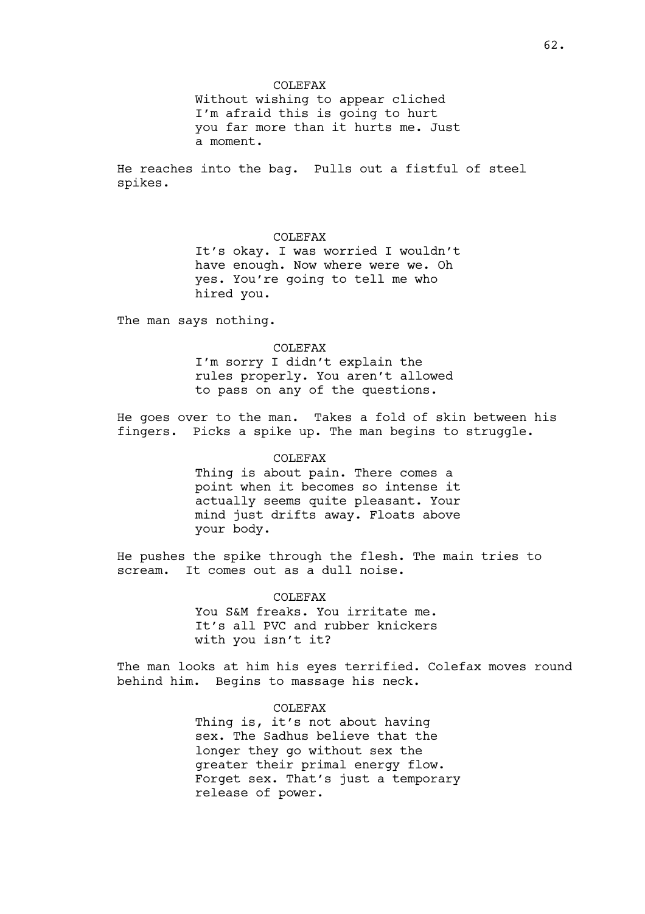COLEFAX
Without wishing to appear cliched I'm afraid this is going to hurt you far more than it hurts me. Just a moment.

He reaches into the bag. Pulls out a fistful of steel spikes.

COLEFAX
It's okay. I was worried I wouldn't have enough. Now where were we. Oh yes. You're going to tell me who hired you.

The man says nothing.

COLEFAX
I'm sorry I didn't explain the rules properly. You aren't allowed to pass on any of the questions.

He goes over to the man. Takes a fold of skin between his fingers. Picks a spike up. The man begins to struggle.

COLEFAX
Thing is about pain. There comes a point when it becomes so intense it actually seems quite pleasant. Your mind just drifts away. Floats above your body.

He pushes the spike through the flesh. The main tries to scream. It comes out as a dull noise.

COLEFAX
You S&M freaks. You irritate me. It's all PVC and rubber knickers with you isn't it?

The man looks at him his eyes terrified. Colefax moves round behind him. Begins to massage his neck.

COLEFAX
Thing is, it's not about having sex. The Sadhus believe that the longer they go without sex the greater their primal energy flow. Forget sex. That's just a temporary release of power.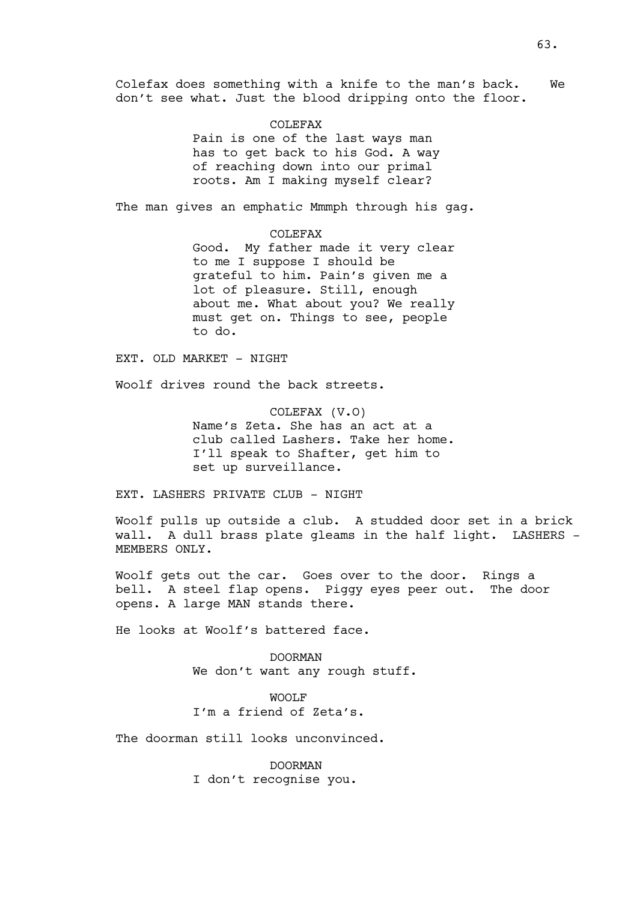Colefax does something with a knife to the man's back. We don't see what. Just the blood dripping onto the floor.

COLEFAX
Pain is one of the last ways man has to get back to his God. A way of reaching down into our primal roots. Am I making myself clear?

The man gives an emphatic Mmmph through his gag.

COLEFAX
Good. My father made it very clear to me I suppose I should be grateful to him. Pain's given me a lot of pleasure. Still, enough about me. What about you? We really must get on. Things to see, people to do.

EXT. OLD MARKET - NIGHT

Woolf drives round the back streets.

COLEFAX (V.O)
Name's Zeta. She has an act at a club called Lashers. Take her home. I'll speak to Shafter, get him to set up surveillance.

EXT. LASHERS PRIVATE CLUB - NIGHT

Woolf pulls up outside a club. A studded door set in a brick wall. A dull brass plate gleams in the half light. LASHERS - MEMBERS ONLY.

Woolf gets out the car. Goes over to the door. Rings a bell. A steel flap opens. Piggy eyes peer out. The door opens. A large MAN stands there.

He looks at Woolf's battered face.

DOORMAN
We don't want any rough stuff.

WOOLF
I'm a friend of Zeta's.

The doorman still looks unconvinced.

DOORMAN
I don't recognise you.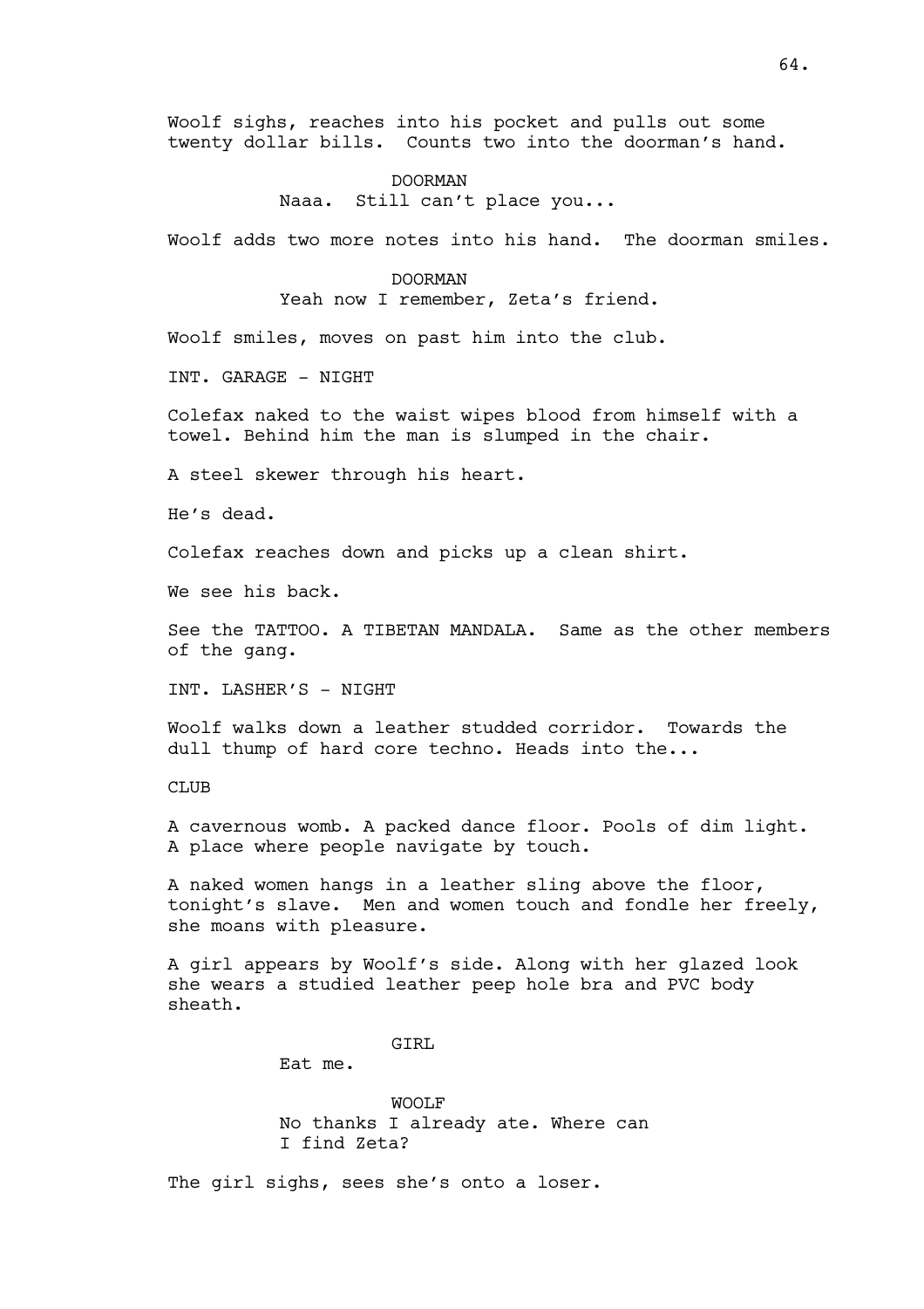Woolf sighs, reaches into his pocket and pulls out some twenty dollar bills. Counts two into the doorman's hand.

DOORMAN
Naaa. Still can't place you...

Woolf adds two more notes into his hand. The doorman smiles.

DOORMAN
Yeah now I remember, Zeta's friend.

Woolf smiles, moves on past him into the club.

INT. GARAGE - NIGHT

Colefax naked to the waist wipes blood from himself with a towel. Behind him the man is slumped in the chair.

A steel skewer through his heart.

He's dead.

Colefax reaches down and picks up a clean shirt.

We see his back.

See the TATTOO. A TIBETAN MANDALA. Same as the other members of the gang.

INT. LASHER'S - NIGHT

Woolf walks down a leather studded corridor. Towards the dull thump of hard core techno. Heads into the...

CLUB

A cavernous womb. A packed dance floor. Pools of dim light. A place where people navigate by touch.

A naked women hangs in a leather sling above the floor, tonight's slave. Men and women touch and fondle her freely, she moans with pleasure.

A girl appears by Woolf's side. Along with her glazed look she wears a studied leather peep hole bra and PVC body sheath.

GIRL
Eat me.

WOOLF
No thanks I already ate. Where can I find Zeta?

The girl sighs, sees she's onto a loser.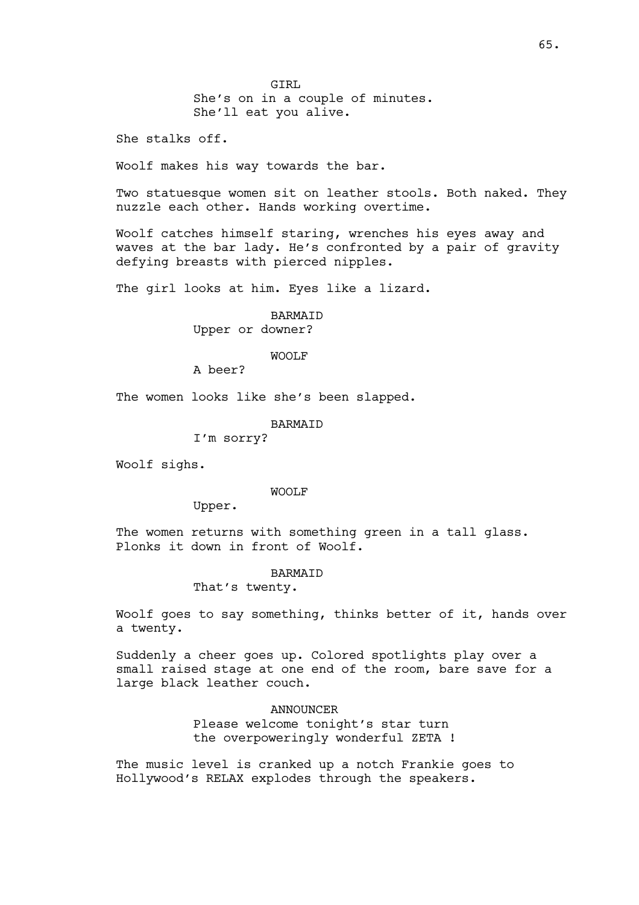GIRL
She's on in a couple of minutes.
She'll eat you alive.

She stalks off.

Woolf makes his way towards the bar.

Two statuesque women sit on leather stools. Both naked. They nuzzle each other. Hands working overtime.

Woolf catches himself staring, wrenches his eyes away and waves at the bar lady. He's confronted by a pair of gravity defying breasts with pierced nipples.

The girl looks at him. Eyes like a lizard.

BARMAID
Upper or downer?

WOOLF
A beer?

The women looks like she's been slapped.

BARMAID
I'm sorry?

Woolf sighs.

WOOLF
Upper.

The women returns with something green in a tall glass. Plonks it down in front of Woolf.

BARMAID
That's twenty.

Woolf goes to say something, thinks better of it, hands over a twenty.

Suddenly a cheer goes up. Colored spotlights play over a small raised stage at one end of the room, bare save for a large black leather couch.

ANNOUNCER
Please welcome tonight's star turn
the overpoweringly wonderful ZETA !

The music level is cranked up a notch Frankie goes to Hollywood's RELAX explodes through the speakers.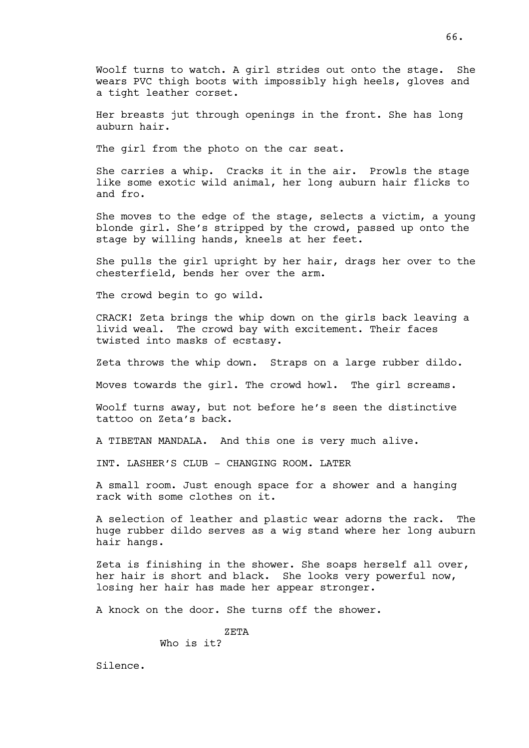Woolf turns to watch. A girl strides out onto the stage. She wears PVC thigh boots with impossibly high heels, gloves and a tight leather corset.

Her breasts jut through openings in the front. She has long auburn hair.

The girl from the photo on the car seat.

She carries a whip. Cracks it in the air. Prowls the stage like some exotic wild animal, her long auburn hair flicks to and fro.

She moves to the edge of the stage, selects a victim, a young blonde girl. She's stripped by the crowd, passed up onto the stage by willing hands, kneels at her feet.

She pulls the girl upright by her hair, drags her over to the chesterfield, bends her over the arm.

The crowd begin to go wild.

CRACK! Zeta brings the whip down on the girls back leaving a livid weal. The crowd bay with excitement. Their faces twisted into masks of ecstasy.

Zeta throws the whip down. Straps on a large rubber dildo.

Moves towards the girl. The crowd howl. The girl screams.

Woolf turns away, but not before he's seen the distinctive tattoo on Zeta's back.

A TIBETAN MANDALA. And this one is very much alive.

INT. LASHER'S CLUB - CHANGING ROOM. LATER

A small room. Just enough space for a shower and a hanging rack with some clothes on it.

A selection of leather and plastic wear adorns the rack. The huge rubber dildo serves as a wig stand where her long auburn hair hangs.

Zeta is finishing in the shower. She soaps herself all over, her hair is short and black. She looks very powerful now, losing her hair has made her appear stronger.

A knock on the door. She turns off the shower.

ZETA

Who is it?

Silence.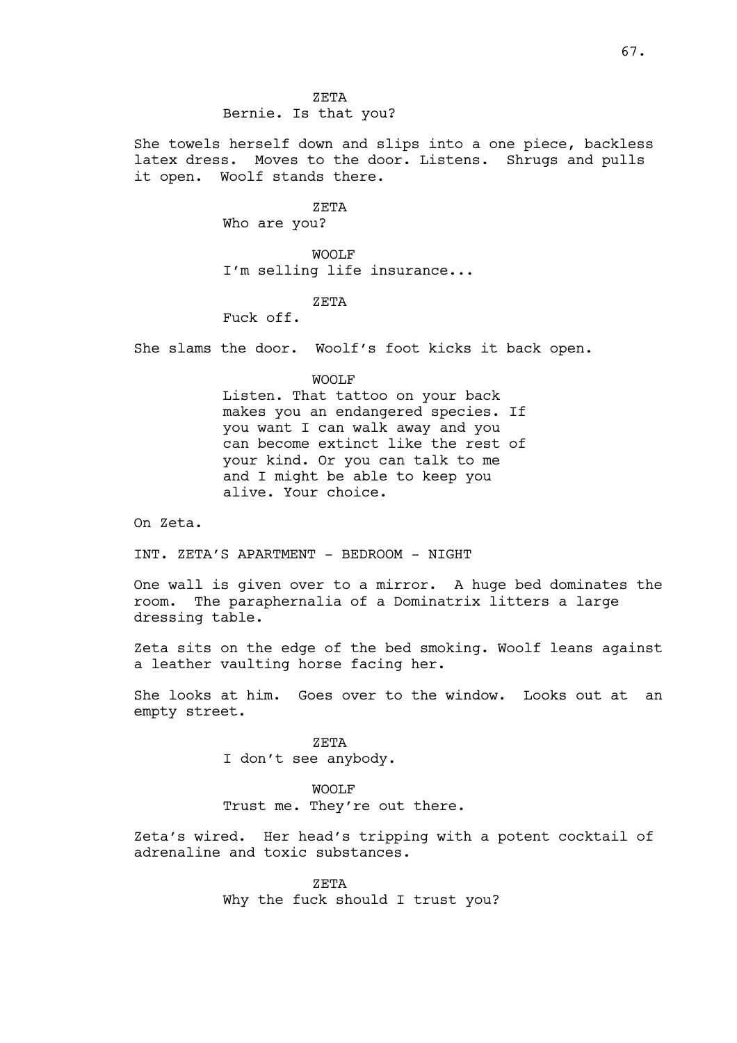ZETA
Bernie. Is that you?

She towels herself down and slips into a one piece, backless latex dress. Moves to the door. Listens. Shrugs and pulls it open. Woolf stands there.

ZETA
Who are you?

WOOLF
I'm selling life insurance...

ZETA
Fuck off.

She slams the door. Woolf's foot kicks it back open.

WOOLF
Listen. That tattoo on your back makes you an endangered species. If you want I can walk away and you can become extinct like the rest of your kind. Or you can talk to me and I might be able to keep you alive. Your choice.

On Zeta.

INT. ZETA'S APARTMENT - BEDROOM - NIGHT

One wall is given over to a mirror. A huge bed dominates the room. The paraphernalia of a Dominatrix litters a large dressing table.

Zeta sits on the edge of the bed smoking. Woolf leans against a leather vaulting horse facing her.

She looks at him. Goes over to the window. Looks out at an empty street.

ZETA
I don't see anybody.

WOOLF
Trust me. They're out there.

Zeta's wired. Her head's tripping with a potent cocktail of adrenaline and toxic substances.

ZETA
Why the fuck should I trust you?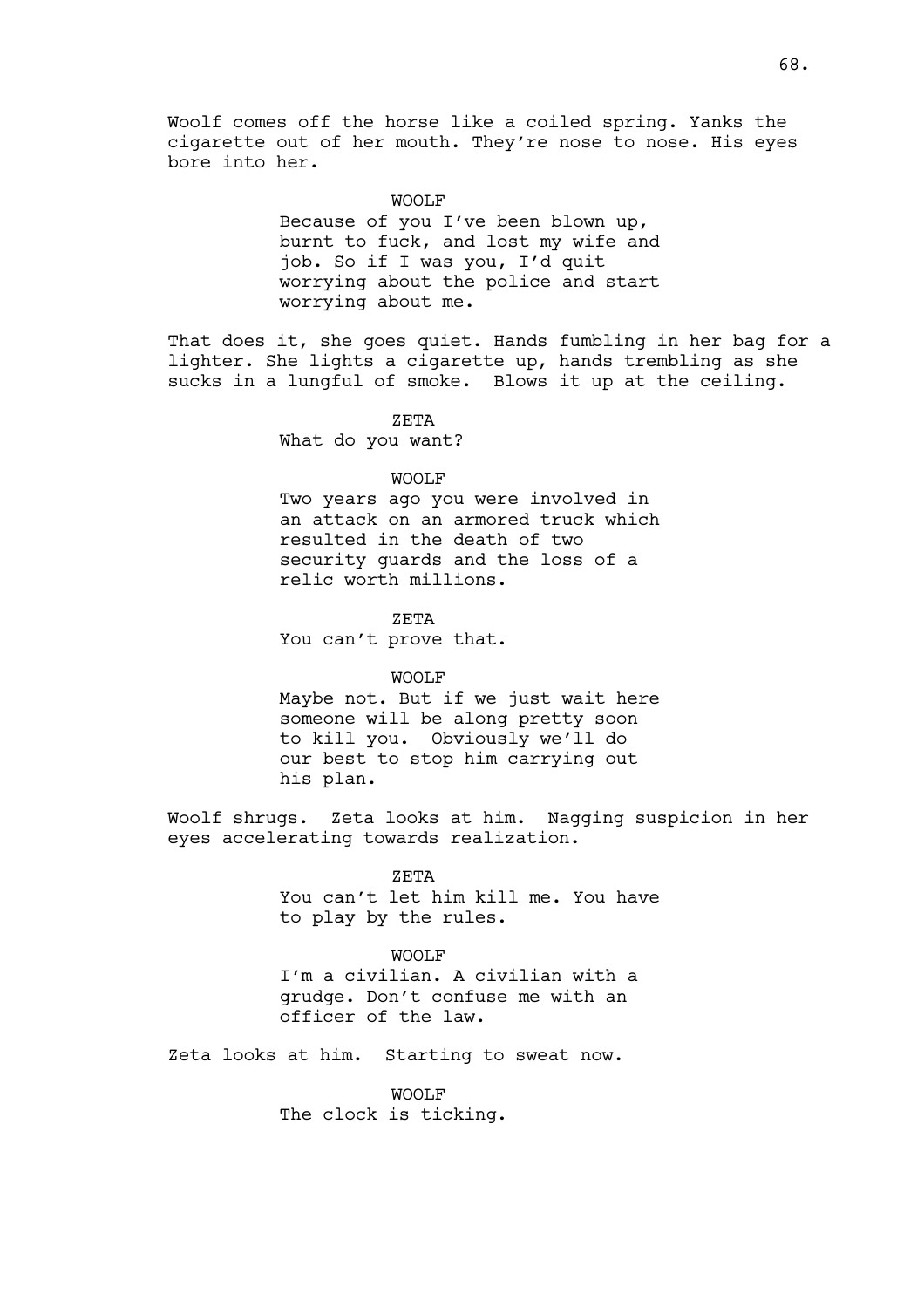Woolf comes off the horse like a coiled spring. Yanks the cigarette out of her mouth. They're nose to nose. His eyes bore into her.

WOOLF

Because of you I've been blown up, burnt to fuck, and lost my wife and job. So if I was you, I'd quit worrying about the police and start worrying about me.

That does it, she goes quiet. Hands fumbling in her bag for a lighter. She lights a cigarette up, hands trembling as she sucks in a lungful of smoke. Blows it up at the ceiling.

ZETA

What do you want?

WOOLF

Two years ago you were involved in an attack on an armored truck which resulted in the death of two security guards and the loss of a relic worth millions.

ZETA

You can't prove that.

WOOLF

Maybe not. But if we just wait here someone will be along pretty soon to kill you. Obviously we'll do our best to stop him carrying out his plan.

Woolf shrugs. Zeta looks at him. Nagging suspicion in her eyes accelerating towards realization.

ZETA

You can't let him kill me. You have to play by the rules.

WOOLF

I'm a civilian. A civilian with a grudge. Don't confuse me with an officer of the law.

Zeta looks at him. Starting to sweat now.

WOOLF

The clock is ticking.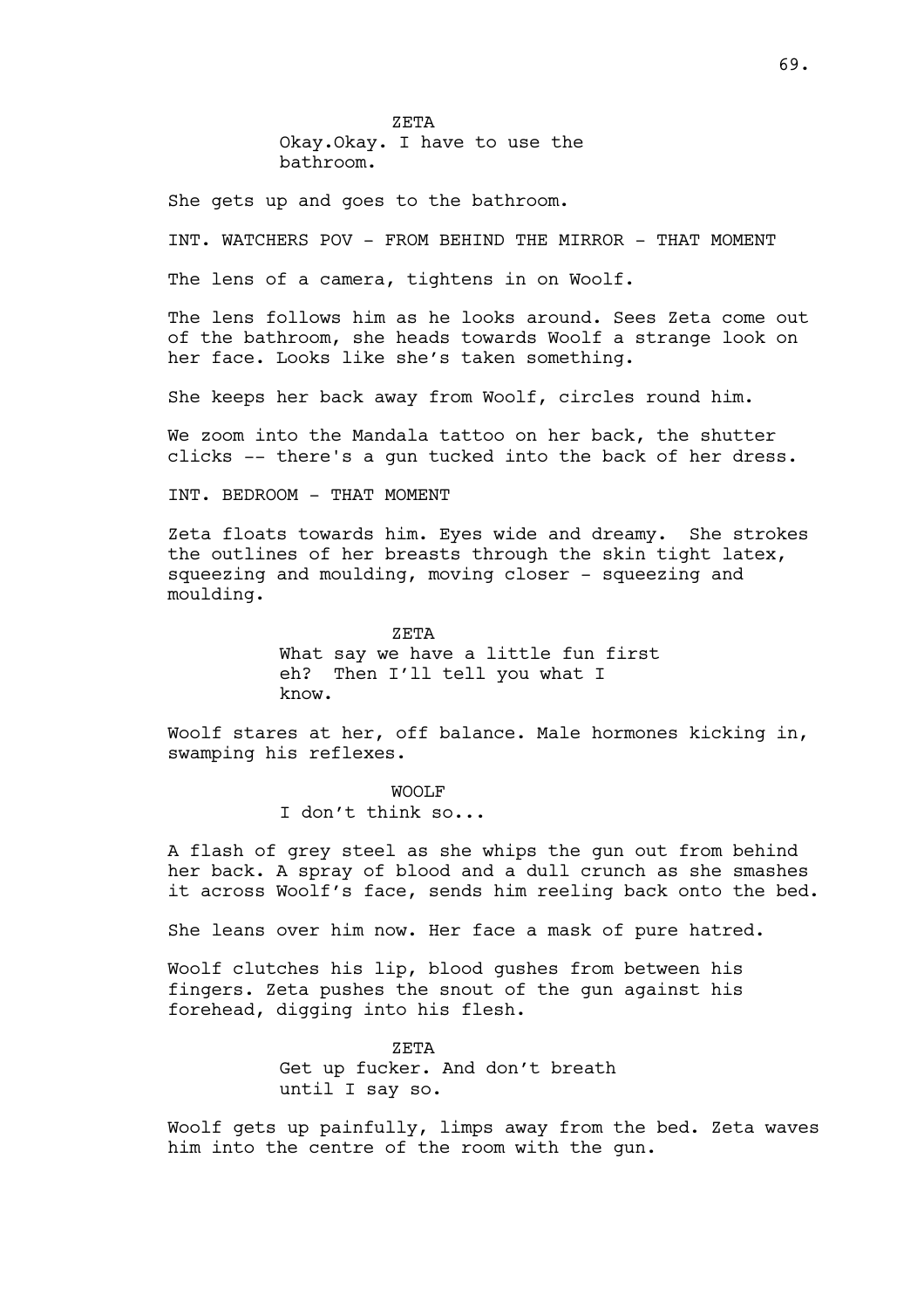ZETA

Okay.Okay. I have to use the bathroom.

She gets up and goes to the bathroom.

INT. WATCHERS POV - FROM BEHIND THE MIRROR - THAT MOMENT

The lens of a camera, tightens in on Woolf.

The lens follows him as he looks around. Sees Zeta come out of the bathroom, she heads towards Woolf a strange look on her face. Looks like she's taken something.

She keeps her back away from Woolf, circles round him.

We zoom into the Mandala tattoo on her back, the shutter clicks -- there's a gun tucked into the back of her dress.

INT. BEDROOM - THAT MOMENT

Zeta floats towards him. Eyes wide and dreamy. She strokes the outlines of her breasts through the skin tight latex, squeezing and moulding, moving closer - squeezing and moulding.

ZETA

What say we have a little fun first eh? Then I'll tell you what I know.

Woolf stares at her, off balance. Male hormones kicking in, swamping his reflexes.

WOOLF

I don't think so...

A flash of grey steel as she whips the gun out from behind her back. A spray of blood and a dull crunch as she smashes it across Woolf's face, sends him reeling back onto the bed.

She leans over him now. Her face a mask of pure hatred.

Woolf clutches his lip, blood gushes from between his fingers. Zeta pushes the snout of the gun against his forehead, digging into his flesh.

ZETA

Get up fucker. And don't breath until I say so.

Woolf gets up painfully, limps away from the bed. Zeta waves him into the centre of the room with the gun.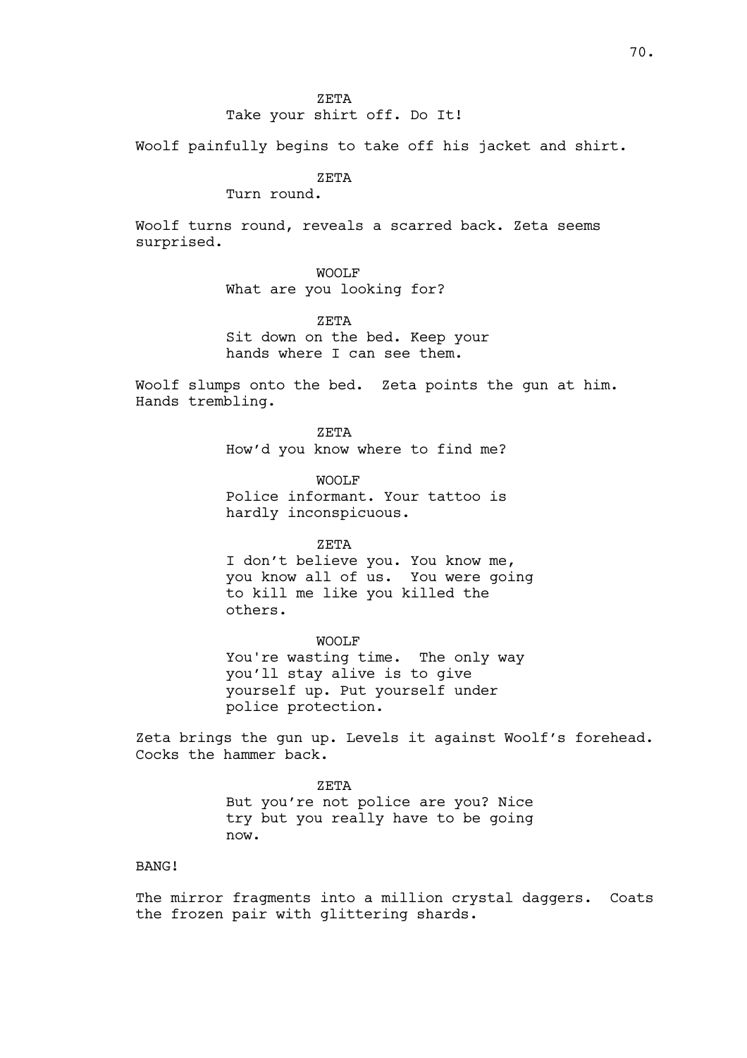ZETA
Take your shirt off. Do It!

Woolf painfully begins to take off his jacket and shirt.

ZETA
Turn round.

Woolf turns round, reveals a scarred back. Zeta seems surprised.

WOOLF
What are you looking for?

ZETA
Sit down on the bed. Keep your hands where I can see them.

Woolf slumps onto the bed. Zeta points the gun at him. Hands trembling.

ZETA
How'd you know where to find me?

WOOLF
Police informant. Your tattoo is hardly inconspicuous.

ZETA
I don't believe you. You know me, you know all of us. You were going to kill me like you killed the others.

WOOLF
You're wasting time. The only way you'll stay alive is to give yourself up. Put yourself under police protection.

Zeta brings the gun up. Levels it against Woolf's forehead. Cocks the hammer back.

ZETA
But you're not police are you? Nice try but you really have to be going now.

BANG!

The mirror fragments into a million crystal daggers. Coats the frozen pair with glittering shards.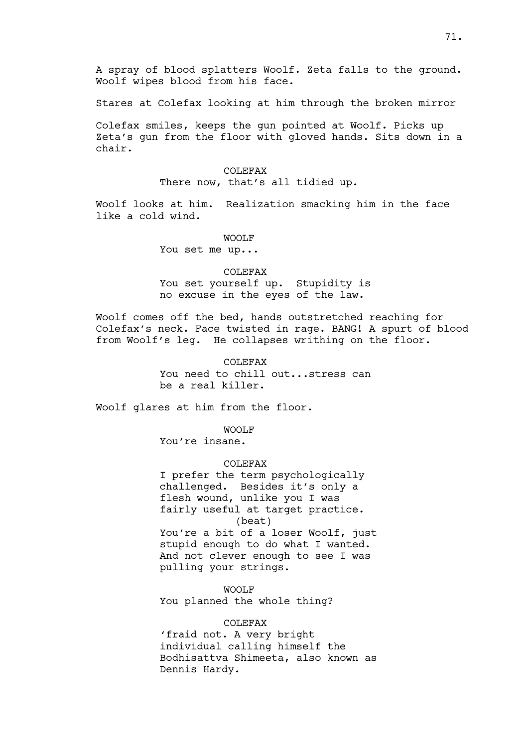A spray of blood splatters Woolf. Zeta falls to the ground. Woolf wipes blood from his face.

Stares at Colefax looking at him through the broken mirror

Colefax smiles, keeps the gun pointed at Woolf. Picks up Zeta's gun from the floor with gloved hands. Sits down in a chair.

COLEFAX
There now, that's all tidied up.

Woolf looks at him. Realization smacking him in the face like a cold wind.

WOOLF
You set me up...

COLEFAX
You set yourself up. Stupidity is no excuse in the eyes of the law.

Woolf comes off the bed, hands outstretched reaching for Colefax's neck. Face twisted in rage. BANG! A spurt of blood from Woolf's leg. He collapses writhing on the floor.

COLEFAX
You need to chill out...stress can be a real killer.

Woolf glares at him from the floor.

WOOLF
You're insane.

COLEFAX
I prefer the term psychologically challenged. Besides it's only a flesh wound, unlike you I was fairly useful at target practice.
(beat)
You're a bit of a loser Woolf, just stupid enough to do what I wanted. And not clever enough to see I was pulling your strings.

WOOLF
You planned the whole thing?

COLEFAX
'fraid not. A very bright individual calling himself the Bodhisattva Shimeeta, also known as Dennis Hardy.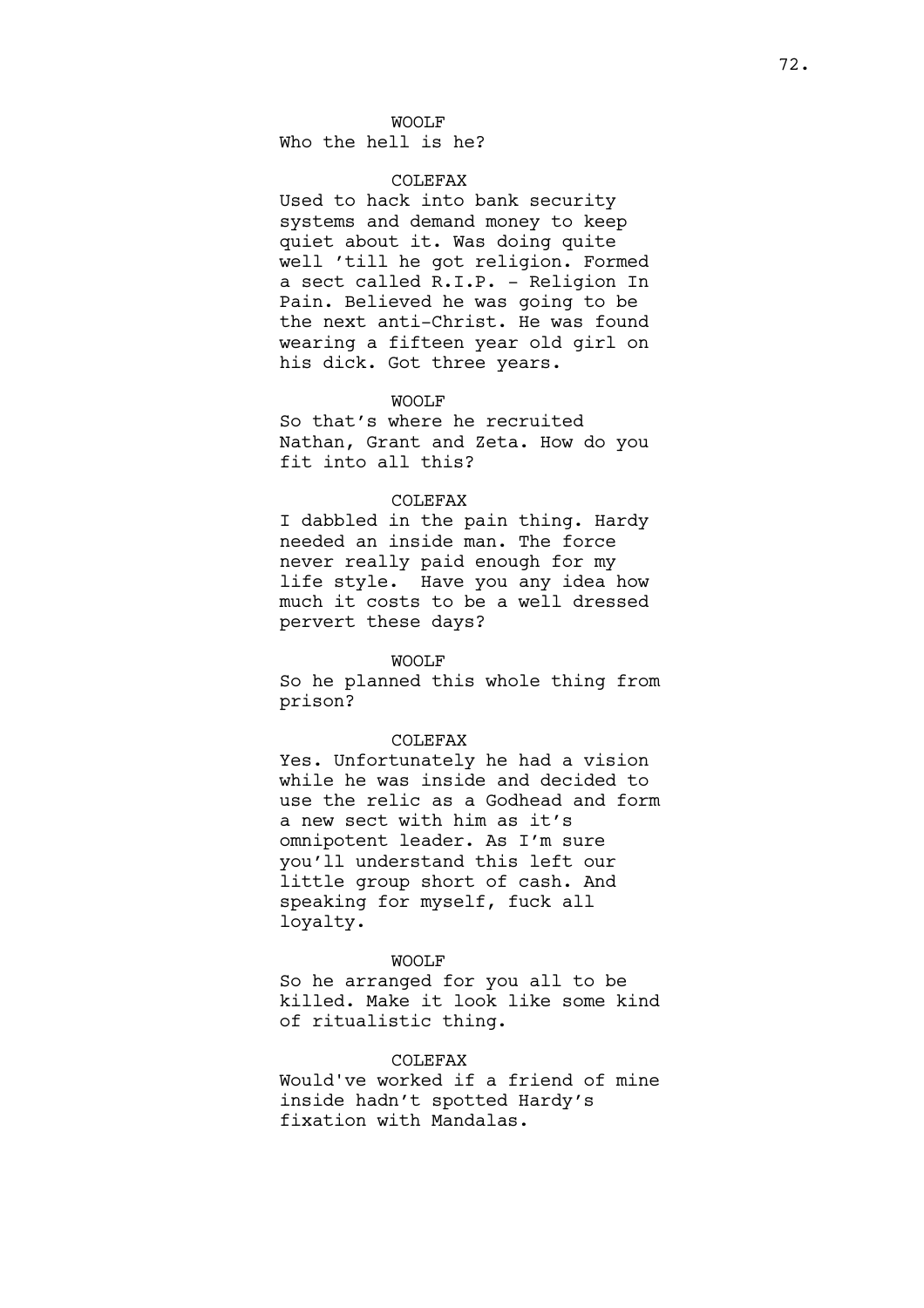WOOLF

Who the hell is he?

COLEFAX

Used to hack into bank security systems and demand money to keep quiet about it. Was doing quite well 'till he got religion. Formed a sect called R.I.P. - Religion In Pain. Believed he was going to be the next anti-Christ. He was found wearing a fifteen year old girl on his dick. Got three years.

WOOLF

So that's where he recruited Nathan, Grant and Zeta. How do you fit into all this?

COLEFAX

I dabbled in the pain thing. Hardy needed an inside man. The force never really paid enough for my life style. Have you any idea how much it costs to be a well dressed pervert these days?

WOOLF

So he planned this whole thing from prison?

COLEFAX

Yes. Unfortunately he had a vision while he was inside and decided to use the relic as a Godhead and form a new sect with him as it's omnipotent leader. As I'm sure you'll understand this left our little group short of cash. And speaking for myself, fuck all loyalty.

WOOLF

So he arranged for you all to be killed. Make it look like some kind of ritualistic thing.

COLEFAX

Would've worked if a friend of mine inside hadn't spotted Hardy's fixation with Mandalas.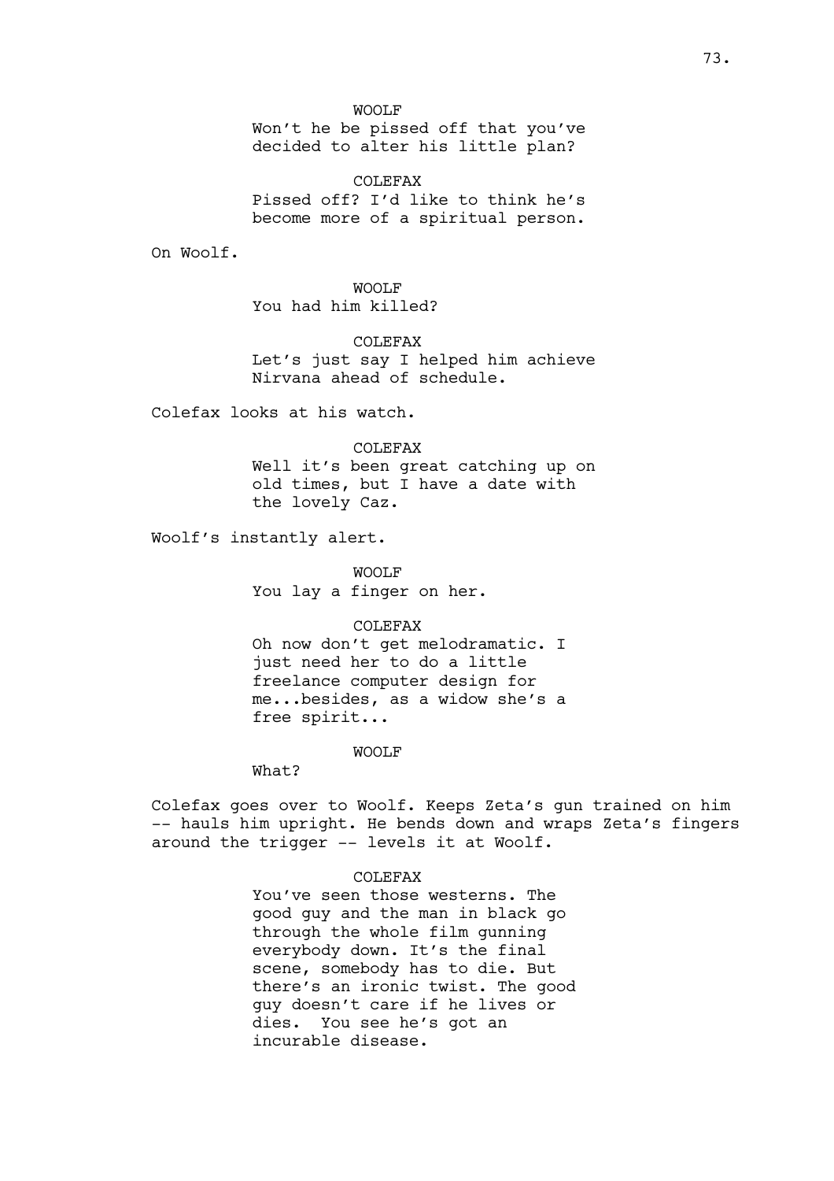WOOLF

Won't he be pissed off that you've decided to alter his little plan?

COLEFAX

Pissed off? I'd like to think he's become more of a spiritual person.

On Woolf.

WOOLF

You had him killed?

COLEFAX

Let's just say I helped him achieve Nirvana ahead of schedule.

Colefax looks at his watch.

COLEFAX

Well it's been great catching up on old times, but I have a date with the lovely Caz.

Woolf's instantly alert.

WOOLF

You lay a finger on her.

COLEFAX

Oh now don't get melodramatic. I just need her to do a little freelance computer design for me...besides, as a widow she's a free spirit...

WOOLF

What?

Colefax goes over to Woolf. Keeps Zeta's gun trained on him -- hauls him upright. He bends down and wraps Zeta's fingers around the trigger -- levels it at Woolf.

COLEFAX

You've seen those westerns. The good guy and the man in black go through the whole film gunning everybody down. It's the final scene, somebody has to die. But there's an ironic twist. The good guy doesn't care if he lives or dies. You see he's got an incurable disease.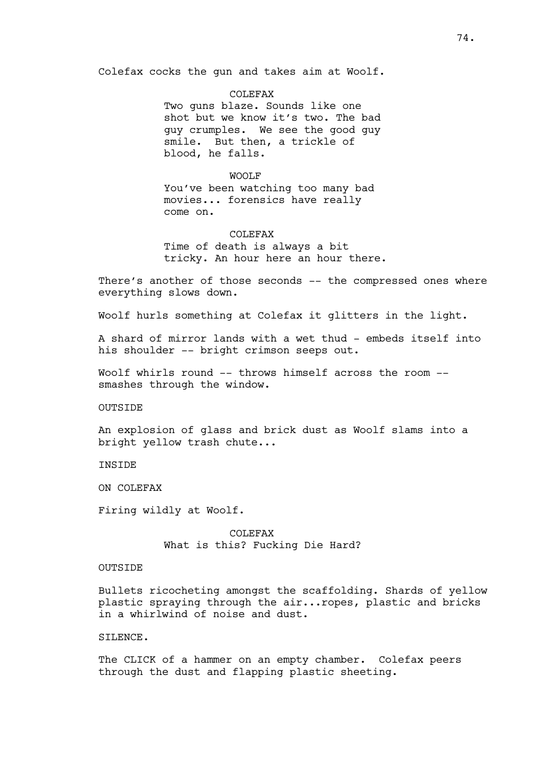Colefax cocks the gun and takes aim at Woolf.

COLEFAX
Two guns blaze. Sounds like one shot but we know it's two. The bad guy crumples. We see the good guy smile. But then, a trickle of blood, he falls.

WOOLF
You've been watching too many bad movies... forensics have really come on.

COLEFAX
Time of death is always a bit tricky. An hour here an hour there.

There's another of those seconds -- the compressed ones where everything slows down.

Woolf hurls something at Colefax it glitters in the light.

A shard of mirror lands with a wet thud - embeds itself into his shoulder -- bright crimson seeps out.

Woolf whirls round -- throws himself across the room -- smashes through the window.

OUTSIDE

An explosion of glass and brick dust as Woolf slams into a bright yellow trash chute...

INSIDE

ON COLEFAX

Firing wildly at Woolf.

COLEFAX
What is this? Fucking Die Hard?

OUTSIDE

Bullets ricocheting amongst the scaffolding. Shards of yellow plastic spraying through the air...ropes, plastic and bricks in a whirlwind of noise and dust.

SILENCE.

The CLICK of a hammer on an empty chamber. Colefax peers through the dust and flapping plastic sheeting.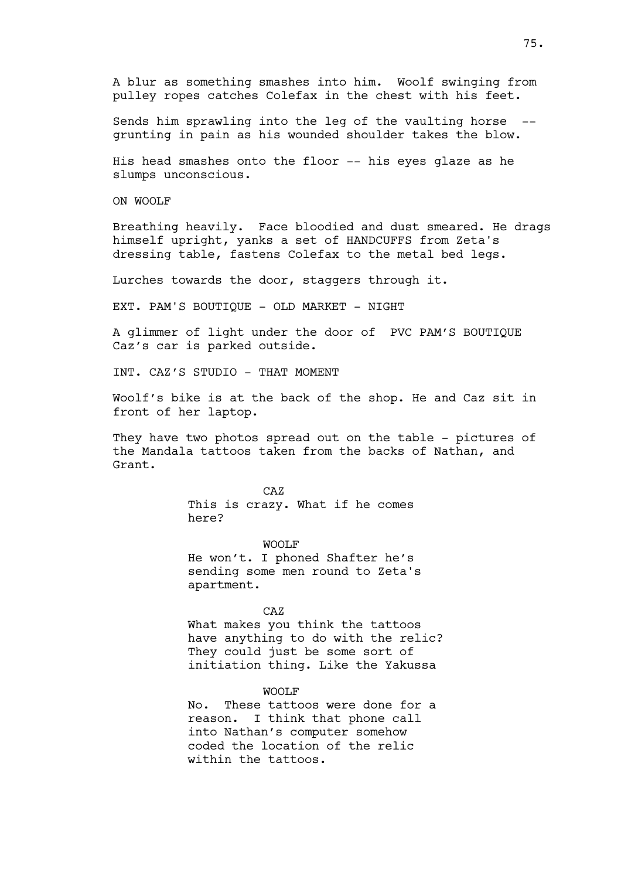A blur as something smashes into him. Woolf swinging from pulley ropes catches Colefax in the chest with his feet.

Sends him sprawling into the leg of the vaulting horse -- grunting in pain as his wounded shoulder takes the blow.

His head smashes onto the floor -- his eyes glaze as he slumps unconscious.

ON WOOLF

Breathing heavily. Face bloodied and dust smeared. He drags himself upright, yanks a set of HANDCUFFS from Zeta's dressing table, fastens Colefax to the metal bed legs.

Lurches towards the door, staggers through it.

EXT. PAM'S BOUTIQUE - OLD MARKET - NIGHT

A glimmer of light under the door of PVC PAM'S BOUTIQUE Caz's car is parked outside.

INT. CAZ'S STUDIO - THAT MOMENT

Woolf's bike is at the back of the shop. He and Caz sit in front of her laptop.

They have two photos spread out on the table - pictures of the Mandala tattoos taken from the backs of Nathan, and Grant.

CAZ

This is crazy. What if he comes here?

WOOLF

He won't. I phoned Shafter he's sending some men round to Zeta's apartment.

CAZ

What makes you think the tattoos have anything to do with the relic? They could just be some sort of initiation thing. Like the Yakussa

WOOLF

No. These tattoos were done for a reason. I think that phone call into Nathan's computer somehow coded the location of the relic within the tattoos.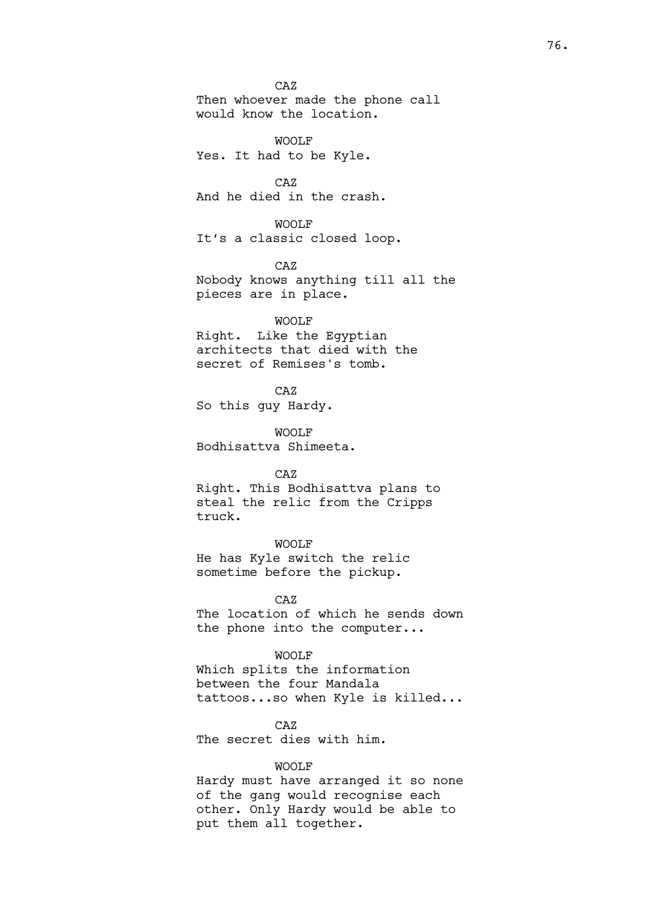CAZ
Then whoever made the phone call would know the location.

WOOLF
Yes. It had to be Kyle.

CAZ
And he died in the crash.

WOOLF
It's a classic closed loop.

CAZ
Nobody knows anything till all the pieces are in place.

WOOLF
Right.  Like the Egyptian architects that died with the secret of Remises's tomb.

CAZ
So this guy Hardy.

WOOLF
Bodhisattva Shimeeta.

CAZ
Right. This Bodhisattva plans to steal the relic from the Cripps truck.

WOOLF
He has Kyle switch the relic sometime before the pickup.

CAZ
The location of which he sends down the phone into the computer...

WOOLF
Which splits the information between the four Mandala tattoos...so when Kyle is killed...

CAZ
The secret dies with him.

WOOLF
Hardy must have arranged it so none of the gang would recognise each other. Only Hardy would be able to put them all together.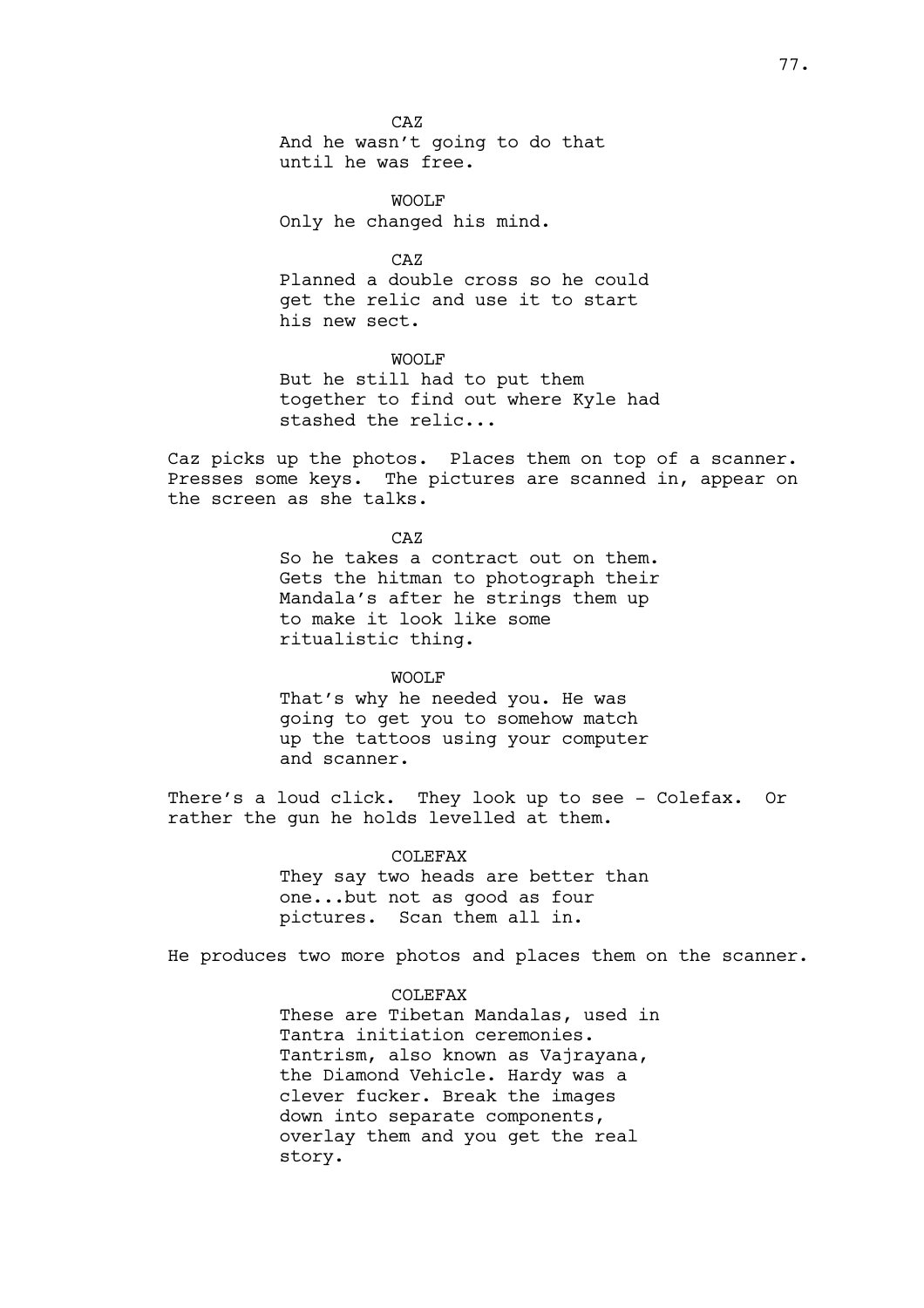CAZ

And he wasn't going to do that until he was free.

WOOLF

Only he changed his mind.

CAZ

Planned a double cross so he could get the relic and use it to start his new sect.

WOOLF

But he still had to put them together to find out where Kyle had stashed the relic...

Caz picks up the photos. Places them on top of a scanner. Presses some keys. The pictures are scanned in, appear on the screen as she talks.

CAZ

So he takes a contract out on them. Gets the hitman to photograph their Mandala's after he strings them up to make it look like some ritualistic thing.

WOOLF

That's why he needed you. He was going to get you to somehow match up the tattoos using your computer and scanner.

There's a loud click. They look up to see - Colefax. Or rather the gun he holds levelled at them.

COLEFAX

They say two heads are better than one...but not as good as four pictures. Scan them all in.

He produces two more photos and places them on the scanner.

COLEFAX

These are Tibetan Mandalas, used in Tantra initiation ceremonies. Tantrism, also known as Vajrayana, the Diamond Vehicle. Hardy was a clever fucker. Break the images down into separate components, overlay them and you get the real story.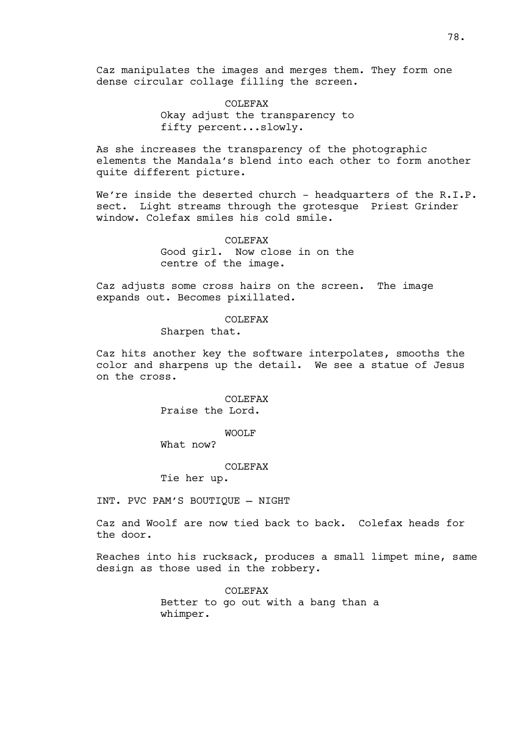Caz manipulates the images and merges them. They form one dense circular collage filling the screen.

COLEFAX
Okay adjust the transparency to fifty percent...slowly.

As she increases the transparency of the photographic elements the Mandala's blend into each other to form another quite different picture.

We're inside the deserted church - headquarters of the R.I.P. sect. Light streams through the grotesque Priest Grinder window. Colefax smiles his cold smile.

COLEFAX
Good girl. Now close in on the centre of the image.

Caz adjusts some cross hairs on the screen. The image expands out. Becomes pixillated.

COLEFAX
Sharpen that.

Caz hits another key the software interpolates, smooths the color and sharpens up the detail. We see a statue of Jesus on the cross.

COLEFAX
Praise the Lord.

WOOLF
What now?

COLEFAX
Tie her up.

INT. PVC PAM'S BOUTIQUE – NIGHT

Caz and Woolf are now tied back to back. Colefax heads for the door.

Reaches into his rucksack, produces a small limpet mine, same design as those used in the robbery.

COLEFAX
Better to go out with a bang than a whimper.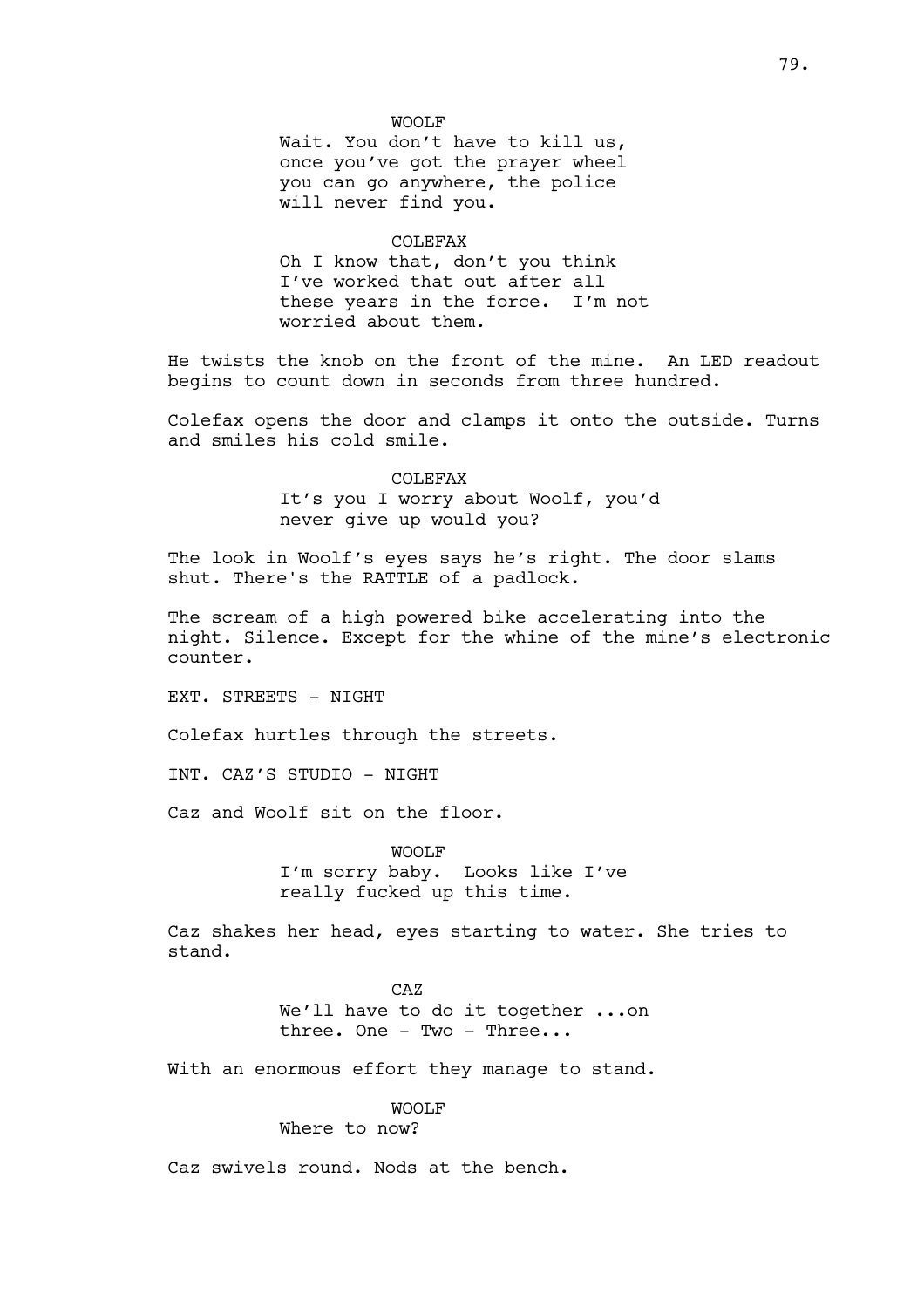WOOLF

Wait. You don't have to kill us, once you've got the prayer wheel you can go anywhere, the police will never find you.

COLEFAX

Oh I know that, don't you think I've worked that out after all these years in the force. I'm not worried about them.

He twists the knob on the front of the mine. An LED readout begins to count down in seconds from three hundred.

Colefax opens the door and clamps it onto the outside. Turns and smiles his cold smile.

COLEFAX

It's you I worry about Woolf, you'd never give up would you?

The look in Woolf's eyes says he's right. The door slams shut. There's the RATTLE of a padlock.

The scream of a high powered bike accelerating into the night. Silence. Except for the whine of the mine's electronic counter.

EXT. STREETS - NIGHT

Colefax hurtles through the streets.

INT. CAZ'S STUDIO - NIGHT

Caz and Woolf sit on the floor.

WOOLF

I'm sorry baby. Looks like I've really fucked up this time.

Caz shakes her head, eyes starting to water. She tries to stand.

CAZ

We'll have to do it together ...on three. One - Two - Three...

With an enormous effort they manage to stand.

WOOLF

Where to now?

Caz swivels round. Nods at the bench.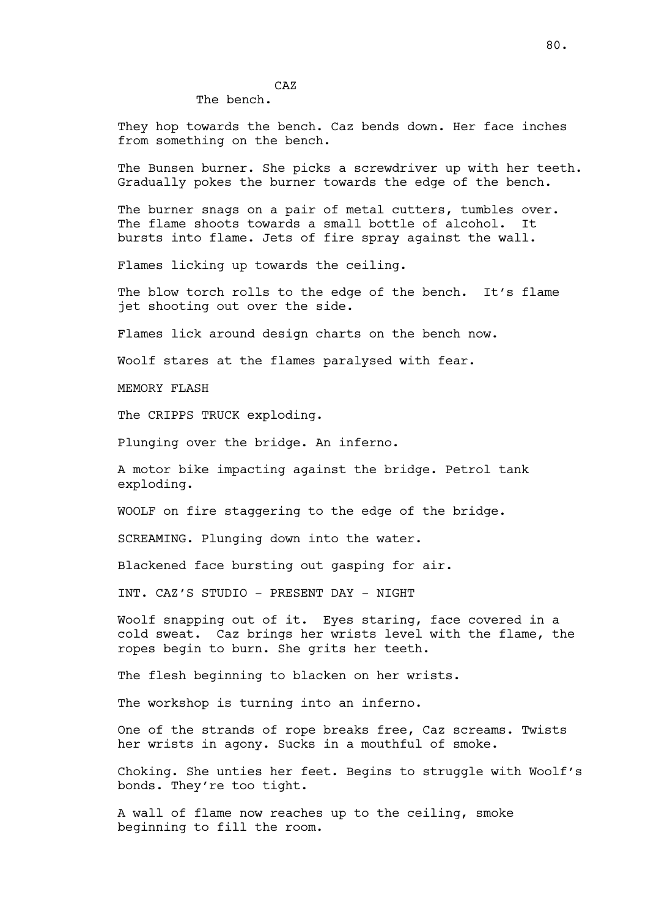CAZ

The bench.

They hop towards the bench. Caz bends down. Her face inches from something on the bench.

The Bunsen burner. She picks a screwdriver up with her teeth. Gradually pokes the burner towards the edge of the bench.

The burner snags on a pair of metal cutters, tumbles over. The flame shoots towards a small bottle of alcohol. It bursts into flame. Jets of fire spray against the wall.

Flames licking up towards the ceiling.

The blow torch rolls to the edge of the bench. It's flame jet shooting out over the side.

Flames lick around design charts on the bench now.

Woolf stares at the flames paralysed with fear.

MEMORY FLASH

The CRIPPS TRUCK exploding.

Plunging over the bridge. An inferno.

A motor bike impacting against the bridge. Petrol tank exploding.

WOOLF on fire staggering to the edge of the bridge.

SCREAMING. Plunging down into the water.

Blackened face bursting out gasping for air.

INT. CAZ'S STUDIO - PRESENT DAY - NIGHT

Woolf snapping out of it. Eyes staring, face covered in a cold sweat. Caz brings her wrists level with the flame, the ropes begin to burn. She grits her teeth.

The flesh beginning to blacken on her wrists.

The workshop is turning into an inferno.

One of the strands of rope breaks free, Caz screams. Twists her wrists in agony. Sucks in a mouthful of smoke.

Choking. She unties her feet. Begins to struggle with Woolf's bonds. They're too tight.

A wall of flame now reaches up to the ceiling, smoke beginning to fill the room.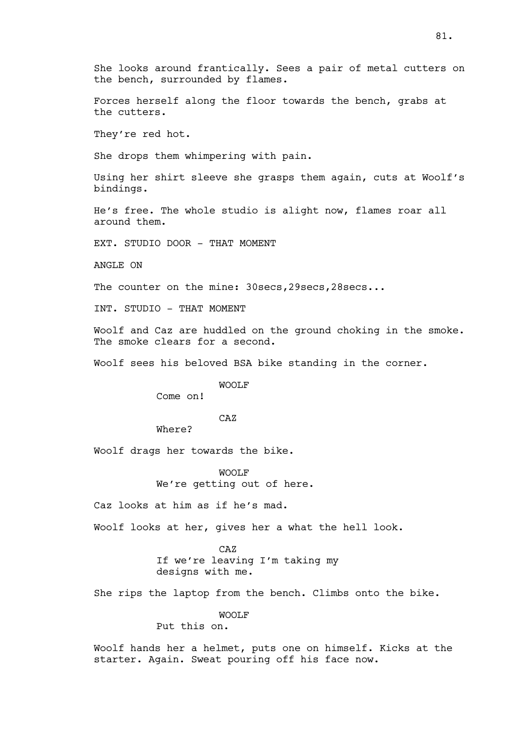She looks around frantically. Sees a pair of metal cutters on the bench, surrounded by flames.

Forces herself along the floor towards the bench, grabs at the cutters.

They're red hot.

She drops them whimpering with pain.

Using her shirt sleeve she grasps them again, cuts at Woolf's bindings.

He's free. The whole studio is alight now, flames roar all around them.

EXT. STUDIO DOOR - THAT MOMENT

ANGLE ON

The counter on the mine: 30secs,29secs,28secs...

INT. STUDIO - THAT MOMENT

Woolf and Caz are huddled on the ground choking in the smoke. The smoke clears for a second.

Woolf sees his beloved BSA bike standing in the corner.

WOOLF

Come on!

CAZ

Where?

Woolf drags her towards the bike.

WOOLF

We're getting out of here.

Caz looks at him as if he's mad.

Woolf looks at her, gives her a what the hell look.

CAZ

If we're leaving I'm taking my designs with me.

She rips the laptop from the bench. Climbs onto the bike.

WOOLF

Put this on.

Woolf hands her a helmet, puts one on himself. Kicks at the starter. Again. Sweat pouring off his face now.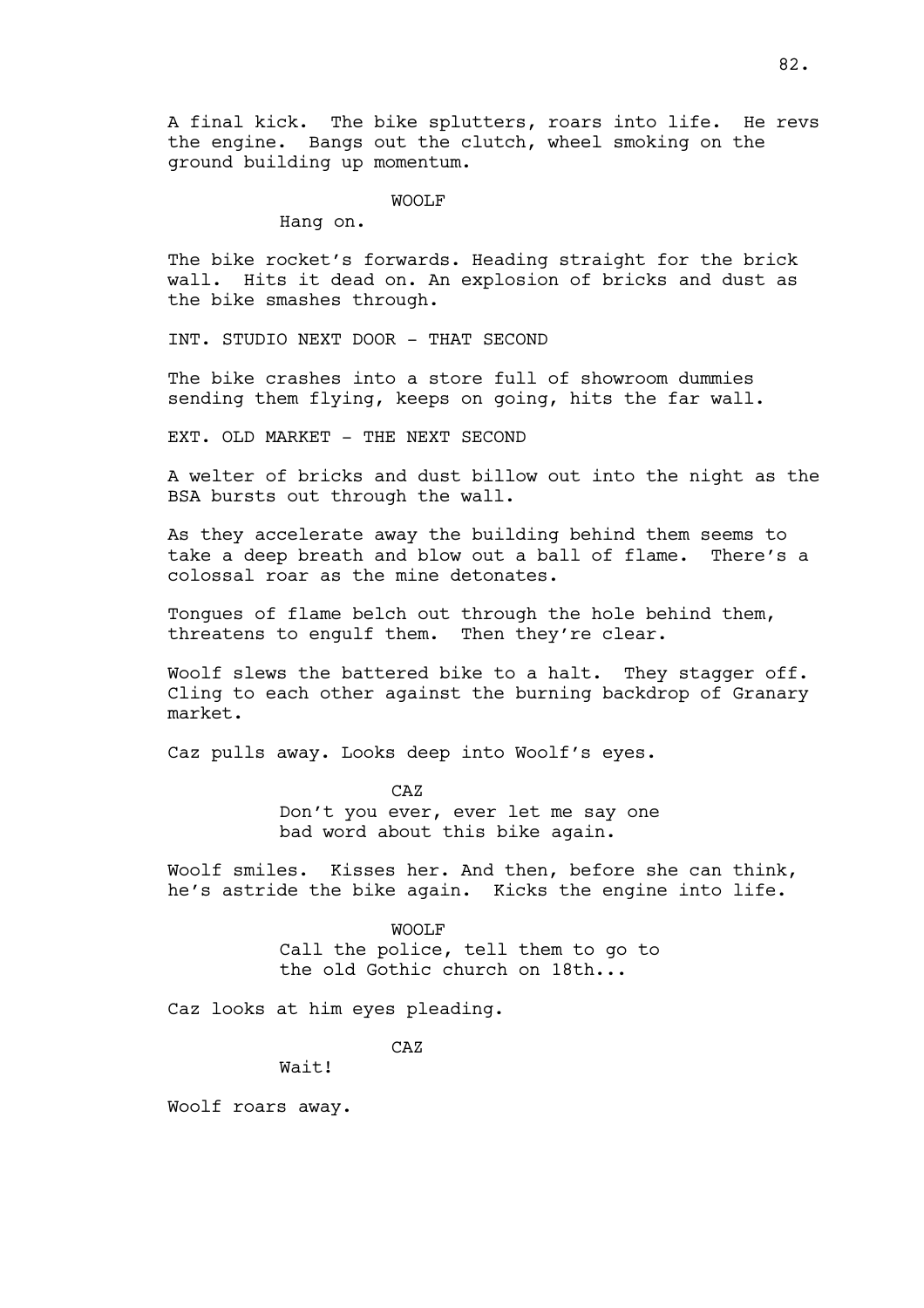A final kick. The bike splutters, roars into life. He revs the engine. Bangs out the clutch, wheel smoking on the ground building up momentum.

WOOLF

Hang on.

The bike rocket's forwards. Heading straight for the brick wall. Hits it dead on. An explosion of bricks and dust as the bike smashes through.

INT. STUDIO NEXT DOOR - THAT SECOND

The bike crashes into a store full of showroom dummies sending them flying, keeps on going, hits the far wall.

EXT. OLD MARKET - THE NEXT SECOND

A welter of bricks and dust billow out into the night as the BSA bursts out through the wall.

As they accelerate away the building behind them seems to take a deep breath and blow out a ball of flame. There's a colossal roar as the mine detonates.

Tongues of flame belch out through the hole behind them, threatens to engulf them. Then they're clear.

Woolf slews the battered bike to a halt. They stagger off. Cling to each other against the burning backdrop of Granary market.

Caz pulls away. Looks deep into Woolf's eyes.

CAZ

Don't you ever, ever let me say one bad word about this bike again.

Woolf smiles. Kisses her. And then, before she can think, he's astride the bike again. Kicks the engine into life.

WOOLF

Call the police, tell them to go to the old Gothic church on 18th...

Caz looks at him eyes pleading.

CAZ

Wait!

Woolf roars away.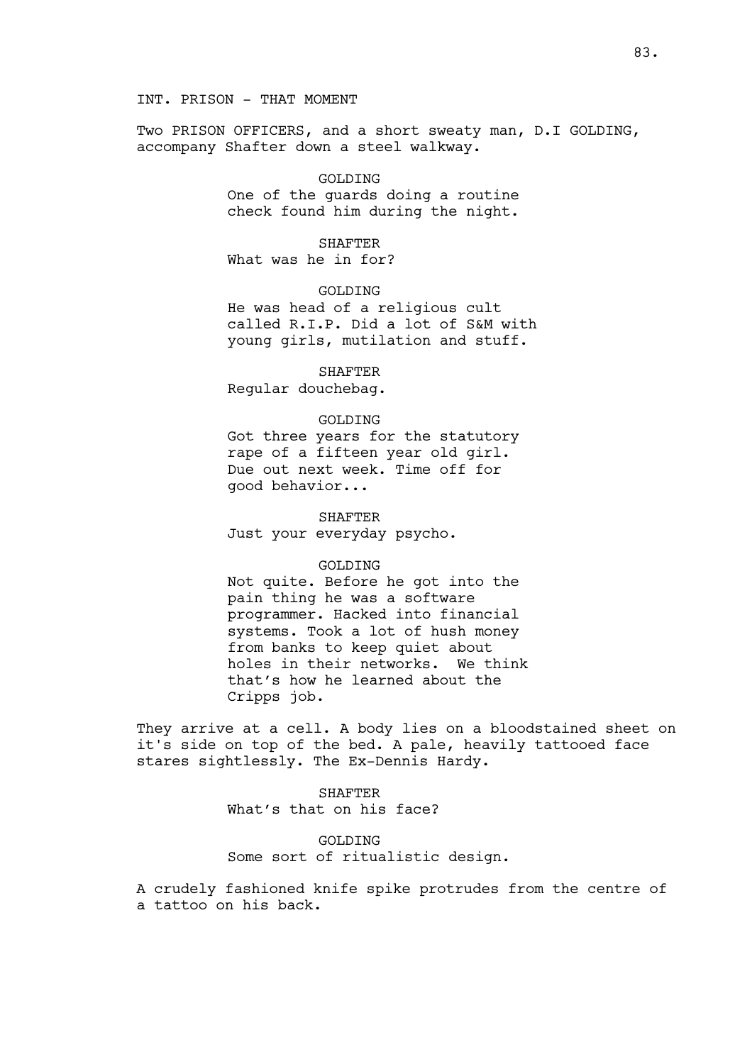INT. PRISON - THAT MOMENT

Two PRISON OFFICERS, and a short sweaty man, D.I GOLDING, accompany Shafter down a steel walkway.

GOLDING
One of the guards doing a routine check found him during the night.

SHAFTER
What was he in for?

GOLDING
He was head of a religious cult called R.I.P. Did a lot of S&M with young girls, mutilation and stuff.

SHAFTER
Regular douchebag.

GOLDING
Got three years for the statutory rape of a fifteen year old girl. Due out next week. Time off for good behavior...

SHAFTER
Just your everyday psycho.

GOLDING
Not quite. Before he got into the pain thing he was a software programmer. Hacked into financial systems. Took a lot of hush money from banks to keep quiet about holes in their networks. We think that's how he learned about the Cripps job.

They arrive at a cell. A body lies on a bloodstained sheet on it's side on top of the bed. A pale, heavily tattooed face stares sightlessly. The Ex-Dennis Hardy.

SHAFTER
What's that on his face?

GOLDING
Some sort of ritualistic design.

A crudely fashioned knife spike protrudes from the centre of a tattoo on his back.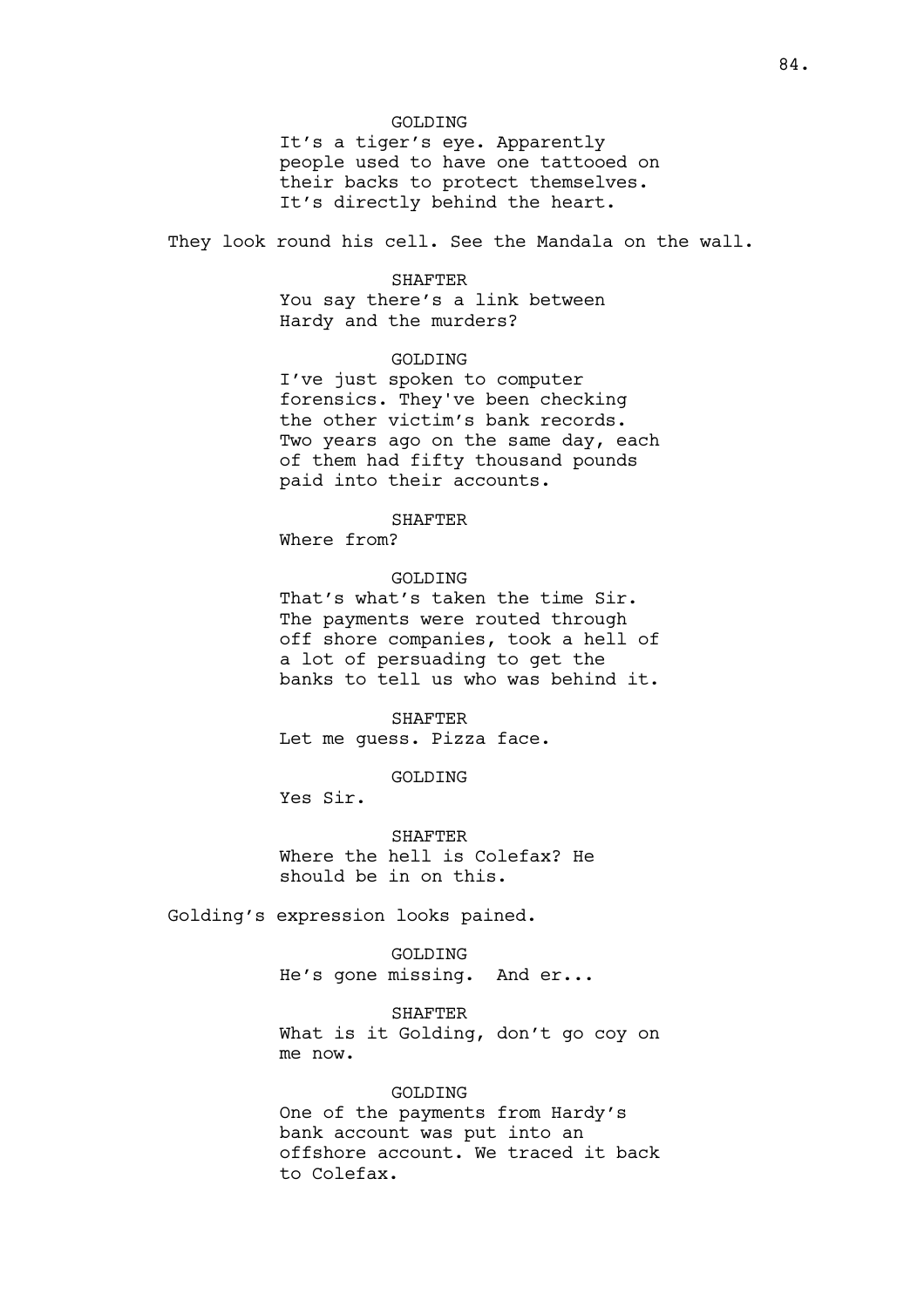GOLDING

It's a tiger's eye. Apparently people used to have one tattooed on their backs to protect themselves. It's directly behind the heart.

They look round his cell. See the Mandala on the wall.

SHAFTER

You say there's a link between Hardy and the murders?

GOLDING

I've just spoken to computer forensics. They've been checking the other victim's bank records. Two years ago on the same day, each of them had fifty thousand pounds paid into their accounts.

SHAFTER

Where from?

GOLDING

That's what's taken the time Sir. The payments were routed through off shore companies, took a hell of a lot of persuading to get the banks to tell us who was behind it.

SHAFTER

Let me guess. Pizza face.

GOLDING

Yes Sir.

SHAFTER

Where the hell is Colefax? He should be in on this.

Golding's expression looks pained.

GOLDING

He's gone missing. And er...

SHAFTER

What is it Golding, don't go coy on me now.

GOLDING

One of the payments from Hardy's bank account was put into an offshore account. We traced it back to Colefax.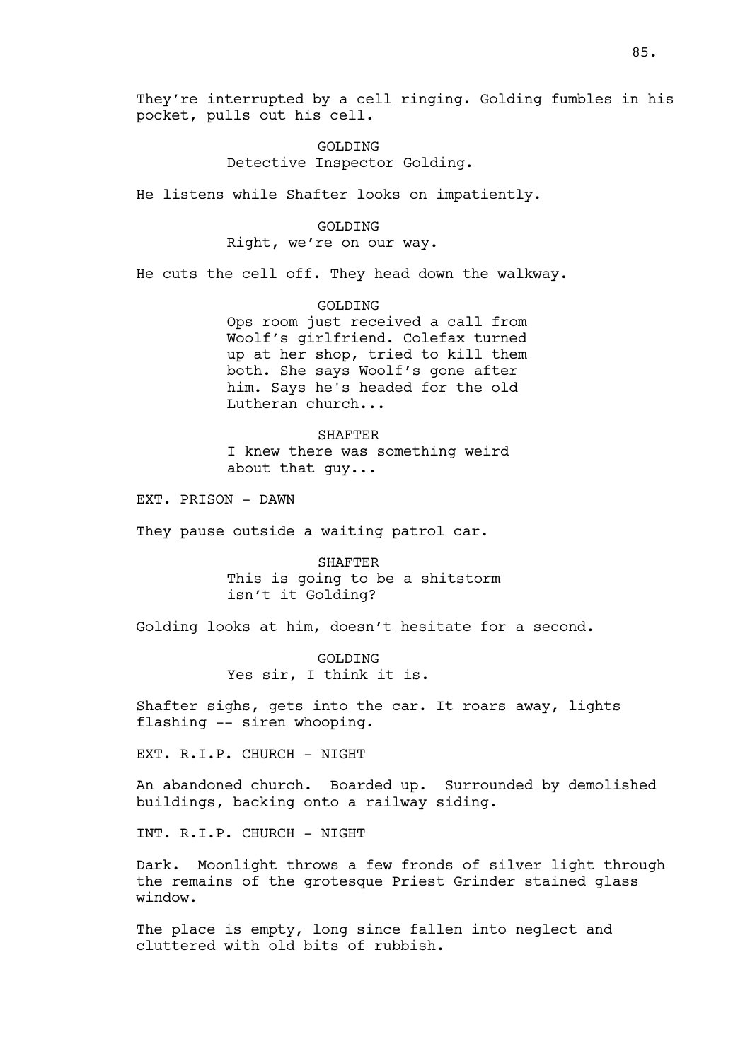They're interrupted by a cell ringing. Golding fumbles in his pocket, pulls out his cell.

GOLDING
Detective Inspector Golding.

He listens while Shafter looks on impatiently.

GOLDING
Right, we're on our way.

He cuts the cell off. They head down the walkway.

GOLDING
Ops room just received a call from Woolf's girlfriend. Colefax turned up at her shop, tried to kill them both. She says Woolf's gone after him. Says he's headed for the old Lutheran church...

SHAFTER
I knew there was something weird about that guy...

EXT. PRISON - DAWN

They pause outside a waiting patrol car.

SHAFTER
This is going to be a shitstorm isn't it Golding?

Golding looks at him, doesn't hesitate for a second.

GOLDING
Yes sir, I think it is.

Shafter sighs, gets into the car. It roars away, lights flashing -- siren whooping.

EXT. R.I.P. CHURCH - NIGHT

An abandoned church. Boarded up. Surrounded by demolished buildings, backing onto a railway siding.

INT. R.I.P. CHURCH - NIGHT

Dark. Moonlight throws a few fronds of silver light through the remains of the grotesque Priest Grinder stained glass window.

The place is empty, long since fallen into neglect and cluttered with old bits of rubbish.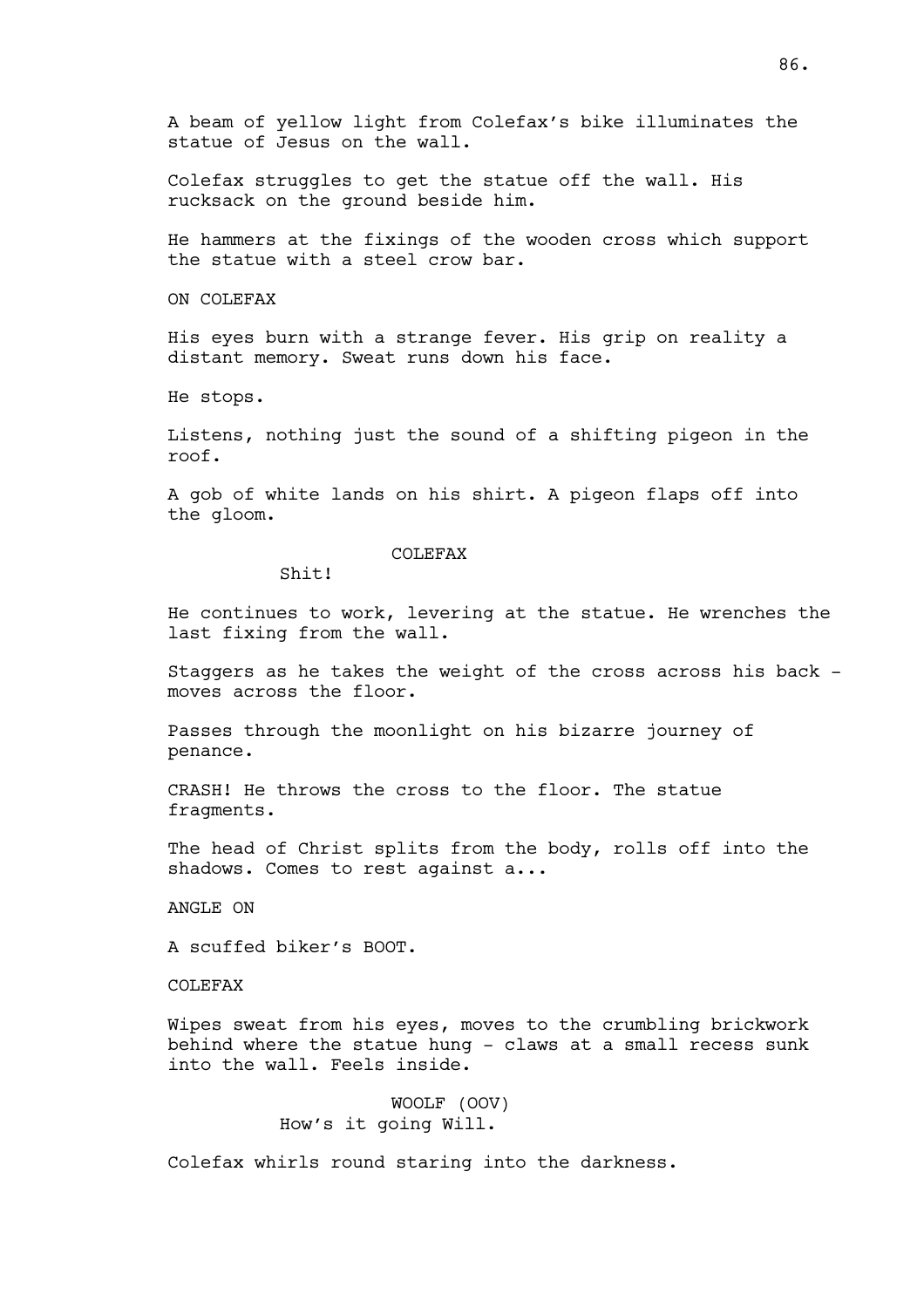A beam of yellow light from Colefax's bike illuminates the statue of Jesus on the wall.

Colefax struggles to get the statue off the wall. His rucksack on the ground beside him.

He hammers at the fixings of the wooden cross which support the statue with a steel crow bar.

ON COLEFAX

His eyes burn with a strange fever. His grip on reality a distant memory. Sweat runs down his face.

He stops.

Listens, nothing just the sound of a shifting pigeon in the roof.

A gob of white lands on his shirt. A pigeon flaps off into the gloom.

COLEFAX

Shit!

He continues to work, levering at the statue. He wrenches the last fixing from the wall.

Staggers as he takes the weight of the cross across his back - moves across the floor.

Passes through the moonlight on his bizarre journey of penance.

CRASH! He throws the cross to the floor. The statue fragments.

The head of Christ splits from the body, rolls off into the shadows. Comes to rest against a...

ANGLE ON

A scuffed biker's BOOT.

COLEFAX

Wipes sweat from his eyes, moves to the crumbling brickwork behind where the statue hung - claws at a small recess sunk into the wall. Feels inside.

WOOLF (OOV)

How's it going Will.

Colefax whirls round staring into the darkness.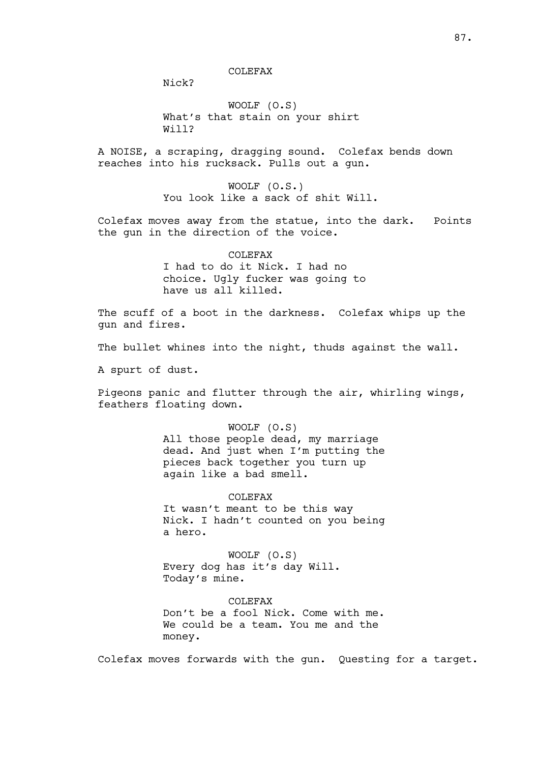COLEFAX

Nick?

WOOLF (O.S)

What's that stain on your shirt Will?

A NOISE, a scraping, dragging sound. Colefax bends down reaches into his rucksack. Pulls out a gun.

WOOLF (O.S.)

You look like a sack of shit Will.

Colefax moves away from the statue, into the dark. Points the gun in the direction of the voice.

COLEFAX

I had to do it Nick. I had no choice. Ugly fucker was going to have us all killed.

The scuff of a boot in the darkness. Colefax whips up the gun and fires.

The bullet whines into the night, thuds against the wall.

A spurt of dust.

Pigeons panic and flutter through the air, whirling wings, feathers floating down.

WOOLF (O.S)

All those people dead, my marriage dead. And just when I'm putting the pieces back together you turn up again like a bad smell.

COLEFAX

It wasn't meant to be this way Nick. I hadn't counted on you being a hero.

WOOLF (O.S)

Every dog has it's day Will. Today's mine.

COLEFAX

Don't be a fool Nick. Come with me. We could be a team. You me and the money.

Colefax moves forwards with the gun. Questing for a target.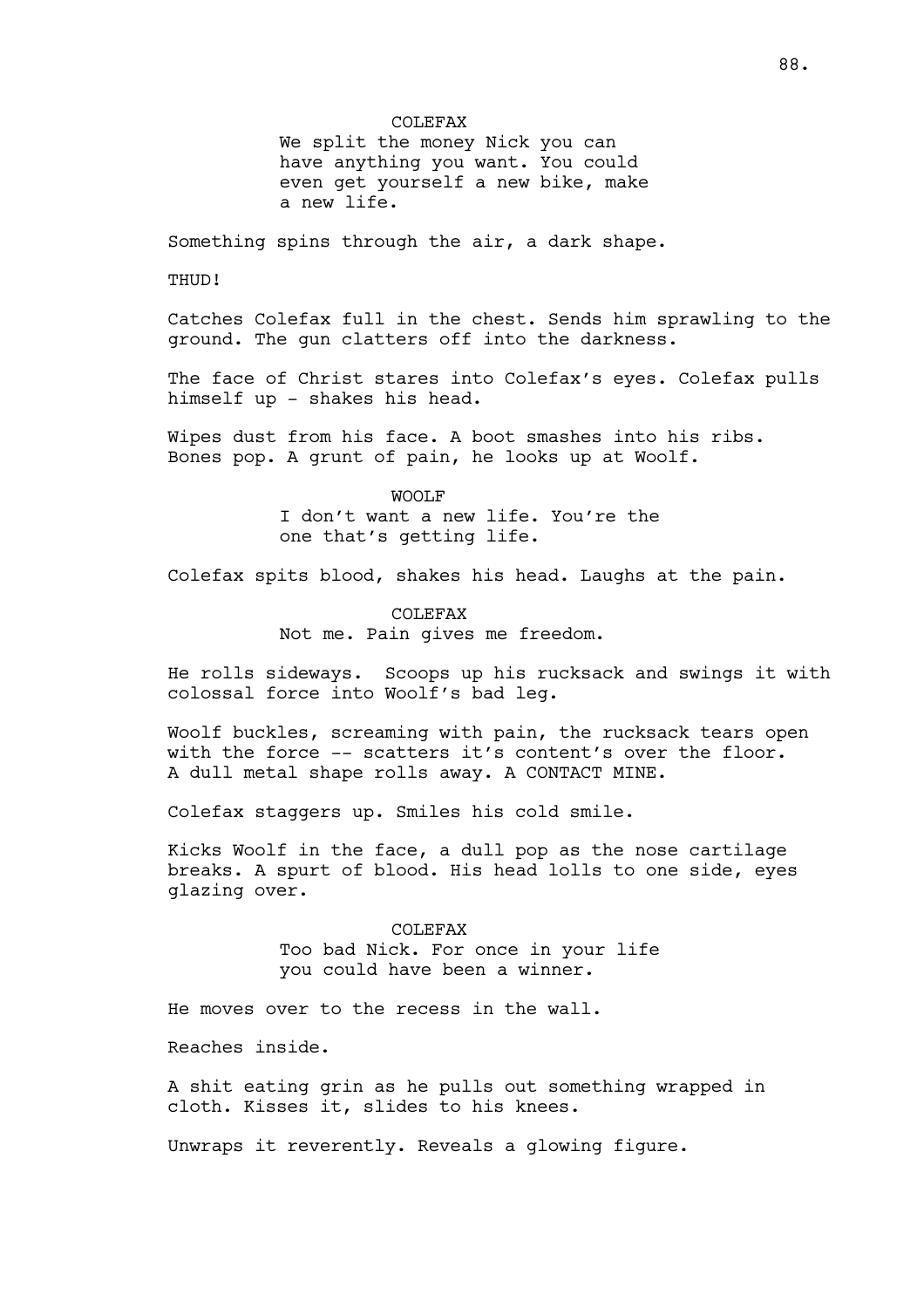COLEFAX

We split the money Nick you can have anything you want. You could even get yourself a new bike, make a new life.

Something spins through the air, a dark shape.

THUD!

Catches Colefax full in the chest. Sends him sprawling to the ground. The gun clatters off into the darkness.

The face of Christ stares into Colefax's eyes. Colefax pulls himself up - shakes his head.

Wipes dust from his face. A boot smashes into his ribs. Bones pop. A grunt of pain, he looks up at Woolf.

WOOLF

I don't want a new life. You're the one that's getting life.

Colefax spits blood, shakes his head. Laughs at the pain.

COLEFAX

Not me. Pain gives me freedom.

He rolls sideways. Scoops up his rucksack and swings it with colossal force into Woolf's bad leg.

Woolf buckles, screaming with pain, the rucksack tears open with the force -- scatters it's content's over the floor. A dull metal shape rolls away. A CONTACT MINE.

Colefax staggers up. Smiles his cold smile.

Kicks Woolf in the face, a dull pop as the nose cartilage breaks. A spurt of blood. His head lolls to one side, eyes glazing over.

COLEFAX

Too bad Nick. For once in your life you could have been a winner.

He moves over to the recess in the wall.

Reaches inside.

A shit eating grin as he pulls out something wrapped in cloth. Kisses it, slides to his knees.

Unwraps it reverently. Reveals a glowing figure.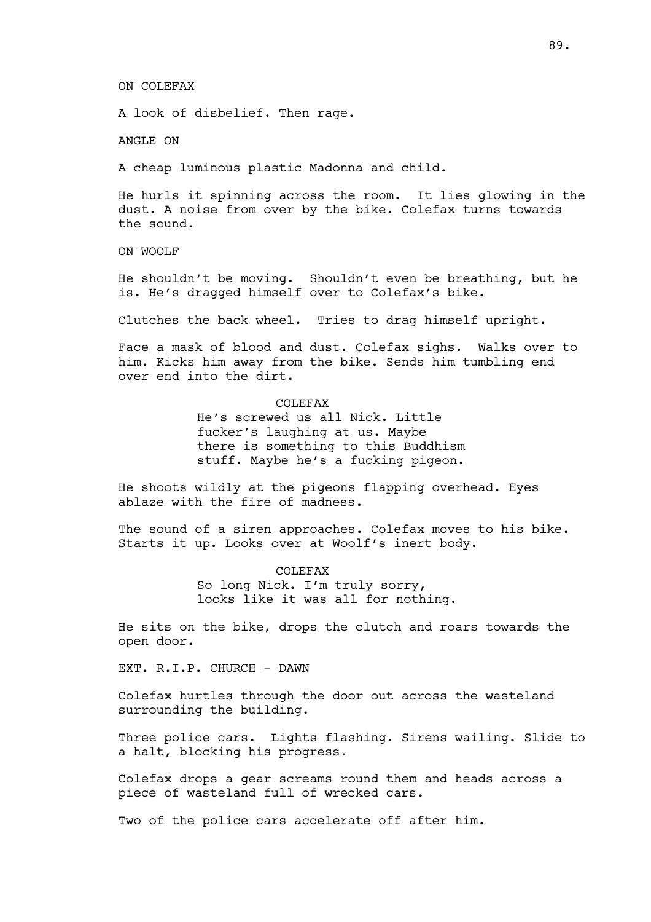ON COLEFAX

A look of disbelief. Then rage.

ANGLE ON

A cheap luminous plastic Madonna and child.

He hurls it spinning across the room. It lies glowing in the dust. A noise from over by the bike. Colefax turns towards the sound.

ON WOOLF

He shouldn't be moving. Shouldn't even be breathing, but he is. He's dragged himself over to Colefax's bike.

Clutches the back wheel. Tries to drag himself upright.

Face a mask of blood and dust. Colefax sighs. Walks over to him. Kicks him away from the bike. Sends him tumbling end over end into the dirt.

COLEFAX
He's screwed us all Nick. Little fucker's laughing at us. Maybe there is something to this Buddhism stuff. Maybe he's a fucking pigeon.

He shoots wildly at the pigeons flapping overhead. Eyes ablaze with the fire of madness.

The sound of a siren approaches. Colefax moves to his bike. Starts it up. Looks over at Woolf's inert body.

COLEFAX
So long Nick. I'm truly sorry, looks like it was all for nothing.

He sits on the bike, drops the clutch and roars towards the open door.

EXT. R.I.P. CHURCH - DAWN

Colefax hurtles through the door out across the wasteland surrounding the building.

Three police cars. Lights flashing. Sirens wailing. Slide to a halt, blocking his progress.

Colefax drops a gear screams round them and heads across a piece of wasteland full of wrecked cars.

Two of the police cars accelerate off after him.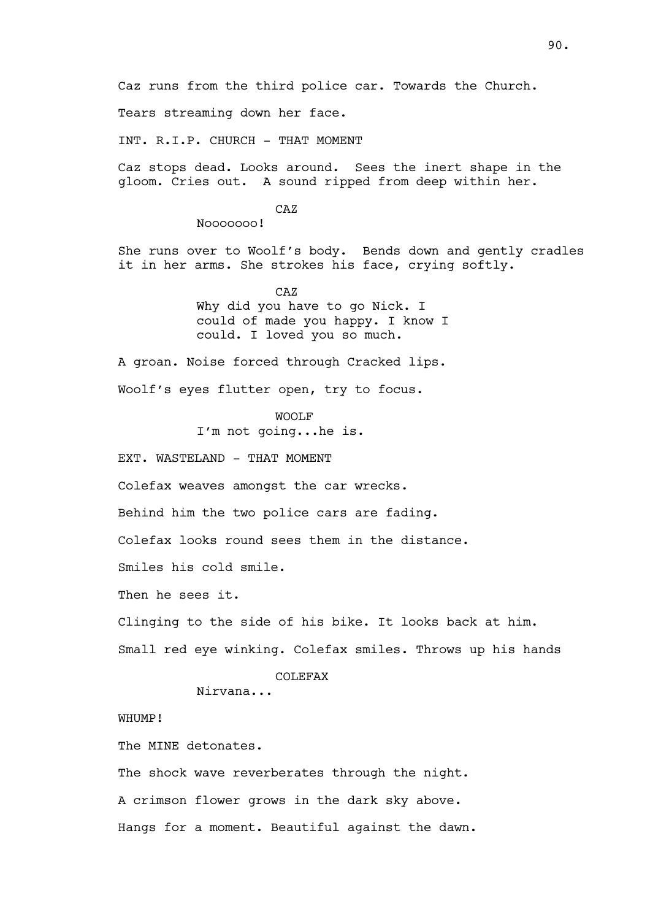Caz runs from the third police car. Towards the Church.

Tears streaming down her face.

INT. R.I.P. CHURCH - THAT MOMENT

Caz stops dead. Looks around. Sees the inert shape in the gloom. Cries out. A sound ripped from deep within her.

CAZ
Nooooooo!

She runs over to Woolf's body. Bends down and gently cradles it in her arms. She strokes his face, crying softly.

CAZ
Why did you have to go Nick. I could of made you happy. I know I could. I loved you so much.

A groan. Noise forced through Cracked lips.

Woolf's eyes flutter open, try to focus.

WOOLF
I'm not going...he is.

EXT. WASTELAND - THAT MOMENT

Colefax weaves amongst the car wrecks.

Behind him the two police cars are fading.

Colefax looks round sees them in the distance.

Smiles his cold smile.

Then he sees it.

Clinging to the side of his bike. It looks back at him.

Small red eye winking. Colefax smiles. Throws up his hands

COLEFAX
Nirvana...

WHUMP!

The MINE detonates.

The shock wave reverberates through the night.

A crimson flower grows in the dark sky above.

Hangs for a moment. Beautiful against the dawn.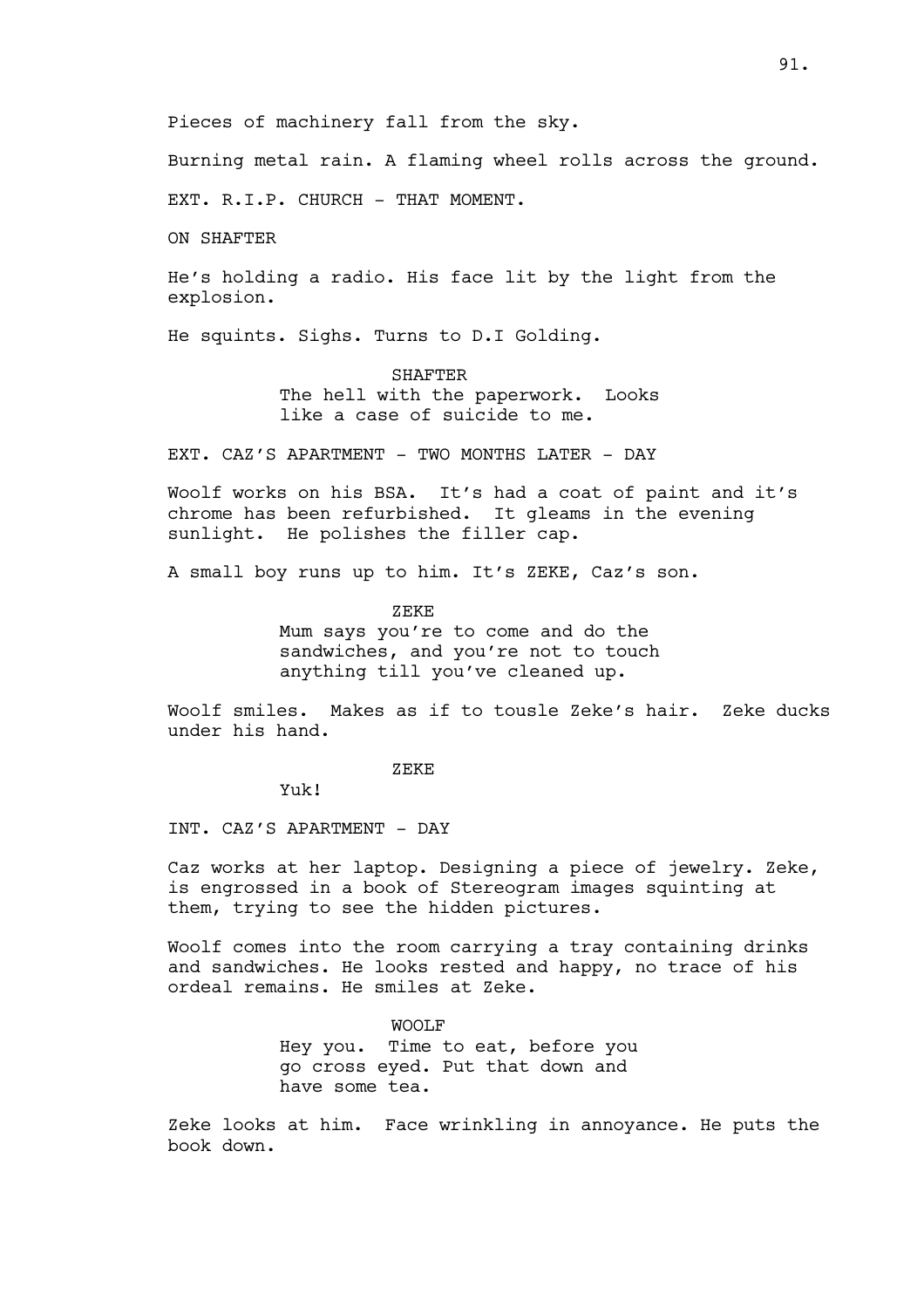Pieces of machinery fall from the sky.

Burning metal rain. A flaming wheel rolls across the ground.

EXT. R.I.P. CHURCH - THAT MOMENT.

ON SHAFTER

He's holding a radio. His face lit by the light from the explosion.

He squints. Sighs. Turns to D.I Golding.

SHAFTER
The hell with the paperwork. Looks like a case of suicide to me.

EXT. CAZ'S APARTMENT - TWO MONTHS LATER - DAY

Woolf works on his BSA. It's had a coat of paint and it's chrome has been refurbished. It gleams in the evening sunlight. He polishes the filler cap.

A small boy runs up to him. It's ZEKE, Caz's son.

ZEKE
Mum says you're to come and do the sandwiches, and you're not to touch anything till you've cleaned up.

Woolf smiles. Makes as if to tousle Zeke's hair. Zeke ducks under his hand.

ZEKE
Yuk!

INT. CAZ'S APARTMENT - DAY

Caz works at her laptop. Designing a piece of jewelry. Zeke, is engrossed in a book of Stereogram images squinting at them, trying to see the hidden pictures.

Woolf comes into the room carrying a tray containing drinks and sandwiches. He looks rested and happy, no trace of his ordeal remains. He smiles at Zeke.

WOOLF
Hey you. Time to eat, before you go cross eyed. Put that down and have some tea.

Zeke looks at him. Face wrinkling in annoyance. He puts the book down.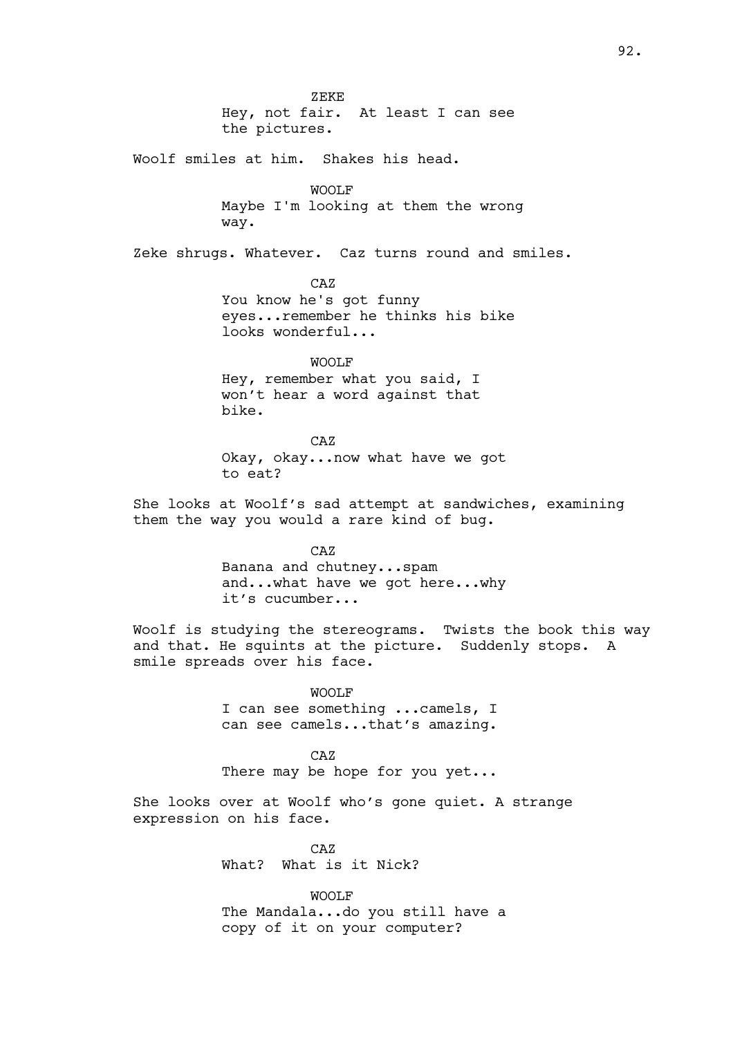ZEKE
Hey, not fair. At least I can see the pictures.

Woolf smiles at him. Shakes his head.

WOOLF
Maybe I'm looking at them the wrong way.

Zeke shrugs. Whatever. Caz turns round and smiles.

CAZ
You know he's got funny eyes...remember he thinks his bike looks wonderful...

WOOLF
Hey, remember what you said, I won't hear a word against that bike.

CAZ
Okay, okay...now what have we got to eat?

She looks at Woolf's sad attempt at sandwiches, examining them the way you would a rare kind of bug.

CAZ
Banana and chutney...spam and...what have we got here...why it's cucumber...

Woolf is studying the stereograms. Twists the book this way and that. He squints at the picture. Suddenly stops. A smile spreads over his face.

WOOLF
I can see something ...camels, I can see camels...that's amazing.

CAZ
There may be hope for you yet...

She looks over at Woolf who's gone quiet. A strange expression on his face.

CAZ
What? What is it Nick?

WOOLF
The Mandala...do you still have a copy of it on your computer?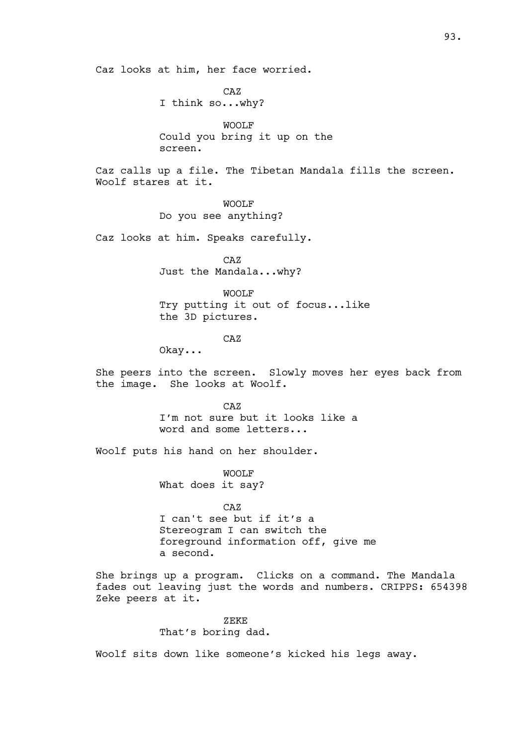Caz looks at him, her face worried.

CAZ
I think so...why?

WOOLF
Could you bring it up on the screen.

Caz calls up a file. The Tibetan Mandala fills the screen. Woolf stares at it.

WOOLF
Do you see anything?

Caz looks at him. Speaks carefully.

CAZ
Just the Mandala...why?

WOOLF
Try putting it out of focus...like the 3D pictures.

CAZ
Okay...

She peers into the screen. Slowly moves her eyes back from the image. She looks at Woolf.

CAZ
I'm not sure but it looks like a word and some letters...

Woolf puts his hand on her shoulder.

WOOLF
What does it say?

CAZ
I can't see but if it's a Stereogram I can switch the foreground information off, give me a second.

She brings up a program. Clicks on a command. The Mandala fades out leaving just the words and numbers. CRIPPS: 654398 Zeke peers at it.

ZEKE
That's boring dad.

Woolf sits down like someone's kicked his legs away.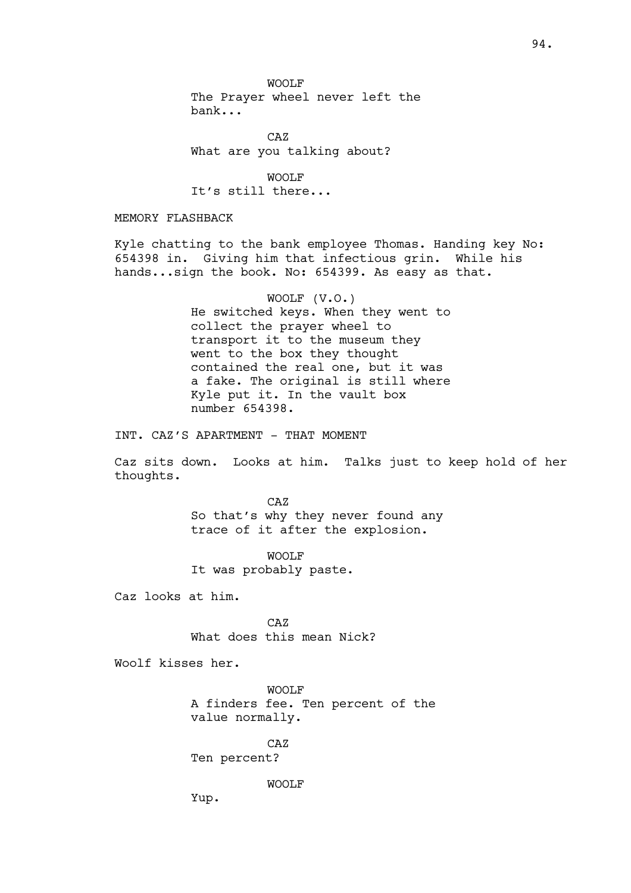WOOLF

The Prayer wheel never left the bank...

CAZ

What are you talking about?

WOOLF

It's still there...

MEMORY FLASHBACK

Kyle chatting to the bank employee Thomas. Handing key No: 654398 in. Giving him that infectious grin. While his hands...sign the book. No: 654399. As easy as that.

WOOLF (V.O.)

He switched keys. When they went to collect the prayer wheel to transport it to the museum they went to the box they thought contained the real one, but it was a fake. The original is still where Kyle put it. In the vault box number 654398.

INT. CAZ'S APARTMENT - THAT MOMENT

Caz sits down. Looks at him. Talks just to keep hold of her thoughts.

CAZ

So that's why they never found any trace of it after the explosion.

WOOLF

It was probably paste.

Caz looks at him.

CAZ

What does this mean Nick?

Woolf kisses her.

WOOLF

A finders fee. Ten percent of the value normally.

CAZ

Ten percent?

WOOLF

Yup.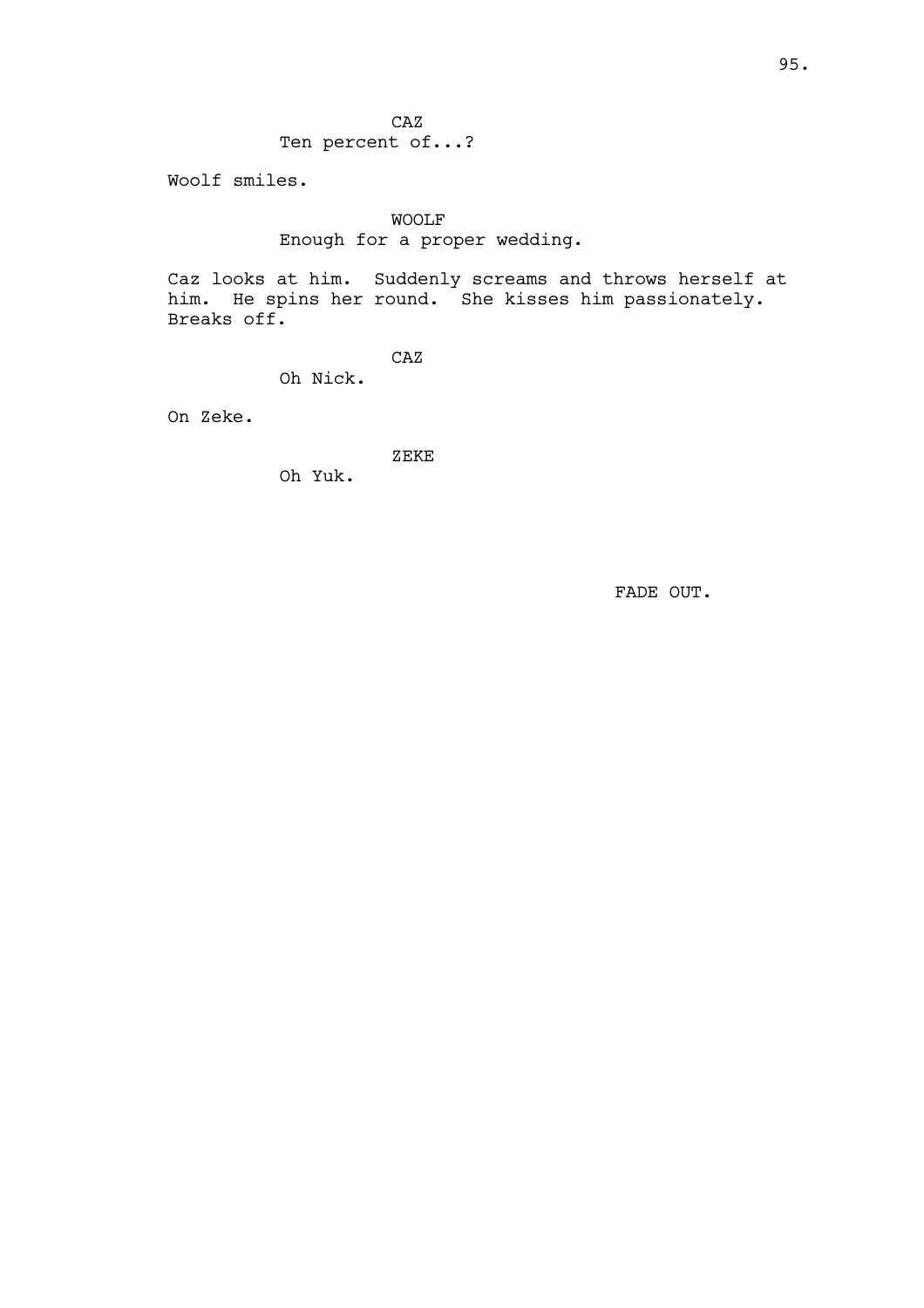CAZ

Ten percent of...?

Woolf smiles.

WOOLF

Enough for a proper wedding.

Caz looks at him. Suddenly screams and throws herself at him. He spins her round. She kisses him passionately. Breaks off.

CAZ

Oh Nick.

On Zeke.

ZEKE

Oh Yuk.

FADE OUT.